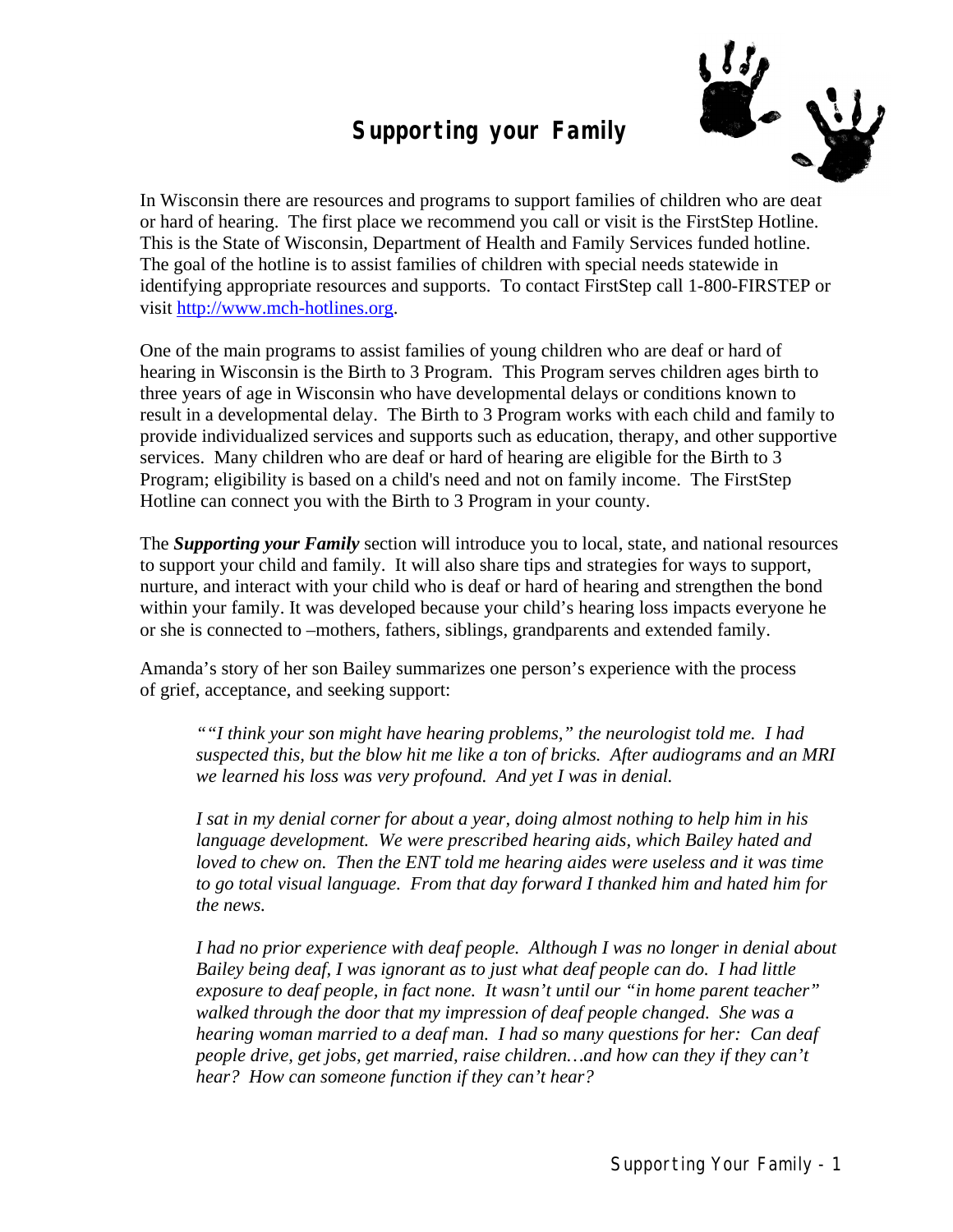# Supporting your Family

In Wisconsin there are resources and programs to support families of children who are deaf or hard of hearing. The first place we recommend you call or visit is the FirstStep Hotline. This is the State of Wisconsin, Department of Health and Family Services funded hotline. The goal of the hotline is to assist families of children with special needs statewide in identifying appropriate resources and supports. To contact FirstStep call 1-800-FIRSTEP or visit [http://www.mch-hotlines.org](http://www.mch-hotlines.org).

One of the main programs to assist families of young children who are deaf or hard of hearing in Wisconsin is the Birth to 3 Program. This Program serves children ages birth to three years of age in Wisconsin who have developmental delays or conditions known to result in a developmental delay. The Birth to 3 Program works with each child and family to provide individualized services and supports such as education, therapy, and other supportive services. Many children who are deaf or hard of hearing are eligible for the Birth to 3 Program; eligibility is based on a child's need and not on family income. The FirstStep Hotline can connect you with the Birth to 3 Program in your county.

The ***Supporting your Family*** section will introduce you to local, state, and national resources to support your child and family. It will also share tips and strategies for ways to support, nurture, and interact with your child who is deaf or hard of hearing and strengthen the bond within your family. It was developed because your child's hearing loss impacts everyone he or she is connected to –mothers, fathers, siblings, grandparents and extended family.

Amanda's story of her son Bailey summarizes one person's experience with the process of grief, acceptance, and seeking support:

> *""I think your son might have hearing problems," the neurologist told me. I had suspected this, but the blow hit me like a ton of bricks. After audiograms and an MRI we learned his loss was very profound. And yet I was in denial.*
>
> *I sat in my denial corner for about a year, doing almost nothing to help him in his language development. We were prescribed hearing aids, which Bailey hated and loved to chew on. Then the ENT told me hearing aides were useless and it was time to go total visual language. From that day forward I thanked him and hated him for the news.*
>
> *I had no prior experience with deaf people. Although I was no longer in denial about Bailey being deaf, I was ignorant as to just what deaf people can do. I had little exposure to deaf people, in fact none. It wasn't until our "in home parent teacher" walked through the door that my impression of deaf people changed. She was a hearing woman married to a deaf man. I had so many questions for her: Can deaf people drive, get jobs, get married, raise children…and how can they if they can't hear? How can someone function if they can't hear?*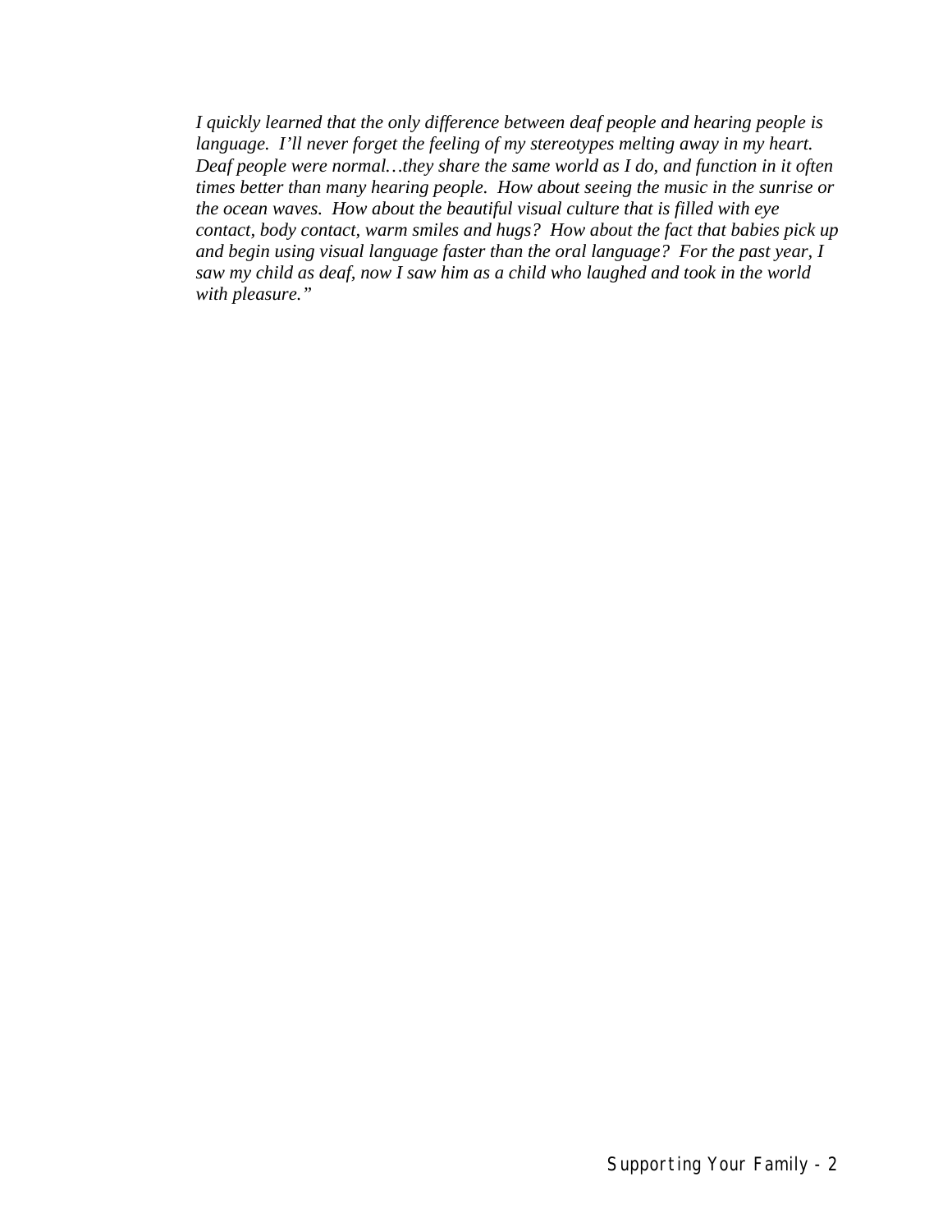*I quickly learned that the only difference between deaf people and hearing people is language. I'll never forget the feeling of my stereotypes melting away in my heart. Deaf people were normal…they share the same world as I do, and function in it often times better than many hearing people. How about seeing the music in the sunrise or the ocean waves. How about the beautiful visual culture that is filled with eye contact, body contact, warm smiles and hugs? How about the fact that babies pick up and begin using visual language faster than the oral language? For the past year, I saw my child as deaf, now I saw him as a child who laughed and took in the world with pleasure."*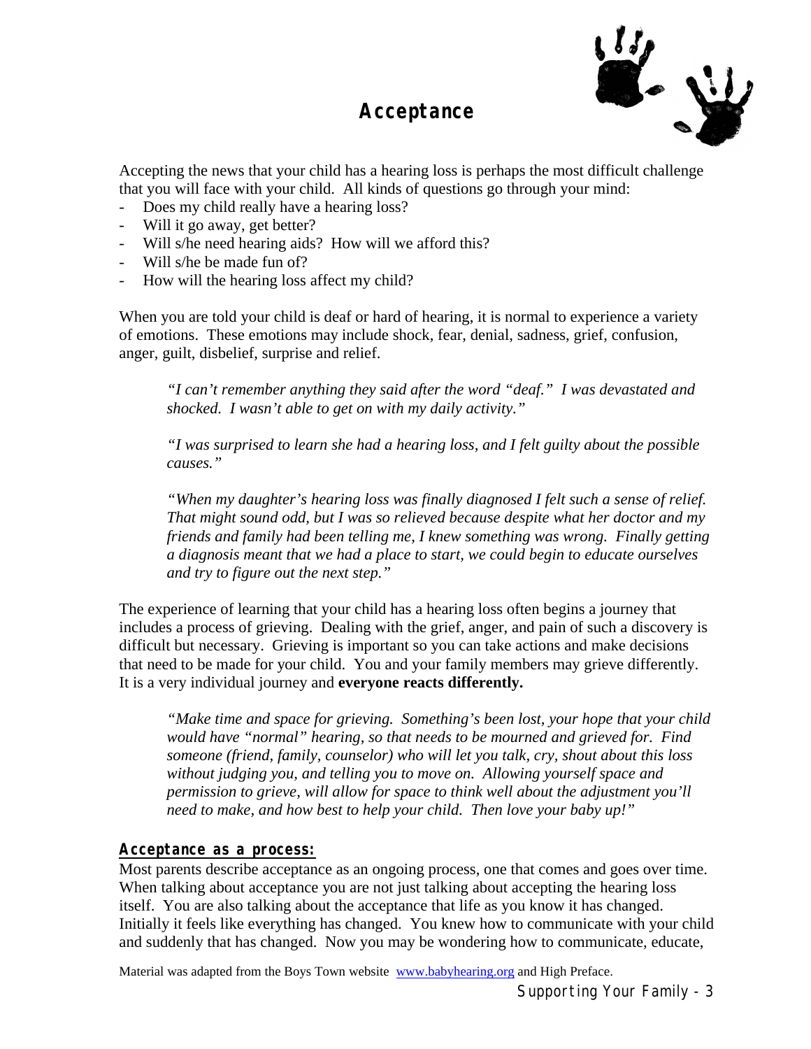# Acceptance

Accepting the news that your child has a hearing loss is perhaps the most difficult challenge that you will face with your child. All kinds of questions go through your mind:

- Does my child really have a hearing loss?
- Will it go away, get better?
- Will s/he need hearing aids? How will we afford this?
- Will s/he be made fun of?
- How will the hearing loss affect my child?

When you are told your child is deaf or hard of hearing, it is normal to experience a variety of emotions. These emotions may include shock, fear, denial, sadness, grief, confusion, anger, guilt, disbelief, surprise and relief.

> *"I can't remember anything they said after the word "deaf." I was devastated and shocked. I wasn't able to get on with my daily activity."*
>
> *"I was surprised to learn she had a hearing loss, and I felt guilty about the possible causes."*
>
> *"When my daughter's hearing loss was finally diagnosed I felt such a sense of relief. That might sound odd, but I was so relieved because despite what her doctor and my friends and family had been telling me, I knew something was wrong. Finally getting a diagnosis meant that we had a place to start, we could begin to educate ourselves and try to figure out the next step."*

The experience of learning that your child has a hearing loss often begins a journey that includes a process of grieving. Dealing with the grief, anger, and pain of such a discovery is difficult but necessary. Grieving is important so you can take actions and make decisions that need to be made for your child. You and your family members may grieve differently. It is a very individual journey and **everyone reacts differently.**

> *"Make time and space for grieving. Something's been lost, your hope that your child would have "normal" hearing, so that needs to be mourned and grieved for. Find someone (friend, family, counselor) who will let you talk, cry, shout about this loss without judging you, and telling you to move on. Allowing yourself space and permission to grieve, will allow for space to think well about the adjustment you'll need to make, and how best to help your child. Then love your baby up!"*

## Acceptance as a process:

Most parents describe acceptance as an ongoing process, one that comes and goes over time. When talking about acceptance you are not just talking about accepting the hearing loss itself. You are also talking about the acceptance that life as you know it has changed. Initially it feels like everything has changed. You knew how to communicate with your child and suddenly that has changed. Now you may be wondering how to communicate, educate,

Material was adapted from the Boys Town website www.babyhearing.org and High Preface.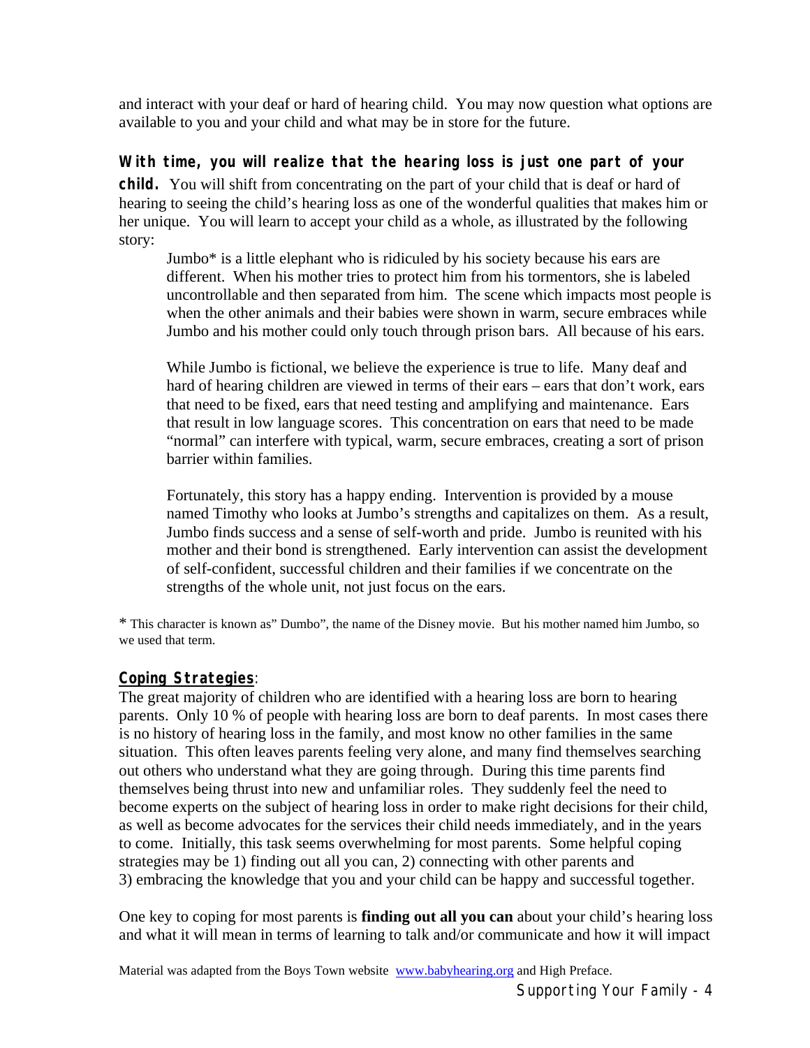and interact with your deaf or hard of hearing child. You may now question what options are available to you and your child and what may be in store for the future.

**With time, you will realize that the hearing loss is just one part of your child.** You will shift from concentrating on the part of your child that is deaf or hard of hearing to seeing the child's hearing loss as one of the wonderful qualities that makes him or her unique. You will learn to accept your child as a whole, as illustrated by the following story:

> Jumbo* is a little elephant who is ridiculed by his society because his ears are different. When his mother tries to protect him from his tormentors, she is labeled uncontrollable and then separated from him. The scene which impacts most people is when the other animals and their babies were shown in warm, secure embraces while Jumbo and his mother could only touch through prison bars. All because of his ears.
>
> While Jumbo is fictional, we believe the experience is true to life. Many deaf and hard of hearing children are viewed in terms of their ears – ears that don't work, ears that need to be fixed, ears that need testing and amplifying and maintenance. Ears that result in low language scores. This concentration on ears that need to be made "normal" can interfere with typical, warm, secure embraces, creating a sort of prison barrier within families.
>
> Fortunately, this story has a happy ending. Intervention is provided by a mouse named Timothy who looks at Jumbo's strengths and capitalizes on them. As a result, Jumbo finds success and a sense of self-worth and pride. Jumbo is reunited with his mother and their bond is strengthened. Early intervention can assist the development of self-confident, successful children and their families if we concentrate on the strengths of the whole unit, not just focus on the ears.

\* This character is known as" Dumbo", the name of the Disney movie. But his mother named him Jumbo, so we used that term.

## Coping Strategies:

The great majority of children who are identified with a hearing loss are born to hearing parents. Only 10 % of people with hearing loss are born to deaf parents. In most cases there is no history of hearing loss in the family, and most know no other families in the same situation. This often leaves parents feeling very alone, and many find themselves searching out others who understand what they are going through. During this time parents find themselves being thrust into new and unfamiliar roles. They suddenly feel the need to become experts on the subject of hearing loss in order to make right decisions for their child, as well as become advocates for the services their child needs immediately, and in the years to come. Initially, this task seems overwhelming for most parents. Some helpful coping strategies may be 1) finding out all you can, 2) connecting with other parents and 3) embracing the knowledge that you and your child can be happy and successful together.

One key to coping for most parents is **finding out all you can** about your child's hearing loss and what it will mean in terms of learning to talk and/or communicate and how it will impact

Material was adapted from the Boys Town website www.babyhearing.org and High Preface.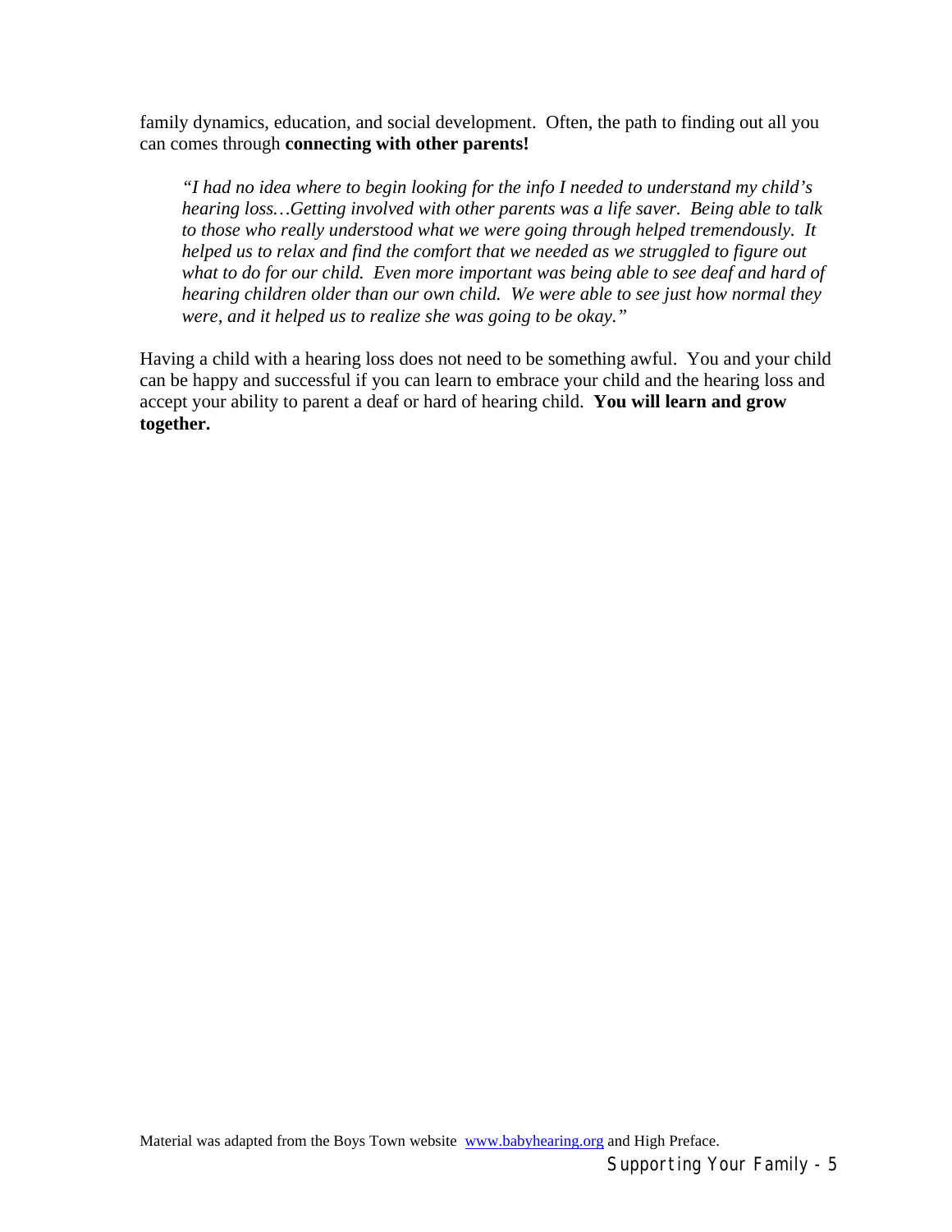family dynamics, education, and social development. Often, the path to finding out all you can comes through **connecting with other parents!**

> *"I had no idea where to begin looking for the info I needed to understand my child's hearing loss…Getting involved with other parents was a life saver. Being able to talk to those who really understood what we were going through helped tremendously. It helped us to relax and find the comfort that we needed as we struggled to figure out what to do for our child. Even more important was being able to see deaf and hard of hearing children older than our own child. We were able to see just how normal they were, and it helped us to realize she was going to be okay."*

Having a child with a hearing loss does not need to be something awful. You and your child can be happy and successful if you can learn to embrace your child and the hearing loss and accept your ability to parent a deaf or hard of hearing child. **You will learn and grow together.**

Material was adapted from the Boys Town website [www.babyhearing.org](http://www.babyhearing.org) and High Preface.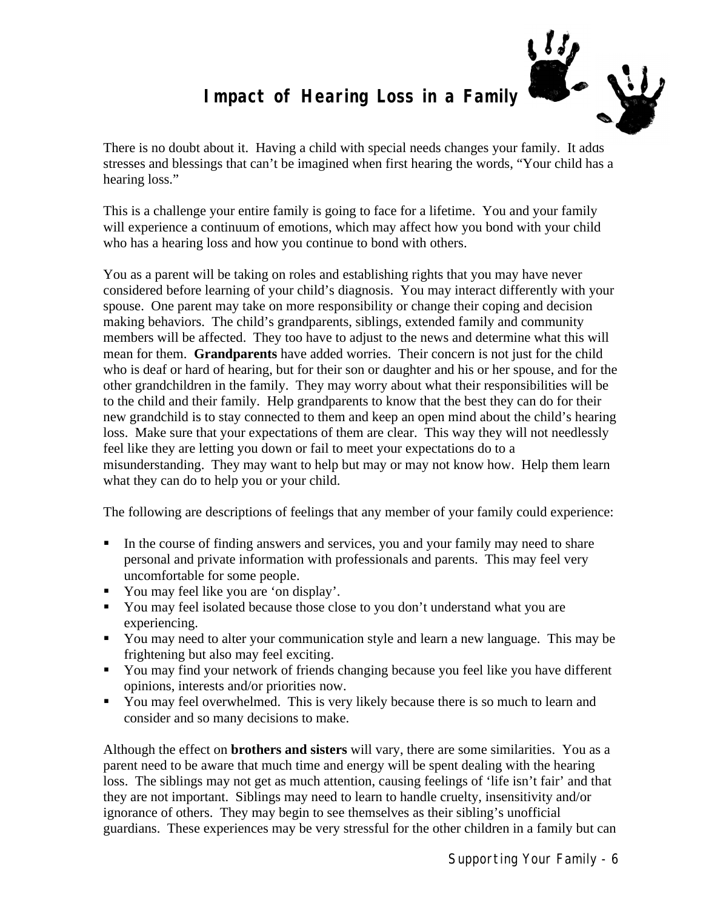# Impact of Hearing Loss in a Family

There is no doubt about it. Having a child with special needs changes your family. It adds stresses and blessings that can't be imagined when first hearing the words, "Your child has a hearing loss."

This is a challenge your entire family is going to face for a lifetime. You and your family will experience a continuum of emotions, which may affect how you bond with your child who has a hearing loss and how you continue to bond with others.

You as a parent will be taking on roles and establishing rights that you may have never considered before learning of your child's diagnosis. You may interact differently with your spouse. One parent may take on more responsibility or change their coping and decision making behaviors. The child's grandparents, siblings, extended family and community members will be affected. They too have to adjust to the news and determine what this will mean for them. **Grandparents** have added worries. Their concern is not just for the child who is deaf or hard of hearing, but for their son or daughter and his or her spouse, and for the other grandchildren in the family. They may worry about what their responsibilities will be to the child and their family. Help grandparents to know that the best they can do for their new grandchild is to stay connected to them and keep an open mind about the child's hearing loss. Make sure that your expectations of them are clear. This way they will not needlessly feel like they are letting you down or fail to meet your expectations do to a misunderstanding. They may want to help but may or may not know how. Help them learn what they can do to help you or your child.

The following are descriptions of feelings that any member of your family could experience:

- In the course of finding answers and services, you and your family may need to share personal and private information with professionals and parents. This may feel very uncomfortable for some people.
- You may feel like you are 'on display'.
- You may feel isolated because those close to you don't understand what you are experiencing.
- You may need to alter your communication style and learn a new language. This may be frightening but also may feel exciting.
- You may find your network of friends changing because you feel like you have different opinions, interests and/or priorities now.
- You may feel overwhelmed. This is very likely because there is so much to learn and consider and so many decisions to make.

Although the effect on **brothers and sisters** will vary, there are some similarities. You as a parent need to be aware that much time and energy will be spent dealing with the hearing loss. The siblings may not get as much attention, causing feelings of 'life isn't fair' and that they are not important. Siblings may need to learn to handle cruelty, insensitivity and/or ignorance of others. They may begin to see themselves as their sibling's unofficial guardians. These experiences may be very stressful for the other children in a family but can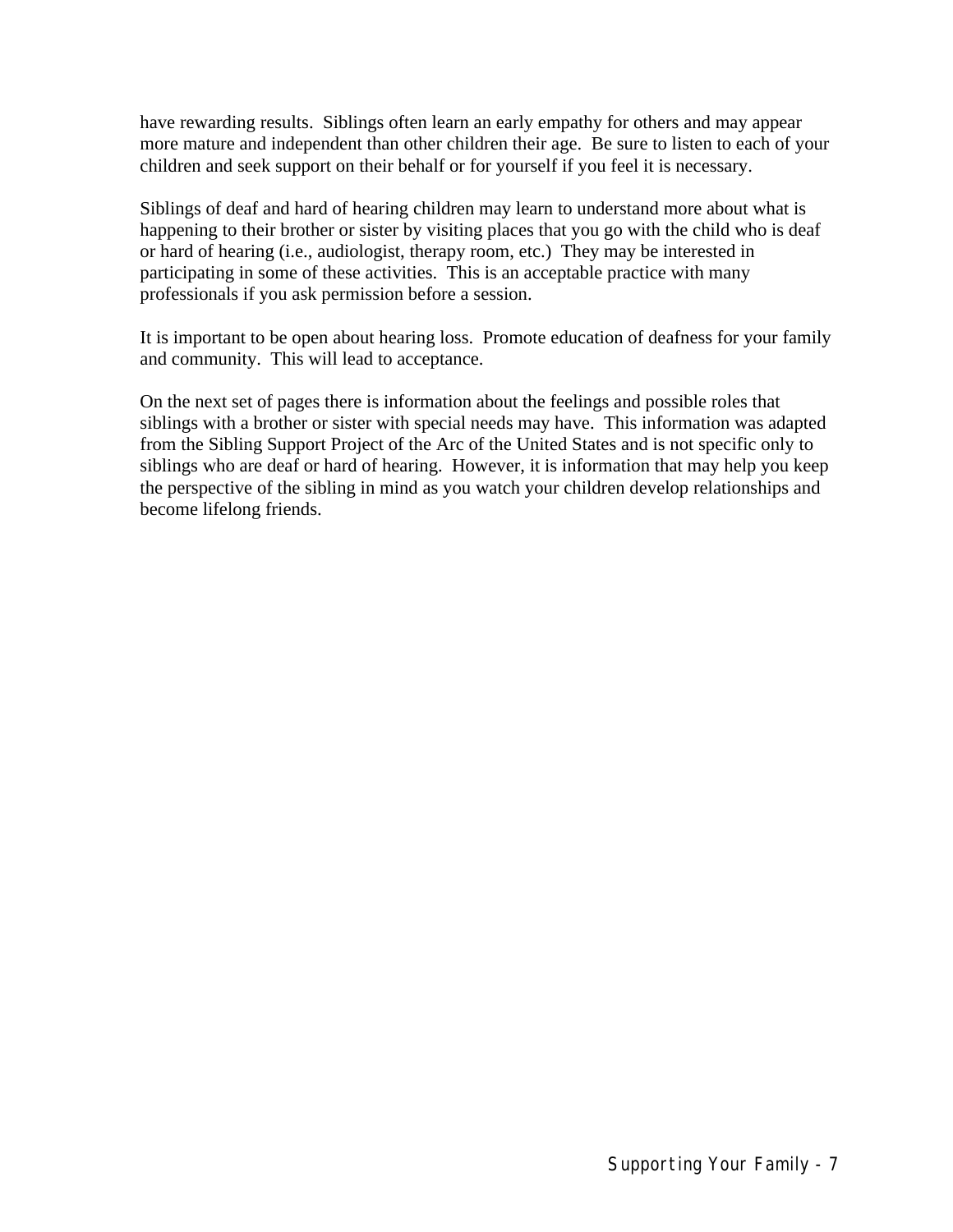have rewarding results. Siblings often learn an early empathy for others and may appear more mature and independent than other children their age. Be sure to listen to each of your children and seek support on their behalf or for yourself if you feel it is necessary.

Siblings of deaf and hard of hearing children may learn to understand more about what is happening to their brother or sister by visiting places that you go with the child who is deaf or hard of hearing (i.e., audiologist, therapy room, etc.) They may be interested in participating in some of these activities. This is an acceptable practice with many professionals if you ask permission before a session.

It is important to be open about hearing loss. Promote education of deafness for your family and community. This will lead to acceptance.

On the next set of pages there is information about the feelings and possible roles that siblings with a brother or sister with special needs may have. This information was adapted from the Sibling Support Project of the Arc of the United States and is not specific only to siblings who are deaf or hard of hearing. However, it is information that may help you keep the perspective of the sibling in mind as you watch your children develop relationships and become lifelong friends.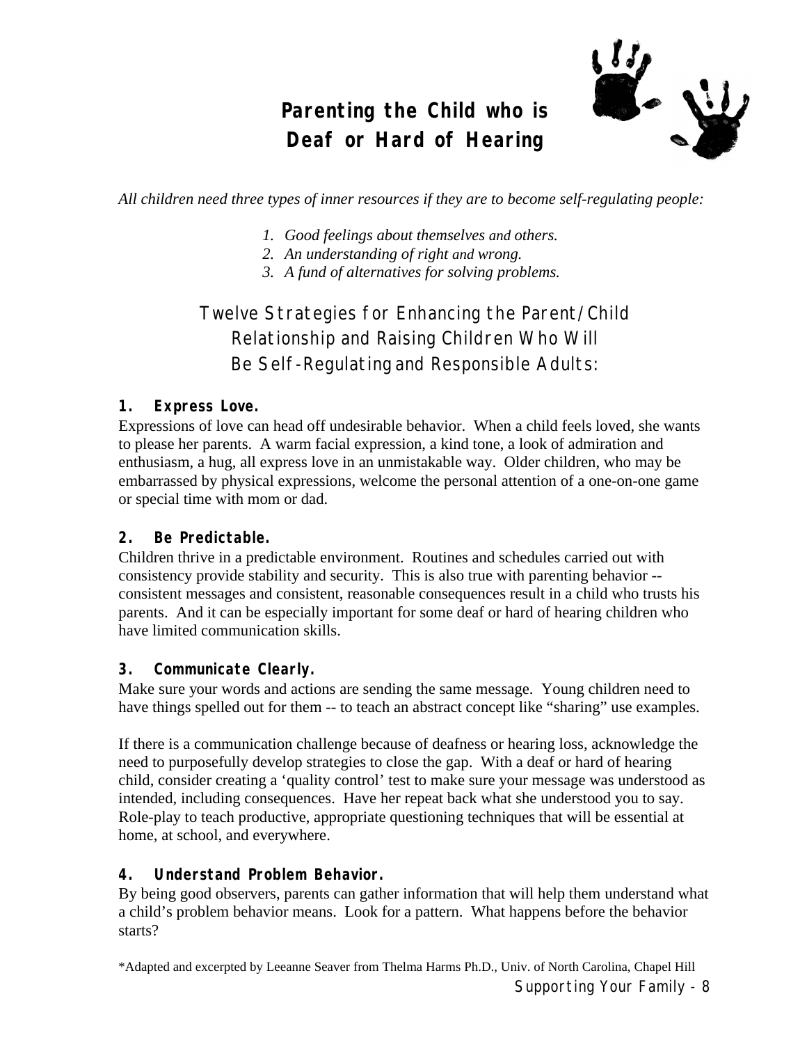# Parenting the Child who is Deaf or Hard of Hearing

*All children need three types of inner resources if they are to become self-regulating people:*

1. *Good feelings about themselves and others.*
2. *An understanding of right and wrong.*
3. *A fund of alternatives for solving problems.*

## Twelve Strategies for Enhancing the Parent/Child Relationship and Raising Children Who Will Be Self-Regulating and Responsible Adults:

**1. Express Love.**

Expressions of love can head off undesirable behavior. When a child feels loved, she wants to please her parents. A warm facial expression, a kind tone, a look of admiration and enthusiasm, a hug, all express love in an unmistakable way. Older children, who may be embarrassed by physical expressions, welcome the personal attention of a one-on-one game or special time with mom or dad.

**2. Be Predictable.**

Children thrive in a predictable environment. Routines and schedules carried out with consistency provide stability and security. This is also true with parenting behavior -- consistent messages and consistent, reasonable consequences result in a child who trusts his parents. And it can be especially important for some deaf or hard of hearing children who have limited communication skills.

**3. Communicate Clearly.**

Make sure your words and actions are sending the same message. Young children need to have things spelled out for them -- to teach an abstract concept like "sharing" use examples.

If there is a communication challenge because of deafness or hearing loss, acknowledge the need to purposefully develop strategies to close the gap. With a deaf or hard of hearing child, consider creating a 'quality control' test to make sure your message was understood as intended, including consequences. Have her repeat back what she understood you to say. Role-play to teach productive, appropriate questioning techniques that will be essential at home, at school, and everywhere.

**4. Understand Problem Behavior.**

By being good observers, parents can gather information that will help them understand what a child's problem behavior means. Look for a pattern. What happens before the behavior starts?

*Adapted and excerpted by Leeanne Seaver from Thelma Harms Ph.D., Univ. of North Carolina, Chapel Hill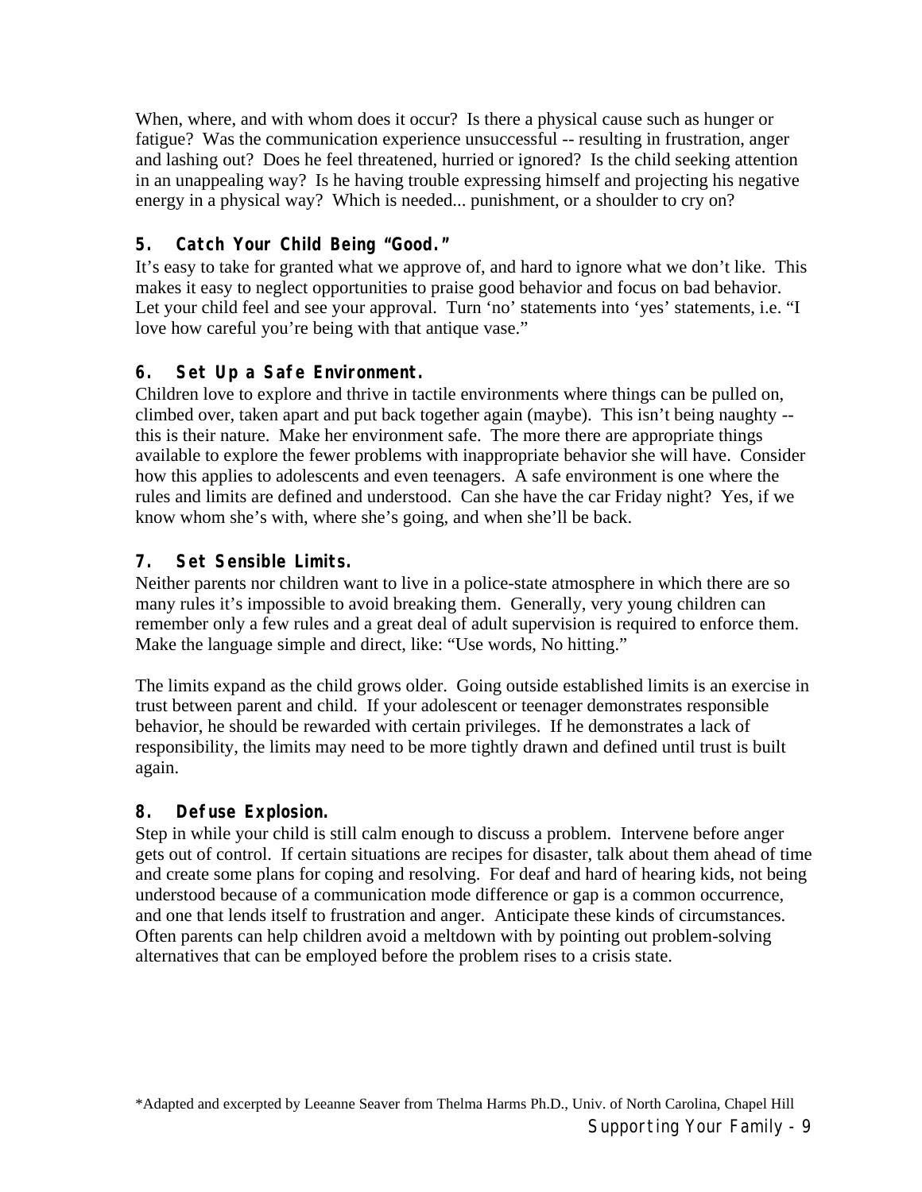When, where, and with whom does it occur? Is there a physical cause such as hunger or fatigue? Was the communication experience unsuccessful -- resulting in frustration, anger and lashing out? Does he feel threatened, hurried or ignored? Is the child seeking attention in an unappealing way? Is he having trouble expressing himself and projecting his negative energy in a physical way? Which is needed... punishment, or a shoulder to cry on?

### 5. Catch Your Child Being "Good."

It's easy to take for granted what we approve of, and hard to ignore what we don't like. This makes it easy to neglect opportunities to praise good behavior and focus on bad behavior. Let your child feel and see your approval. Turn 'no' statements into 'yes' statements, i.e. "I love how careful you're being with that antique vase."

### 6. Set Up a Safe Environment.

Children love to explore and thrive in tactile environments where things can be pulled on, climbed over, taken apart and put back together again (maybe). This isn't being naughty -- this is their nature. Make her environment safe. The more there are appropriate things available to explore the fewer problems with inappropriate behavior she will have. Consider how this applies to adolescents and even teenagers. A safe environment is one where the rules and limits are defined and understood. Can she have the car Friday night? Yes, if we know whom she's with, where she's going, and when she'll be back.

### 7. Set Sensible Limits.

Neither parents nor children want to live in a police-state atmosphere in which there are so many rules it's impossible to avoid breaking them. Generally, very young children can remember only a few rules and a great deal of adult supervision is required to enforce them. Make the language simple and direct, like: "Use words, No hitting."

The limits expand as the child grows older. Going outside established limits is an exercise in trust between parent and child. If your adolescent or teenager demonstrates responsible behavior, he should be rewarded with certain privileges. If he demonstrates a lack of responsibility, the limits may need to be more tightly drawn and defined until trust is built again.

### 8. Defuse Explosion.

Step in while your child is still calm enough to discuss a problem. Intervene before anger gets out of control. If certain situations are recipes for disaster, talk about them ahead of time and create some plans for coping and resolving. For deaf and hard of hearing kids, not being understood because of a communication mode difference or gap is a common occurrence, and one that lends itself to frustration and anger. Anticipate these kinds of circumstances. Often parents can help children avoid a meltdown with by pointing out problem-solving alternatives that can be employed before the problem rises to a crisis state.

*Adapted and excerpted by Leeanne Seaver from Thelma Harms Ph.D., Univ. of North Carolina, Chapel Hill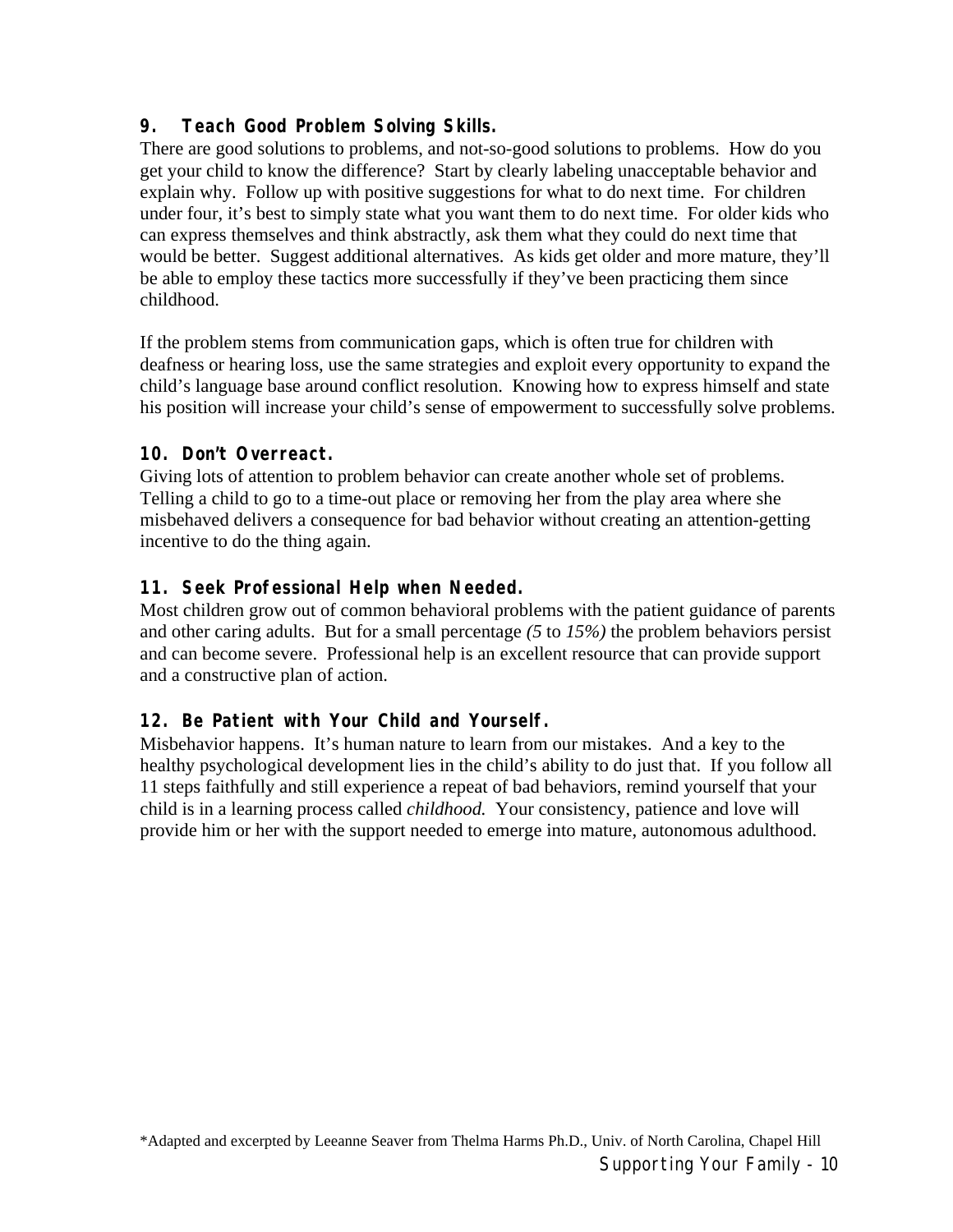### 9. Teach Good Problem Solving Skills.

There are good solutions to problems, and not-so-good solutions to problems. How do you get your child to know the difference? Start by clearly labeling unacceptable behavior and explain why. Follow up with positive suggestions for what to do next time. For children under four, it's best to simply state what you want them to do next time. For older kids who can express themselves and think abstractly, ask them what they could do next time that would be better. Suggest additional alternatives. As kids get older and more mature, they'll be able to employ these tactics more successfully if they've been practicing them since childhood.

If the problem stems from communication gaps, which is often true for children with deafness or hearing loss, use the same strategies and exploit every opportunity to expand the child's language base around conflict resolution. Knowing how to express himself and state his position will increase your child's sense of empowerment to successfully solve problems.

### 10. Don't Overreact.

Giving lots of attention to problem behavior can create another whole set of problems. Telling a child to go to a time-out place or removing her from the play area where she misbehaved delivers a consequence for bad behavior without creating an attention-getting incentive to do the thing again.

### 11. Seek Professional Help when Needed.

Most children grow out of common behavioral problems with the patient guidance of parents and other caring adults. But for a small percentage *(5* to *15%)* the problem behaviors persist and can become severe. Professional help is an excellent resource that can provide support and a constructive plan of action.

### 12. Be Patient with Your Child and Yourself.

Misbehavior happens. It's human nature to learn from our mistakes. And a key to the healthy psychological development lies in the child's ability to do just that. If you follow all 11 steps faithfully and still experience a repeat of bad behaviors, remind yourself that your child is in a learning process called *childhood.* Your consistency, patience and love will provide him or her with the support needed to emerge into mature, autonomous adulthood.

*Adapted and excerpted by Leeanne Seaver from Thelma Harms Ph.D., Univ. of North Carolina, Chapel Hill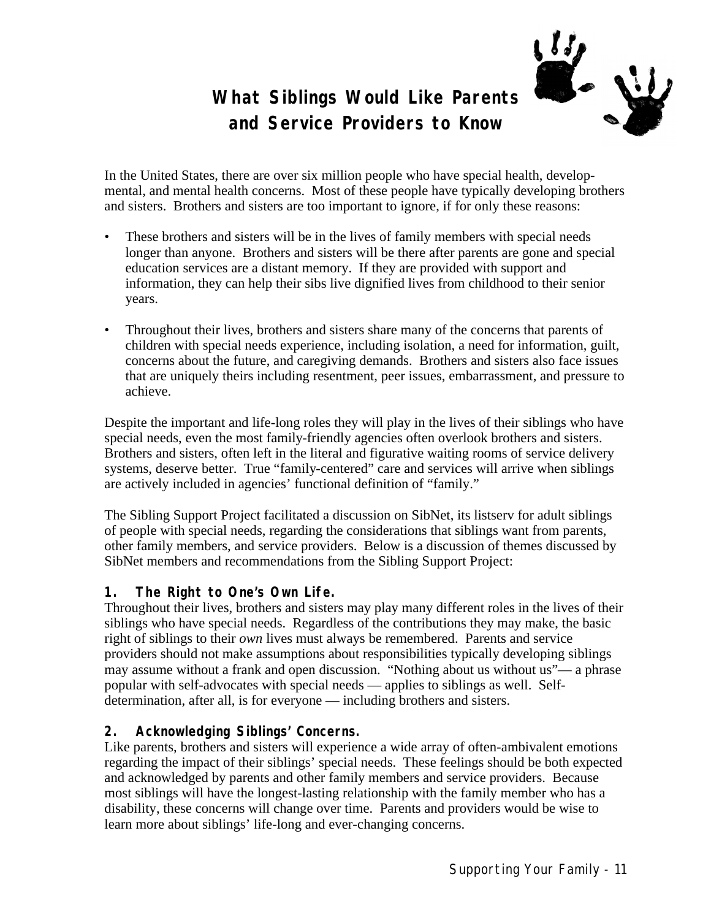# What Siblings Would Like Parents and Service Providers to Know

In the United States, there are over six million people who have special health, developmental, and mental health concerns. Most of these people have typically developing brothers and sisters. Brothers and sisters are too important to ignore, if for only these reasons:

- These brothers and sisters will be in the lives of family members with special needs longer than anyone. Brothers and sisters will be there after parents are gone and special education services are a distant memory. If they are provided with support and information, they can help their sibs live dignified lives from childhood to their senior years.
- Throughout their lives, brothers and sisters share many of the concerns that parents of children with special needs experience, including isolation, a need for information, guilt, concerns about the future, and caregiving demands. Brothers and sisters also face issues that are uniquely theirs including resentment, peer issues, embarrassment, and pressure to achieve.

Despite the important and life-long roles they will play in the lives of their siblings who have special needs, even the most family-friendly agencies often overlook brothers and sisters. Brothers and sisters, often left in the literal and figurative waiting rooms of service delivery systems, deserve better. True "family-centered" care and services will arrive when siblings are actively included in agencies' functional definition of "family."

The Sibling Support Project facilitated a discussion on SibNet, its listserv for adult siblings of people with special needs, regarding the considerations that siblings want from parents, other family members, and service providers. Below is a discussion of themes discussed by SibNet members and recommendations from the Sibling Support Project:

### 1. The Right to One's Own Life.

Throughout their lives, brothers and sisters may play many different roles in the lives of their siblings who have special needs. Regardless of the contributions they may make, the basic right of siblings to their *own* lives must always be remembered. Parents and service providers should not make assumptions about responsibilities typically developing siblings may assume without a frank and open discussion. "Nothing about us without us"— a phrase popular with self-advocates with special needs — applies to siblings as well. Self-determination, after all, is for everyone — including brothers and sisters.

### 2. Acknowledging Siblings' Concerns.

Like parents, brothers and sisters will experience a wide array of often-ambivalent emotions regarding the impact of their siblings' special needs. These feelings should be both expected and acknowledged by parents and other family members and service providers. Because most siblings will have the longest-lasting relationship with the family member who has a disability, these concerns will change over time. Parents and providers would be wise to learn more about siblings' life-long and ever-changing concerns.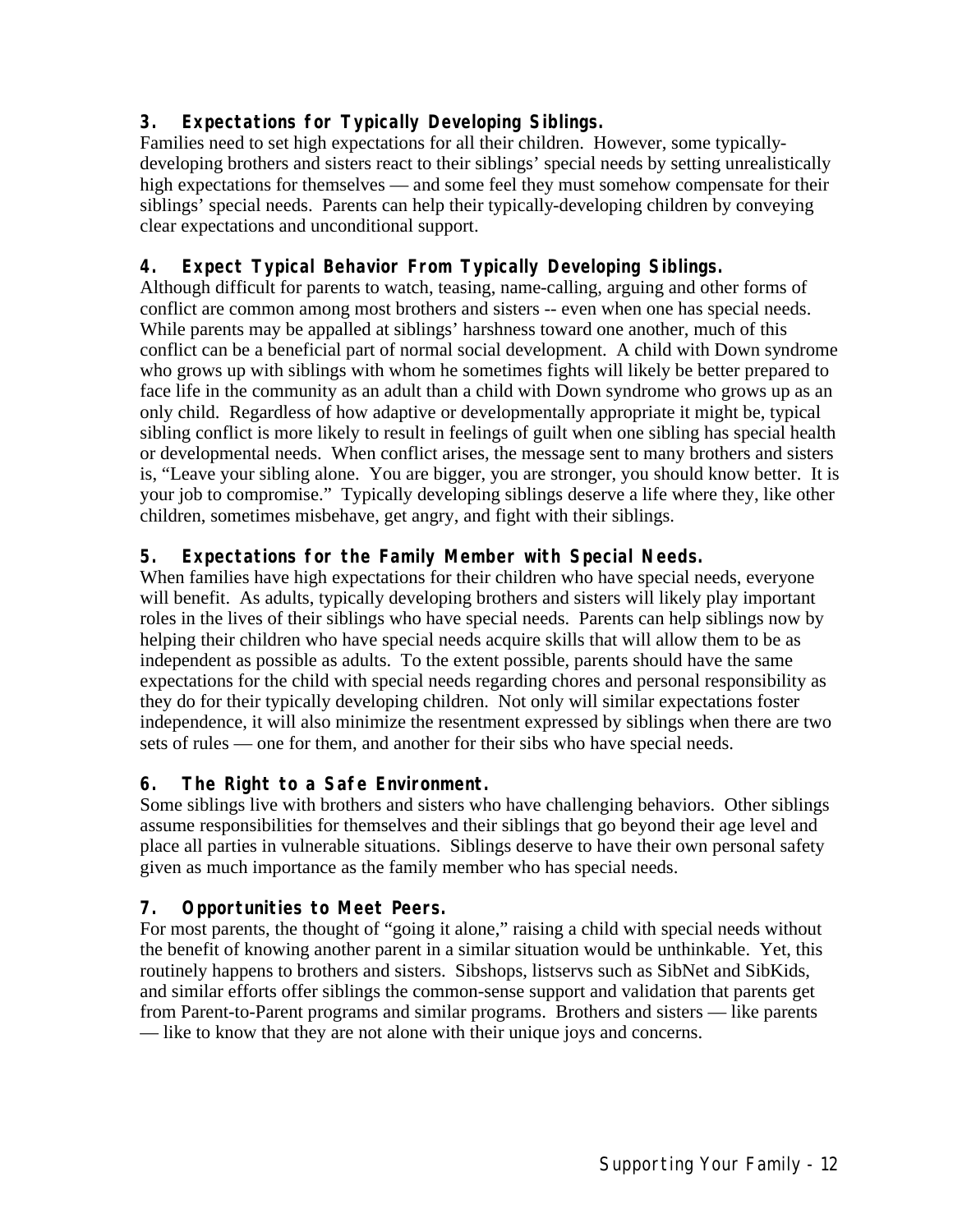### 3. Expectations for Typically Developing Siblings.

Families need to set high expectations for all their children. However, some typically-developing brothers and sisters react to their siblings' special needs by setting unrealistically high expectations for themselves — and some feel they must somehow compensate for their siblings' special needs. Parents can help their typically-developing children by conveying clear expectations and unconditional support.

### 4. Expect Typical Behavior From Typically Developing Siblings.

Although difficult for parents to watch, teasing, name-calling, arguing and other forms of conflict are common among most brothers and sisters -- even when one has special needs. While parents may be appalled at siblings' harshness toward one another, much of this conflict can be a beneficial part of normal social development. A child with Down syndrome who grows up with siblings with whom he sometimes fights will likely be better prepared to face life in the community as an adult than a child with Down syndrome who grows up as an only child. Regardless of how adaptive or developmentally appropriate it might be, typical sibling conflict is more likely to result in feelings of guilt when one sibling has special health or developmental needs. When conflict arises, the message sent to many brothers and sisters is, "Leave your sibling alone. You are bigger, you are stronger, you should know better. It is your job to compromise." Typically developing siblings deserve a life where they, like other children, sometimes misbehave, get angry, and fight with their siblings.

### 5. Expectations for the Family Member with Special Needs.

When families have high expectations for their children who have special needs, everyone will benefit. As adults, typically developing brothers and sisters will likely play important roles in the lives of their siblings who have special needs. Parents can help siblings now by helping their children who have special needs acquire skills that will allow them to be as independent as possible as adults. To the extent possible, parents should have the same expectations for the child with special needs regarding chores and personal responsibility as they do for their typically developing children. Not only will similar expectations foster independence, it will also minimize the resentment expressed by siblings when there are two sets of rules — one for them, and another for their sibs who have special needs.

### 6. The Right to a Safe Environment.

Some siblings live with brothers and sisters who have challenging behaviors. Other siblings assume responsibilities for themselves and their siblings that go beyond their age level and place all parties in vulnerable situations. Siblings deserve to have their own personal safety given as much importance as the family member who has special needs.

### 7. Opportunities to Meet Peers.

For most parents, the thought of "going it alone," raising a child with special needs without the benefit of knowing another parent in a similar situation would be unthinkable. Yet, this routinely happens to brothers and sisters. Sibshops, listservs such as SibNet and SibKids, and similar efforts offer siblings the common-sense support and validation that parents get from Parent-to-Parent programs and similar programs. Brothers and sisters — like parents — like to know that they are not alone with their unique joys and concerns.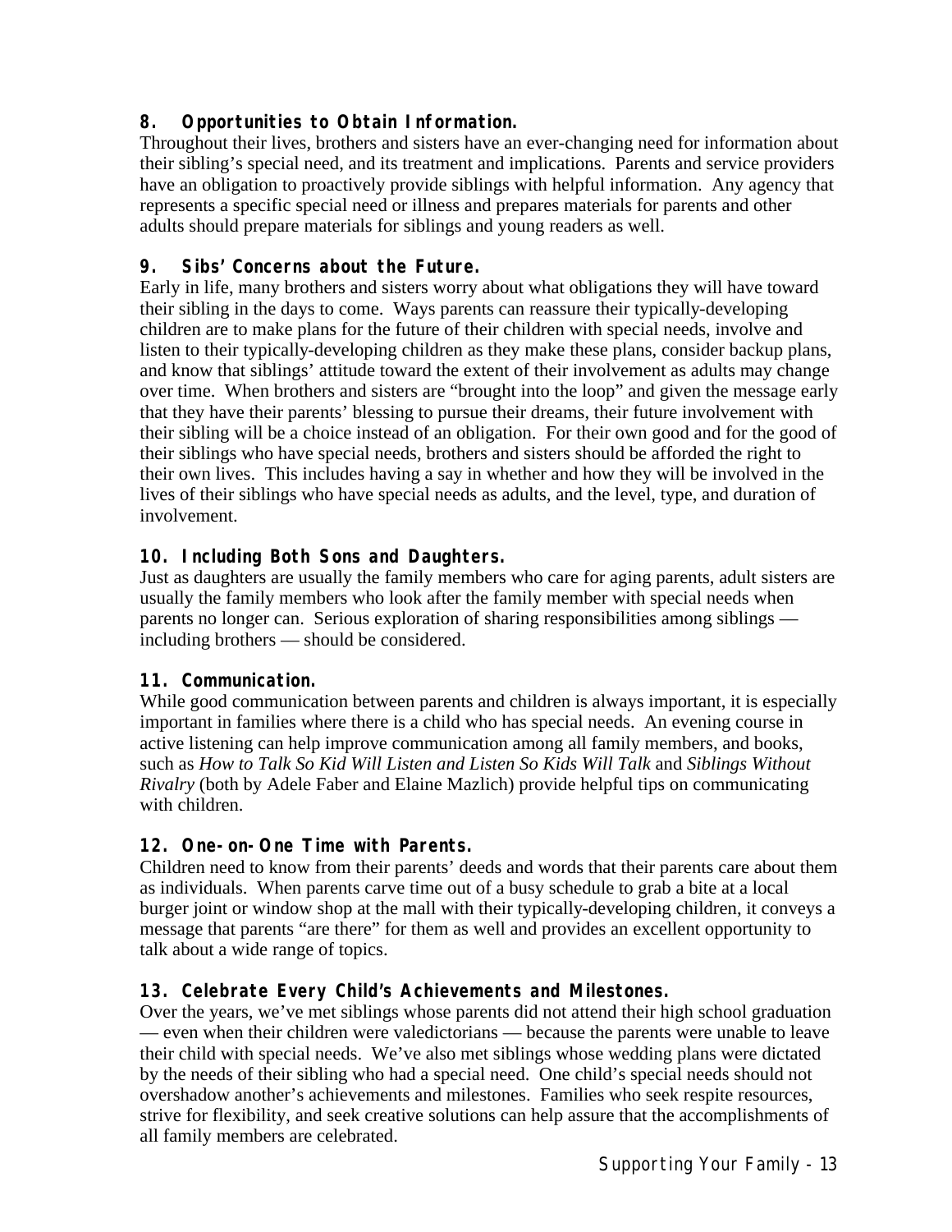**8. Opportunities to Obtain Information.**
Throughout their lives, brothers and sisters have an ever-changing need for information about their sibling's special need, and its treatment and implications. Parents and service providers have an obligation to proactively provide siblings with helpful information. Any agency that represents a specific special need or illness and prepares materials for parents and other adults should prepare materials for siblings and young readers as well.

**9. Sibs' Concerns about the Future.**
Early in life, many brothers and sisters worry about what obligations they will have toward their sibling in the days to come. Ways parents can reassure their typically-developing children are to make plans for the future of their children with special needs, involve and listen to their typically-developing children as they make these plans, consider backup plans, and know that siblings' attitude toward the extent of their involvement as adults may change over time. When brothers and sisters are "brought into the loop" and given the message early that they have their parents' blessing to pursue their dreams, their future involvement with their sibling will be a choice instead of an obligation. For their own good and for the good of their siblings who have special needs, brothers and sisters should be afforded the right to their own lives. This includes having a say in whether and how they will be involved in the lives of their siblings who have special needs as adults, and the level, type, and duration of involvement.

**10. Including Both Sons and Daughters.**
Just as daughters are usually the family members who care for aging parents, adult sisters are usually the family members who look after the family member with special needs when parents no longer can. Serious exploration of sharing responsibilities among siblings — including brothers — should be considered.

**11. Communication.**
While good communication between parents and children is always important, it is especially important in families where there is a child who has special needs. An evening course in active listening can help improve communication among all family members, and books, such as *How to Talk So Kid Will Listen and Listen So Kids Will Talk* and *Siblings Without Rivalry* (both by Adele Faber and Elaine Mazlich) provide helpful tips on communicating with children.

**12. One-on-One Time with Parents.**
Children need to know from their parents' deeds and words that their parents care about them as individuals. When parents carve time out of a busy schedule to grab a bite at a local burger joint or window shop at the mall with their typically-developing children, it conveys a message that parents "are there" for them as well and provides an excellent opportunity to talk about a wide range of topics.

**13. Celebrate Every Child's Achievements and Milestones.**
Over the years, we've met siblings whose parents did not attend their high school graduation — even when their children were valedictorians — because the parents were unable to leave their child with special needs. We've also met siblings whose wedding plans were dictated by the needs of their sibling who had a special need. One child's special needs should not overshadow another's achievements and milestones. Families who seek respite resources, strive for flexibility, and seek creative solutions can help assure that the accomplishments of all family members are celebrated.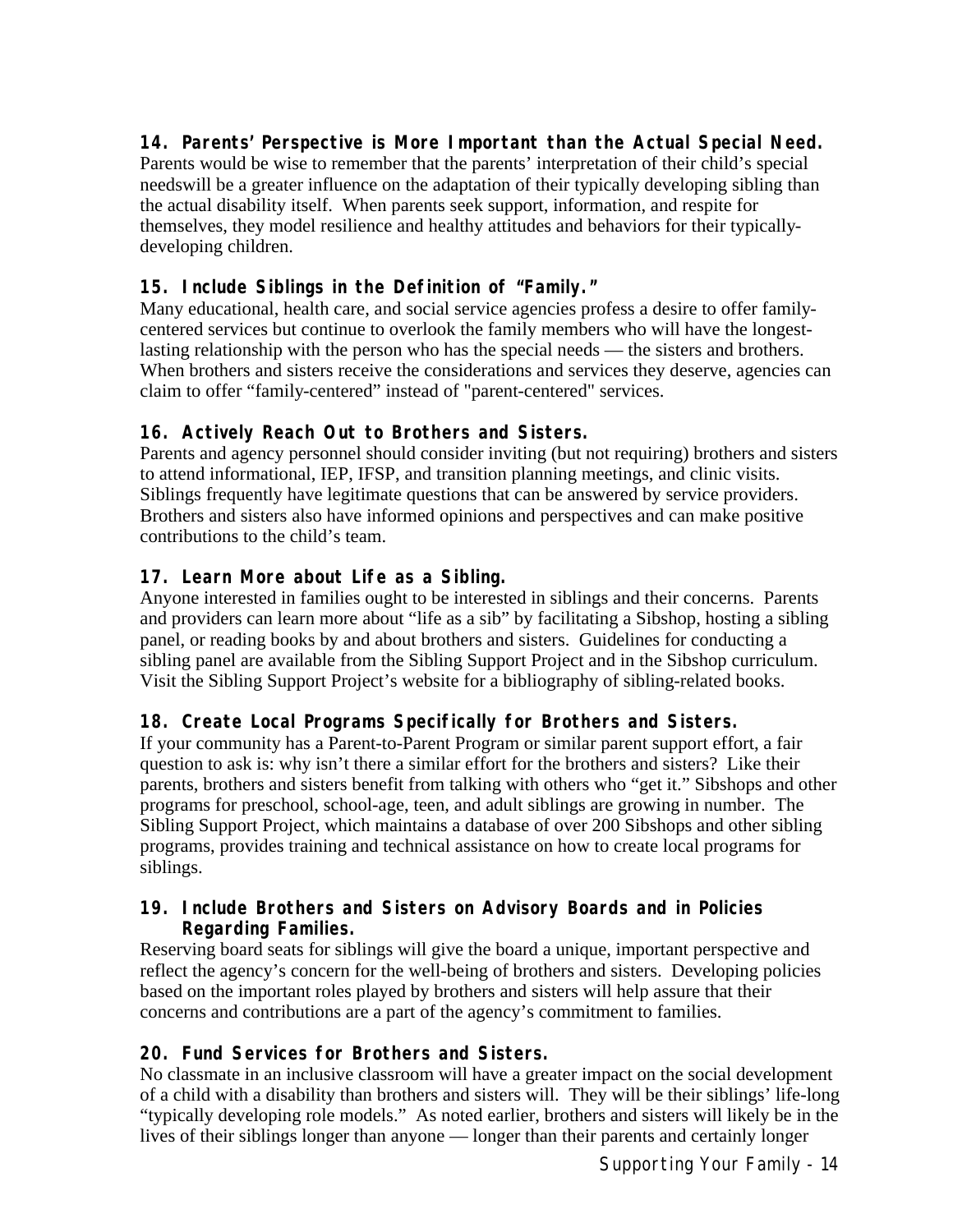**14. Parents' Perspective is More Important than the Actual Special Need.**
Parents would be wise to remember that the parents' interpretation of their child's special needswill be a greater influence on the adaptation of their typically developing sibling than the actual disability itself. When parents seek support, information, and respite for themselves, they model resilience and healthy attitudes and behaviors for their typically-developing children.

**15. Include Siblings in the Definition of "Family."**
Many educational, health care, and social service agencies profess a desire to offer family-centered services but continue to overlook the family members who will have the longest-lasting relationship with the person who has the special needs — the sisters and brothers. When brothers and sisters receive the considerations and services they deserve, agencies can claim to offer "family-centered" instead of "parent-centered" services.

**16. Actively Reach Out to Brothers and Sisters.**
Parents and agency personnel should consider inviting (but not requiring) brothers and sisters to attend informational, IEP, IFSP, and transition planning meetings, and clinic visits. Siblings frequently have legitimate questions that can be answered by service providers. Brothers and sisters also have informed opinions and perspectives and can make positive contributions to the child's team.

**17. Learn More about Life as a Sibling.**
Anyone interested in families ought to be interested in siblings and their concerns. Parents and providers can learn more about "life as a sib" by facilitating a Sibshop, hosting a sibling panel, or reading books by and about brothers and sisters. Guidelines for conducting a sibling panel are available from the Sibling Support Project and in the Sibshop curriculum. Visit the Sibling Support Project's website for a bibliography of sibling-related books.

**18. Create Local Programs Specifically for Brothers and Sisters.**
If your community has a Parent-to-Parent Program or similar parent support effort, a fair question to ask is: why isn't there a similar effort for the brothers and sisters? Like their parents, brothers and sisters benefit from talking with others who "get it." Sibshops and other programs for preschool, school-age, teen, and adult siblings are growing in number. The Sibling Support Project, which maintains a database of over 200 Sibshops and other sibling programs, provides training and technical assistance on how to create local programs for siblings.

**19. Include Brothers and Sisters on Advisory Boards and in Policies Regarding Families.**
Reserving board seats for siblings will give the board a unique, important perspective and reflect the agency's concern for the well-being of brothers and sisters. Developing policies based on the important roles played by brothers and sisters will help assure that their concerns and contributions are a part of the agency's commitment to families.

**20. Fund Services for Brothers and Sisters.**
No classmate in an inclusive classroom will have a greater impact on the social development of a child with a disability than brothers and sisters will. They will be their siblings' life-long "typically developing role models." As noted earlier, brothers and sisters will likely be in the lives of their siblings longer than anyone — longer than their parents and certainly longer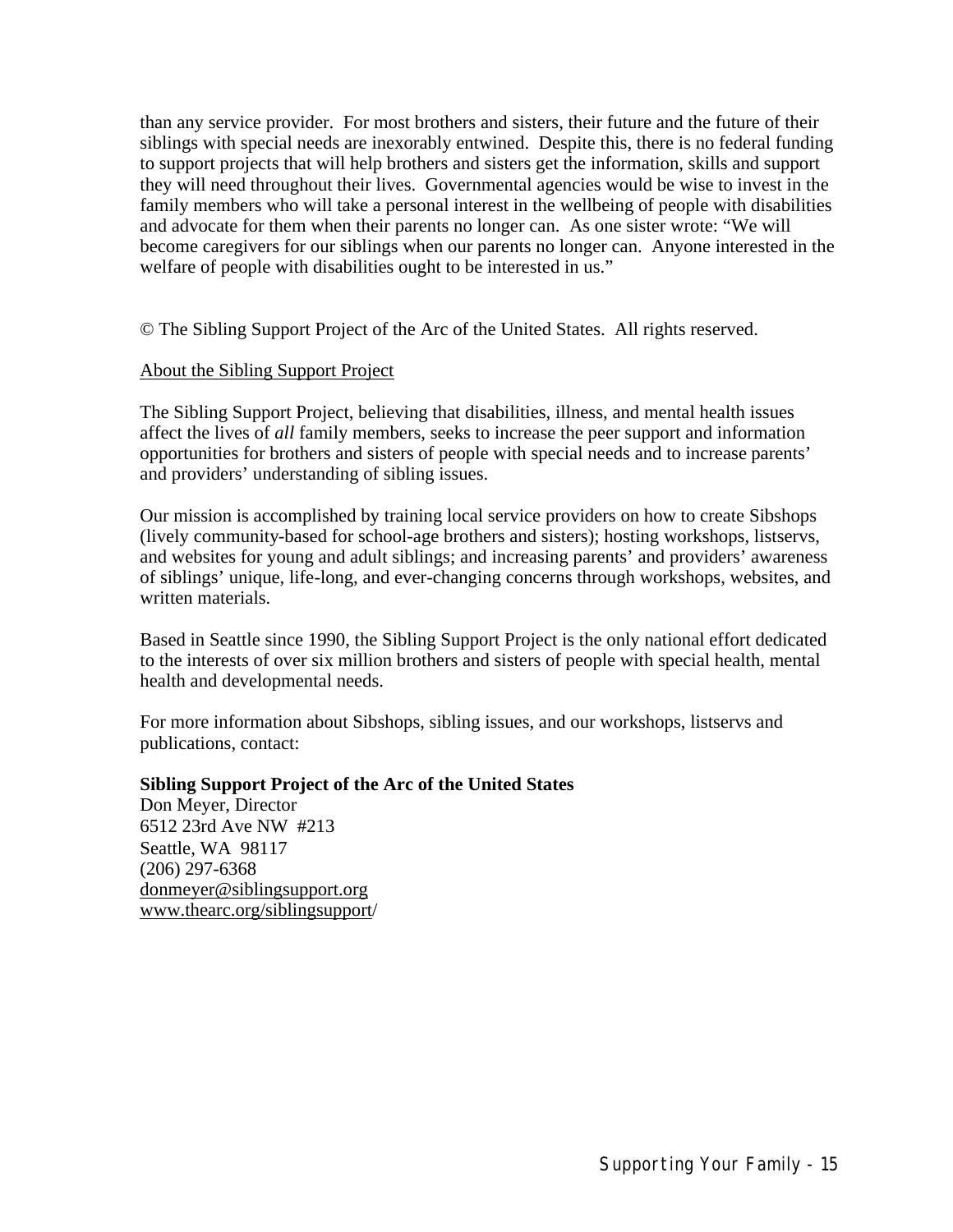than any service provider. For most brothers and sisters, their future and the future of their siblings with special needs are inexorably entwined. Despite this, there is no federal funding to support projects that will help brothers and sisters get the information, skills and support they will need throughout their lives. Governmental agencies would be wise to invest in the family members who will take a personal interest in the wellbeing of people with disabilities and advocate for them when their parents no longer can. As one sister wrote: "We will become caregivers for our siblings when our parents no longer can. Anyone interested in the welfare of people with disabilities ought to be interested in us."

© The Sibling Support Project of the Arc of the United States. All rights reserved.

<u>About the Sibling Support Project</u>

The Sibling Support Project, believing that disabilities, illness, and mental health issues affect the lives of *all* family members, seeks to increase the peer support and information opportunities for brothers and sisters of people with special needs and to increase parents' and providers' understanding of sibling issues.

Our mission is accomplished by training local service providers on how to create Sibshops (lively community-based for school-age brothers and sisters); hosting workshops, listservs, and websites for young and adult siblings; and increasing parents' and providers' awareness of siblings' unique, life-long, and ever-changing concerns through workshops, websites, and written materials.

Based in Seattle since 1990, the Sibling Support Project is the only national effort dedicated to the interests of over six million brothers and sisters of people with special health, mental health and developmental needs.

For more information about Sibshops, sibling issues, and our workshops, listservs and publications, contact:

**Sibling Support Project of the Arc of the United States**
Don Meyer, Director
6512 23rd Ave NW #213
Seattle, WA 98117
(206) 297-6368
donmeyer@siblingsupport.org
www.thearc.org/siblingsupport/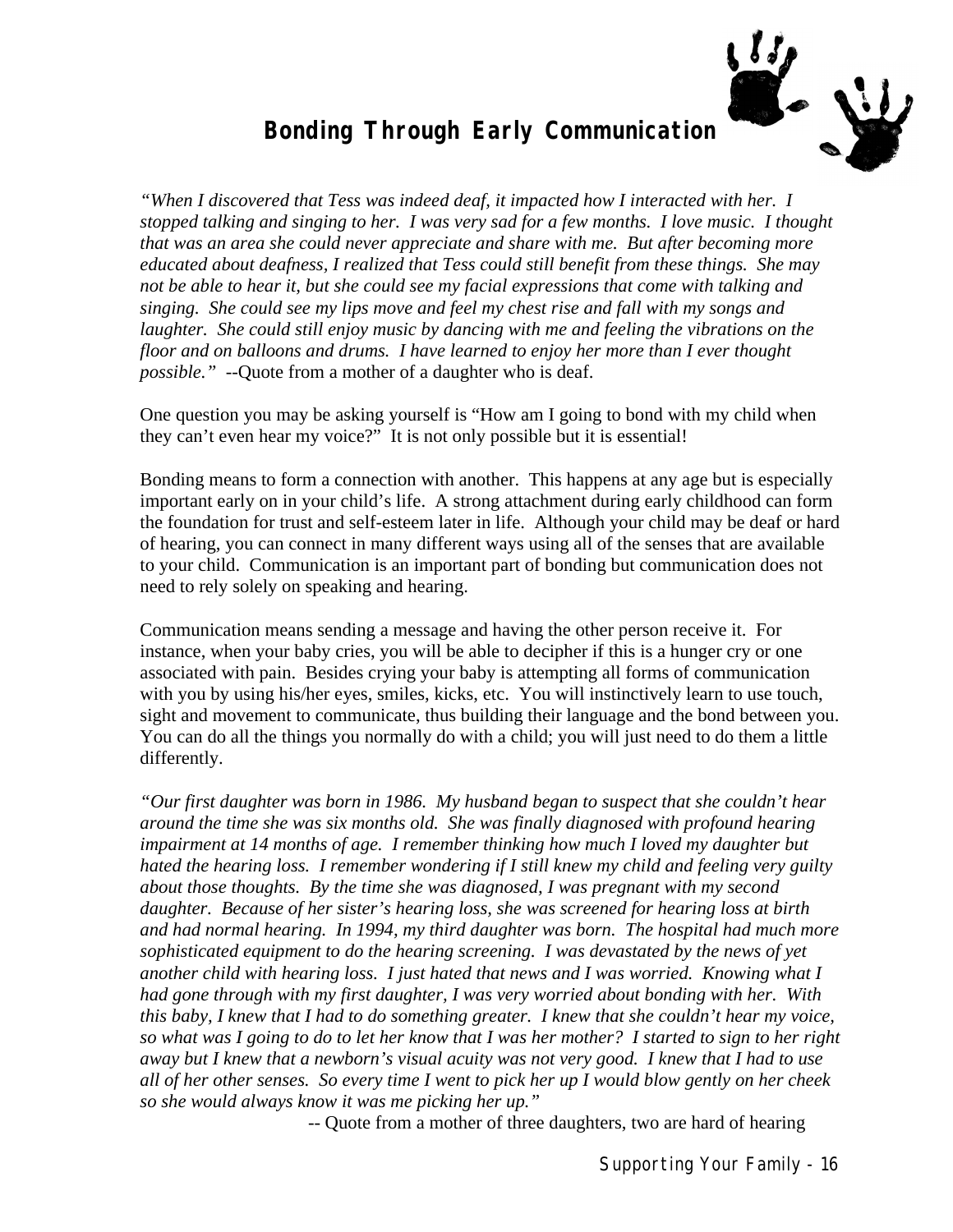## Bonding Through Early Communication

*"When I discovered that Tess was indeed deaf, it impacted how I interacted with her. I stopped talking and singing to her. I was very sad for a few months. I love music. I thought that was an area she could never appreciate and share with me. But after becoming more educated about deafness, I realized that Tess could still benefit from these things. She may not be able to hear it, but she could see my facial expressions that come with talking and singing. She could see my lips move and feel my chest rise and fall with my songs and laughter. She could still enjoy music by dancing with me and feeling the vibrations on the floor and on balloons and drums. I have learned to enjoy her more than I ever thought possible."* --Quote from a mother of a daughter who is deaf.

One question you may be asking yourself is "How am I going to bond with my child when they can't even hear my voice?" It is not only possible but it is essential!

Bonding means to form a connection with another. This happens at any age but is especially important early on in your child's life. A strong attachment during early childhood can form the foundation for trust and self-esteem later in life. Although your child may be deaf or hard of hearing, you can connect in many different ways using all of the senses that are available to your child. Communication is an important part of bonding but communication does not need to rely solely on speaking and hearing.

Communication means sending a message and having the other person receive it. For instance, when your baby cries, you will be able to decipher if this is a hunger cry or one associated with pain. Besides crying your baby is attempting all forms of communication with you by using his/her eyes, smiles, kicks, etc. You will instinctively learn to use touch, sight and movement to communicate, thus building their language and the bond between you. You can do all the things you normally do with a child; you will just need to do them a little differently.

*"Our first daughter was born in 1986. My husband began to suspect that she couldn't hear around the time she was six months old. She was finally diagnosed with profound hearing impairment at 14 months of age. I remember thinking how much I loved my daughter but hated the hearing loss. I remember wondering if I still knew my child and feeling very guilty about those thoughts. By the time she was diagnosed, I was pregnant with my second daughter. Because of her sister's hearing loss, she was screened for hearing loss at birth and had normal hearing. In 1994, my third daughter was born. The hospital had much more sophisticated equipment to do the hearing screening. I was devastated by the news of yet another child with hearing loss. I just hated that news and I was worried. Knowing what I had gone through with my first daughter, I was very worried about bonding with her. With this baby, I knew that I had to do something greater. I knew that she couldn't hear my voice, so what was I going to do to let her know that I was her mother? I started to sign to her right away but I knew that a newborn's visual acuity was not very good. I knew that I had to use all of her other senses. So every time I went to pick her up I would blow gently on her cheek so she would always know it was me picking her up."*

-- Quote from a mother of three daughters, two are hard of hearing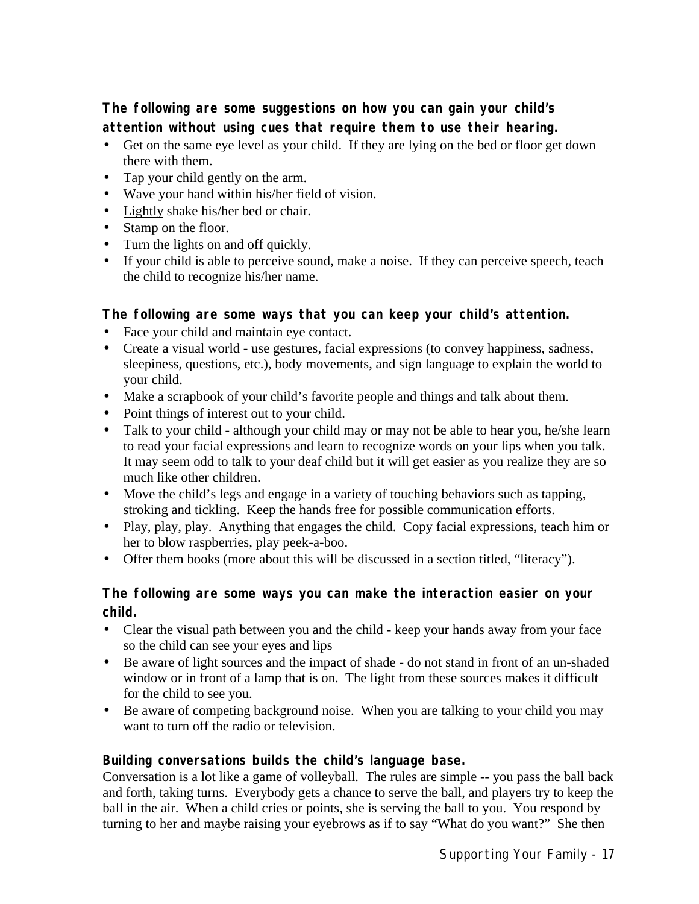**The following are some suggestions on how you can gain your child's attention without using cues that require them to use their hearing.**

- Get on the same eye level as your child. If they are lying on the bed or floor get down there with them.
- Tap your child gently on the arm.
- Wave your hand within his/her field of vision.
- Lightly shake his/her bed or chair.
- Stamp on the floor.
- Turn the lights on and off quickly.
- If your child is able to perceive sound, make a noise. If they can perceive speech, teach the child to recognize his/her name.

**The following are some ways that you can keep your child's attention.**

- Face your child and maintain eye contact.
- Create a visual world - use gestures, facial expressions (to convey happiness, sadness, sleepiness, questions, etc.), body movements, and sign language to explain the world to your child.
- Make a scrapbook of your child's favorite people and things and talk about them.
- Point things of interest out to your child.
- Talk to your child - although your child may or may not be able to hear you, he/she learn to read your facial expressions and learn to recognize words on your lips when you talk. It may seem odd to talk to your deaf child but it will get easier as you realize they are so much like other children.
- Move the child's legs and engage in a variety of touching behaviors such as tapping, stroking and tickling. Keep the hands free for possible communication efforts.
- Play, play, play. Anything that engages the child. Copy facial expressions, teach him or her to blow raspberries, play peek-a-boo.
- Offer them books (more about this will be discussed in a section titled, "literacy").

**The following are some ways you can make the interaction easier on your child.**

- Clear the visual path between you and the child - keep your hands away from your face so the child can see your eyes and lips
- Be aware of light sources and the impact of shade - do not stand in front of an un-shaded window or in front of a lamp that is on. The light from these sources makes it difficult for the child to see you.
- Be aware of competing background noise. When you are talking to your child you may want to turn off the radio or television.

**Building conversations builds the child's language base.**

Conversation is a lot like a game of volleyball. The rules are simple -- you pass the ball back and forth, taking turns. Everybody gets a chance to serve the ball, and players try to keep the ball in the air. When a child cries or points, she is serving the ball to you. You respond by turning to her and maybe raising your eyebrows as if to say "What do you want?" She then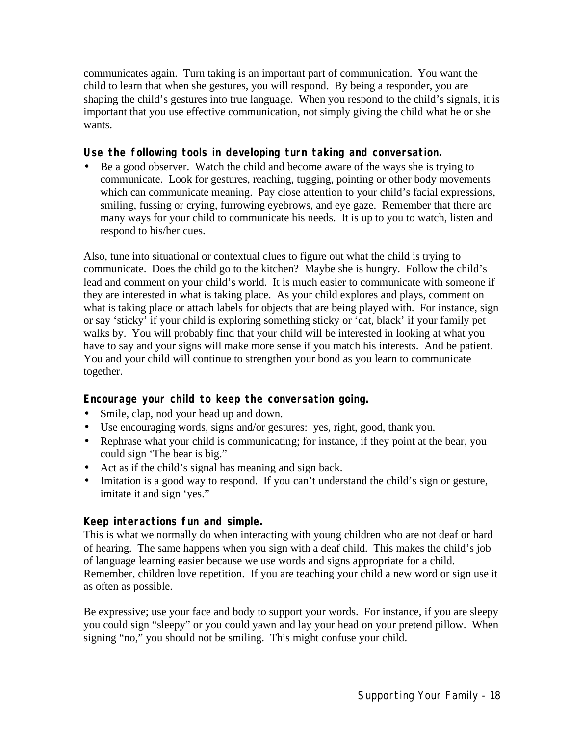communicates again. Turn taking is an important part of communication. You want the child to learn that when she gestures, you will respond. By being a responder, you are shaping the child's gestures into true language. When you respond to the child's signals, it is important that you use effective communication, not simply giving the child what he or she wants.

### Use the following tools in developing turn taking and conversation.

- Be a good observer. Watch the child and become aware of the ways she is trying to communicate. Look for gestures, reaching, tugging, pointing or other body movements which can communicate meaning. Pay close attention to your child's facial expressions, smiling, fussing or crying, furrowing eyebrows, and eye gaze. Remember that there are many ways for your child to communicate his needs. It is up to you to watch, listen and respond to his/her cues.

Also, tune into situational or contextual clues to figure out what the child is trying to communicate. Does the child go to the kitchen? Maybe she is hungry. Follow the child's lead and comment on your child's world. It is much easier to communicate with someone if they are interested in what is taking place. As your child explores and plays, comment on what is taking place or attach labels for objects that are being played with. For instance, sign or say 'sticky' if your child is exploring something sticky or 'cat, black' if your family pet walks by. You will probably find that your child will be interested in looking at what you have to say and your signs will make more sense if you match his interests. And be patient. You and your child will continue to strengthen your bond as you learn to communicate together.

### Encourage your child to keep the conversation going.

- Smile, clap, nod your head up and down.
- Use encouraging words, signs and/or gestures: yes, right, good, thank you.
- Rephrase what your child is communicating; for instance, if they point at the bear, you could sign 'The bear is big."
- Act as if the child's signal has meaning and sign back.
- Imitation is a good way to respond. If you can't understand the child's sign or gesture, imitate it and sign 'yes."

### Keep interactions fun and simple.

This is what we normally do when interacting with young children who are not deaf or hard of hearing. The same happens when you sign with a deaf child. This makes the child's job of language learning easier because we use words and signs appropriate for a child. Remember, children love repetition. If you are teaching your child a new word or sign use it as often as possible.

Be expressive; use your face and body to support your words. For instance, if you are sleepy you could sign "sleepy" or you could yawn and lay your head on your pretend pillow. When signing "no," you should not be smiling. This might confuse your child.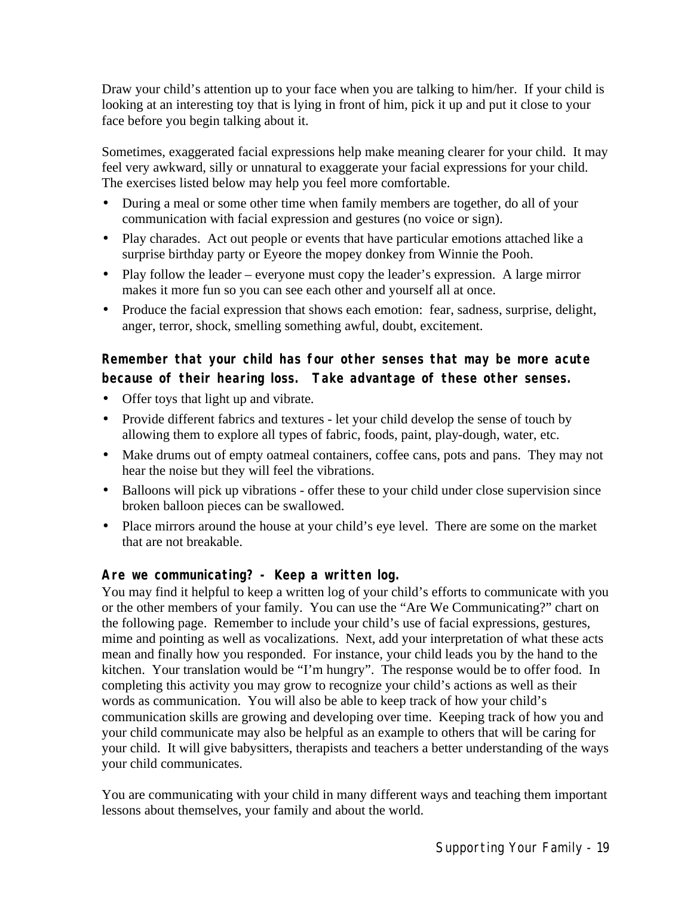Draw your child's attention up to your face when you are talking to him/her. If your child is looking at an interesting toy that is lying in front of him, pick it up and put it close to your face before you begin talking about it.

Sometimes, exaggerated facial expressions help make meaning clearer for your child. It may feel very awkward, silly or unnatural to exaggerate your facial expressions for your child. The exercises listed below may help you feel more comfortable.

- During a meal or some other time when family members are together, do all of your communication with facial expression and gestures (no voice or sign).
- Play charades. Act out people or events that have particular emotions attached like a surprise birthday party or Eyeore the mopey donkey from Winnie the Pooh.
- Play follow the leader – everyone must copy the leader's expression. A large mirror makes it more fun so you can see each other and yourself all at once.
- Produce the facial expression that shows each emotion: fear, sadness, surprise, delight, anger, terror, shock, smelling something awful, doubt, excitement.

**Remember that your child has four other senses that may be more acute because of their hearing loss. Take advantage of these other senses.**

- Offer toys that light up and vibrate.
- Provide different fabrics and textures - let your child develop the sense of touch by allowing them to explore all types of fabric, foods, paint, play-dough, water, etc.
- Make drums out of empty oatmeal containers, coffee cans, pots and pans. They may not hear the noise but they will feel the vibrations.
- Balloons will pick up vibrations - offer these to your child under close supervision since broken balloon pieces can be swallowed.
- Place mirrors around the house at your child's eye level. There are some on the market that are not breakable.

**Are we communicating? - Keep a written log.**

You may find it helpful to keep a written log of your child's efforts to communicate with you or the other members of your family. You can use the "Are We Communicating?" chart on the following page. Remember to include your child's use of facial expressions, gestures, mime and pointing as well as vocalizations. Next, add your interpretation of what these acts mean and finally how you responded. For instance, your child leads you by the hand to the kitchen. Your translation would be "I'm hungry". The response would be to offer food. In completing this activity you may grow to recognize your child's actions as well as their words as communication. You will also be able to keep track of how your child's communication skills are growing and developing over time. Keeping track of how you and your child communicate may also be helpful as an example to others that will be caring for your child. It will give babysitters, therapists and teachers a better understanding of the ways your child communicates.

You are communicating with your child in many different ways and teaching them important lessons about themselves, your family and about the world.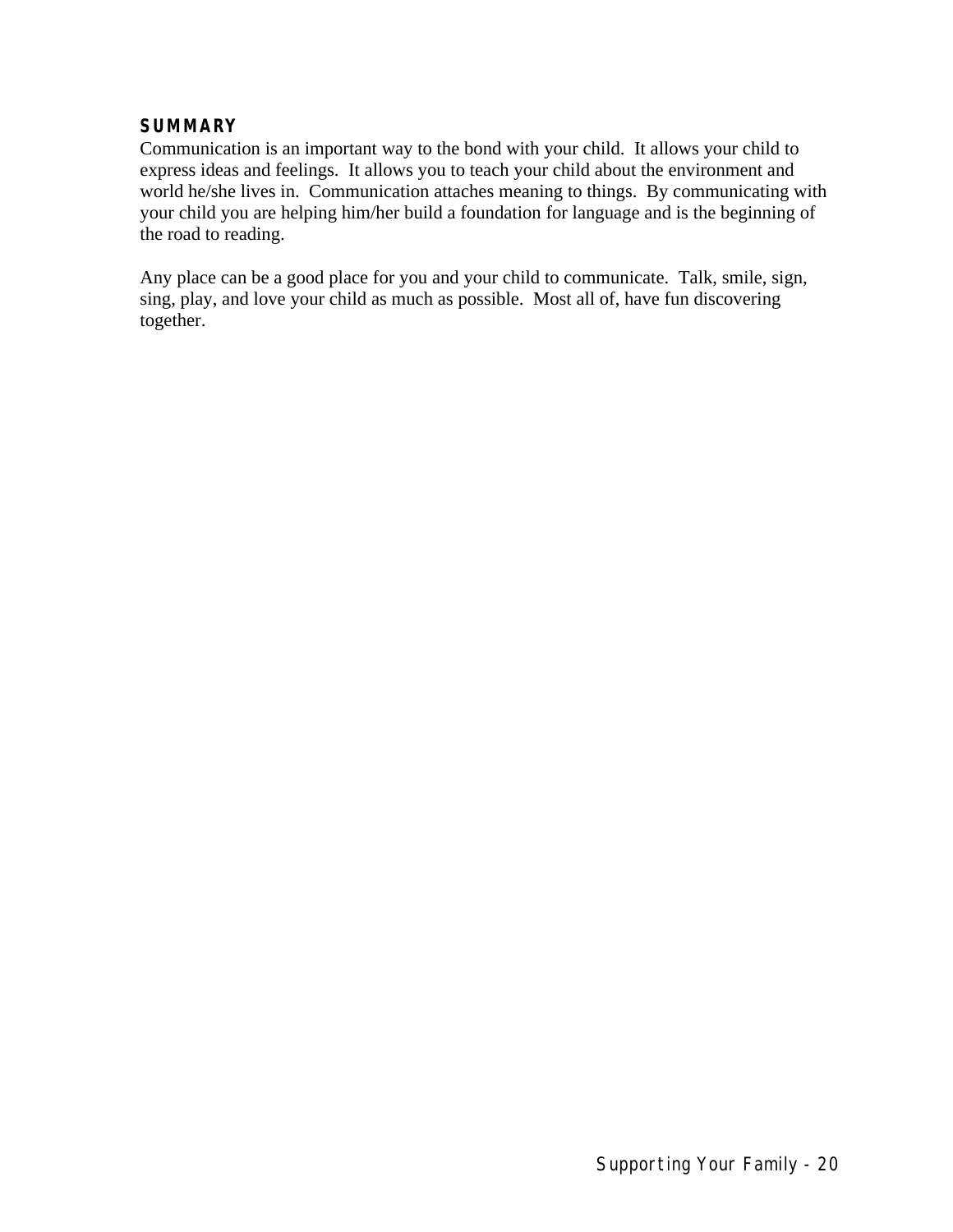### SUMMARY

Communication is an important way to the bond with your child. It allows your child to express ideas and feelings. It allows you to teach your child about the environment and world he/she lives in. Communication attaches meaning to things. By communicating with your child you are helping him/her build a foundation for language and is the beginning of the road to reading.

Any place can be a good place for you and your child to communicate. Talk, smile, sign, sing, play, and love your child as much as possible. Most all of, have fun discovering together.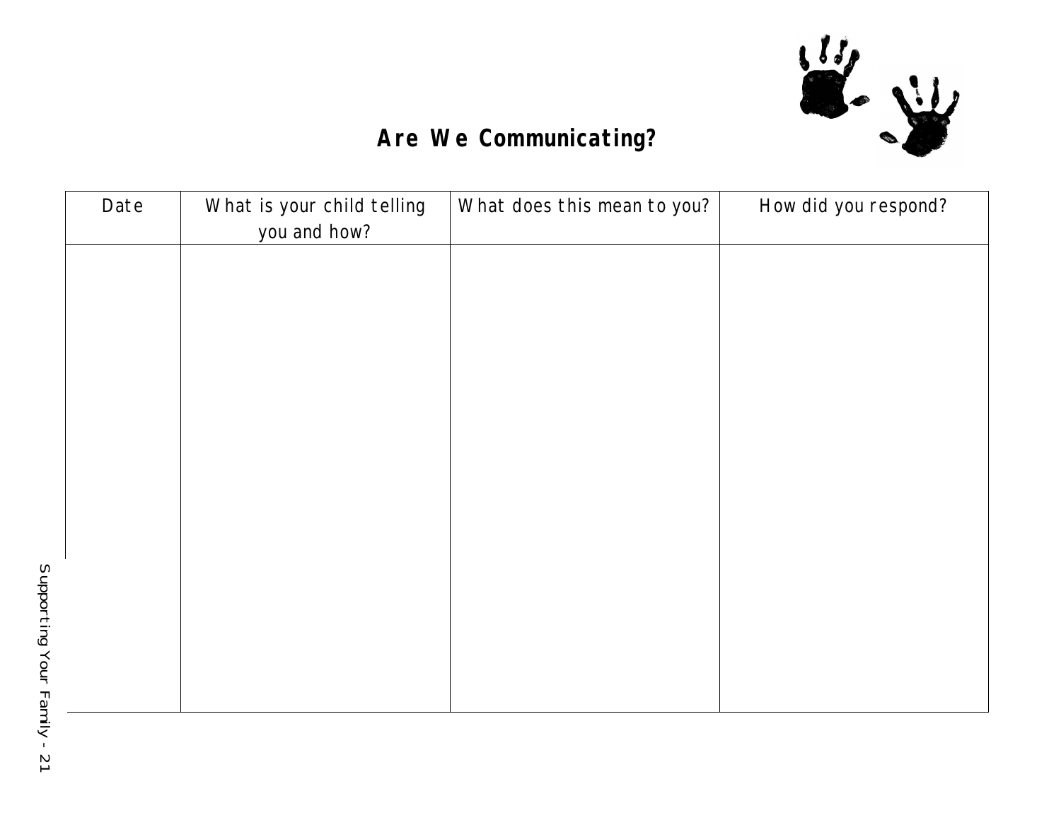## Are We Communicating?

| Date | What is your child telling you and how? | What does this mean to you? | How did you respond? |
|---|---|---|---|
| | | | |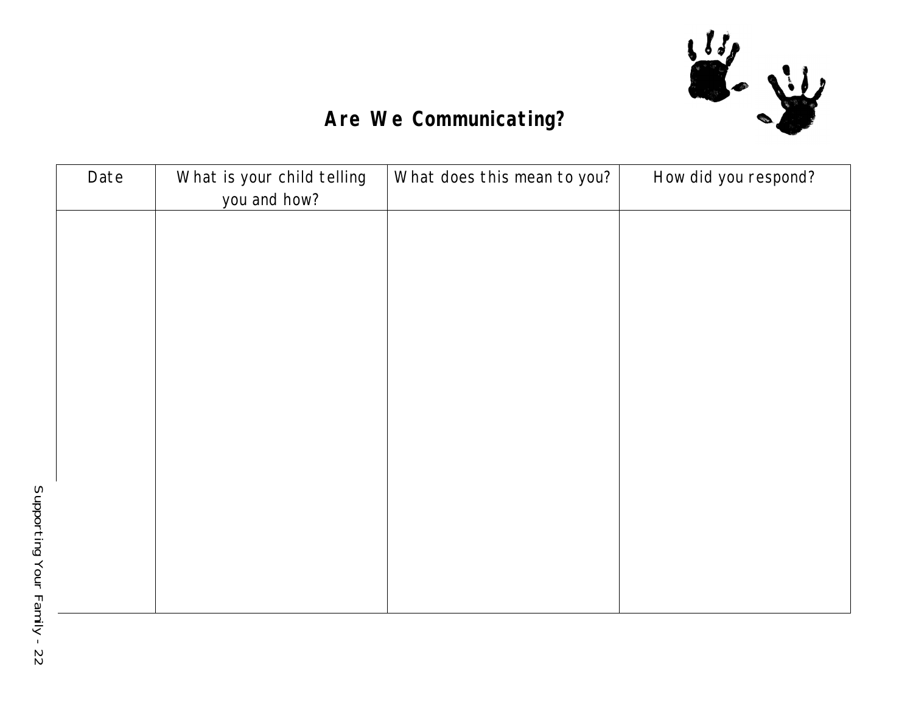# Are We Communicating?

| Date | What is your child telling you and how? | What does this mean to you? | How did you respond? |
|---|---|---|---|
| | | | |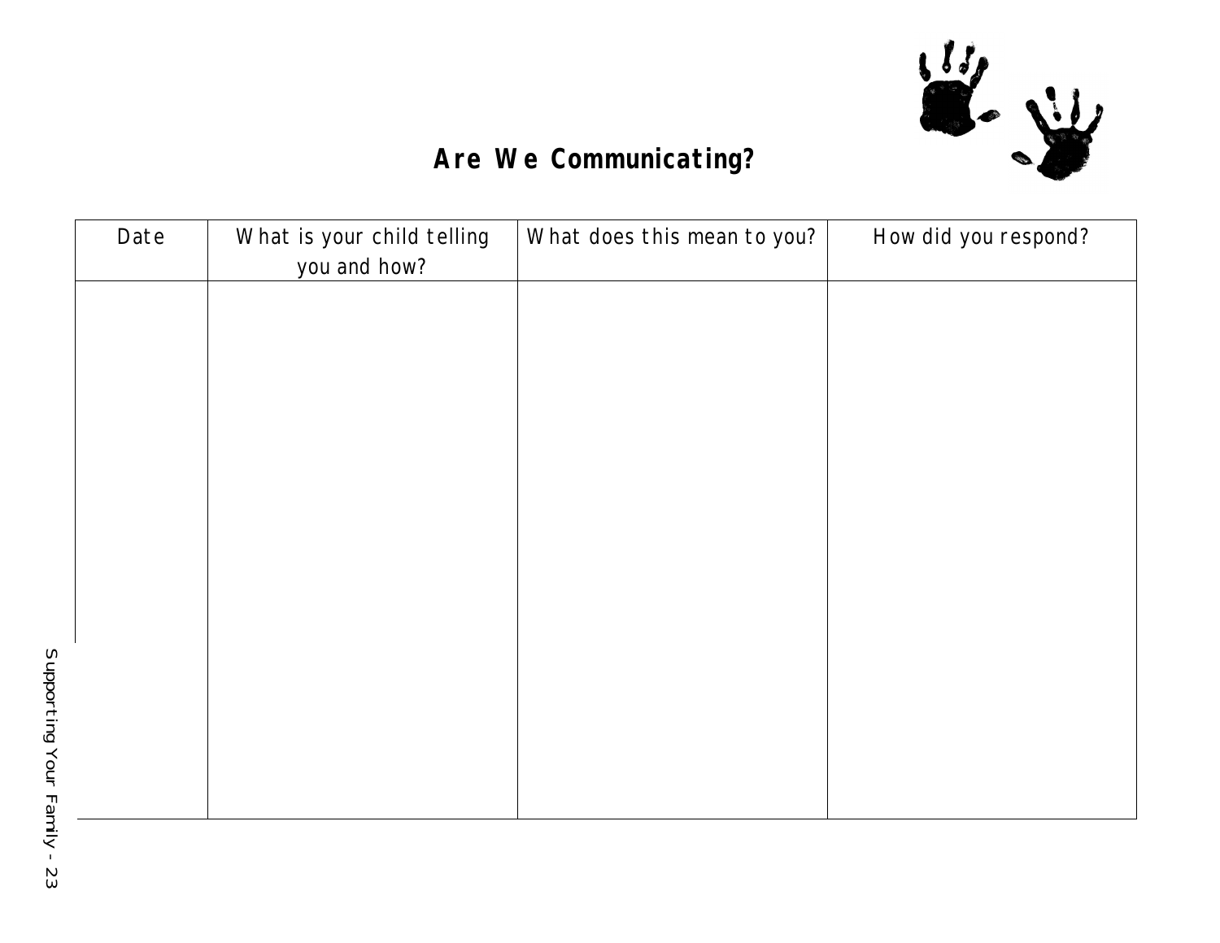# Are We Communicating?

| Date | What is your child telling you and how? | What does this mean to you? | How did you respond? |
| --- | --- | --- | --- |
| | | | |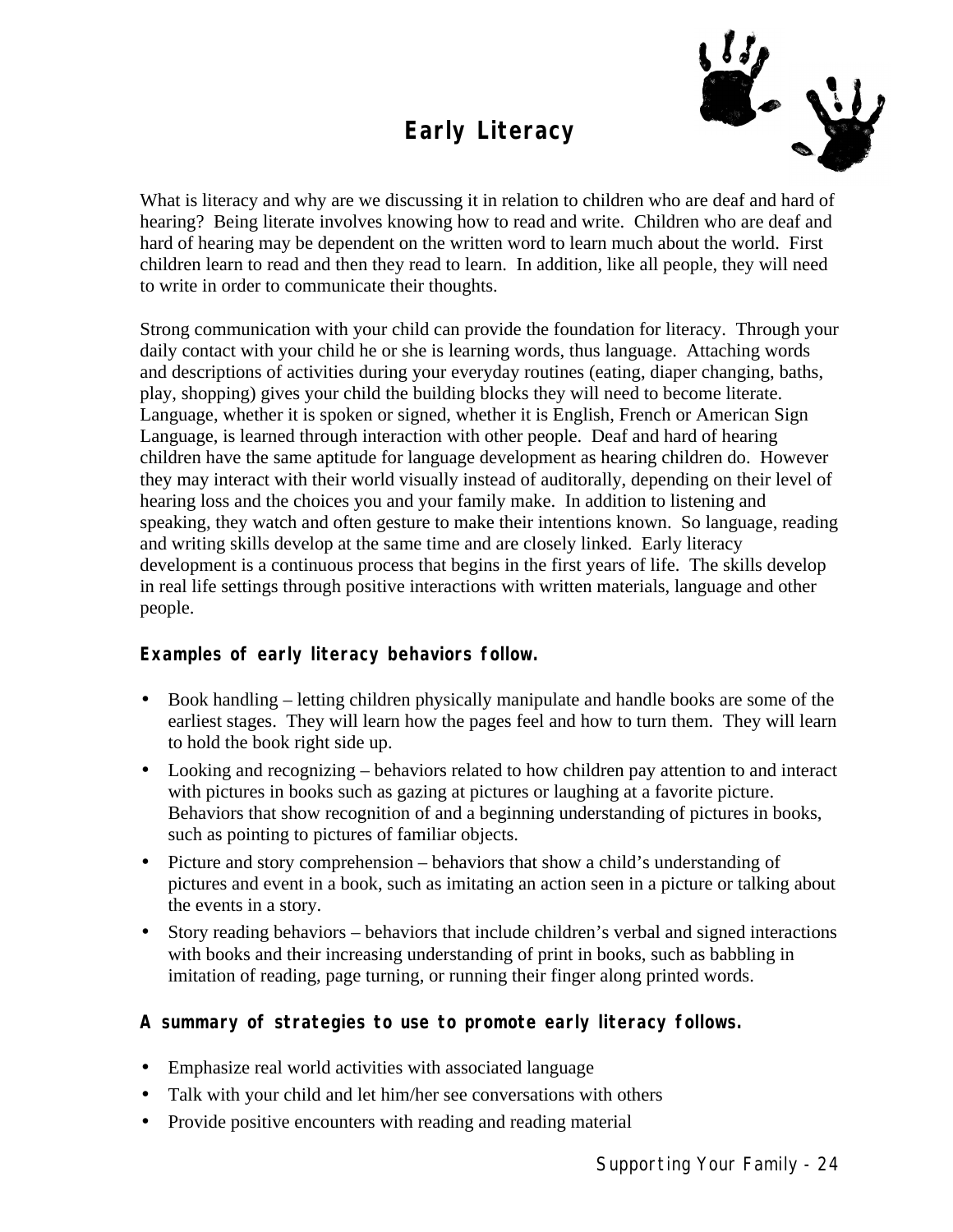# Early Literacy

What is literacy and why are we discussing it in relation to children who are deaf and hard of hearing? Being literate involves knowing how to read and write. Children who are deaf and hard of hearing may be dependent on the written word to learn much about the world. First children learn to read and then they read to learn. In addition, like all people, they will need to write in order to communicate their thoughts.

Strong communication with your child can provide the foundation for literacy. Through your daily contact with your child he or she is learning words, thus language. Attaching words and descriptions of activities during your everyday routines (eating, diaper changing, baths, play, shopping) gives your child the building blocks they will need to become literate. Language, whether it is spoken or signed, whether it is English, French or American Sign Language, is learned through interaction with other people. Deaf and hard of hearing children have the same aptitude for language development as hearing children do. However they may interact with their world visually instead of auditorally, depending on their level of hearing loss and the choices you and your family make. In addition to listening and speaking, they watch and often gesture to make their intentions known. So language, reading and writing skills develop at the same time and are closely linked. Early literacy development is a continuous process that begins in the first years of life. The skills develop in real life settings through positive interactions with written materials, language and other people.

**Examples of early literacy behaviors follow.**

- Book handling – letting children physically manipulate and handle books are some of the earliest stages. They will learn how the pages feel and how to turn them. They will learn to hold the book right side up.
- Looking and recognizing – behaviors related to how children pay attention to and interact with pictures in books such as gazing at pictures or laughing at a favorite picture. Behaviors that show recognition of and a beginning understanding of pictures in books, such as pointing to pictures of familiar objects.
- Picture and story comprehension – behaviors that show a child's understanding of pictures and event in a book, such as imitating an action seen in a picture or talking about the events in a story.
- Story reading behaviors – behaviors that include children's verbal and signed interactions with books and their increasing understanding of print in books, such as babbling in imitation of reading, page turning, or running their finger along printed words.

**A summary of strategies to use to promote early literacy follows.**

- Emphasize real world activities with associated language
- Talk with your child and let him/her see conversations with others
- Provide positive encounters with reading and reading material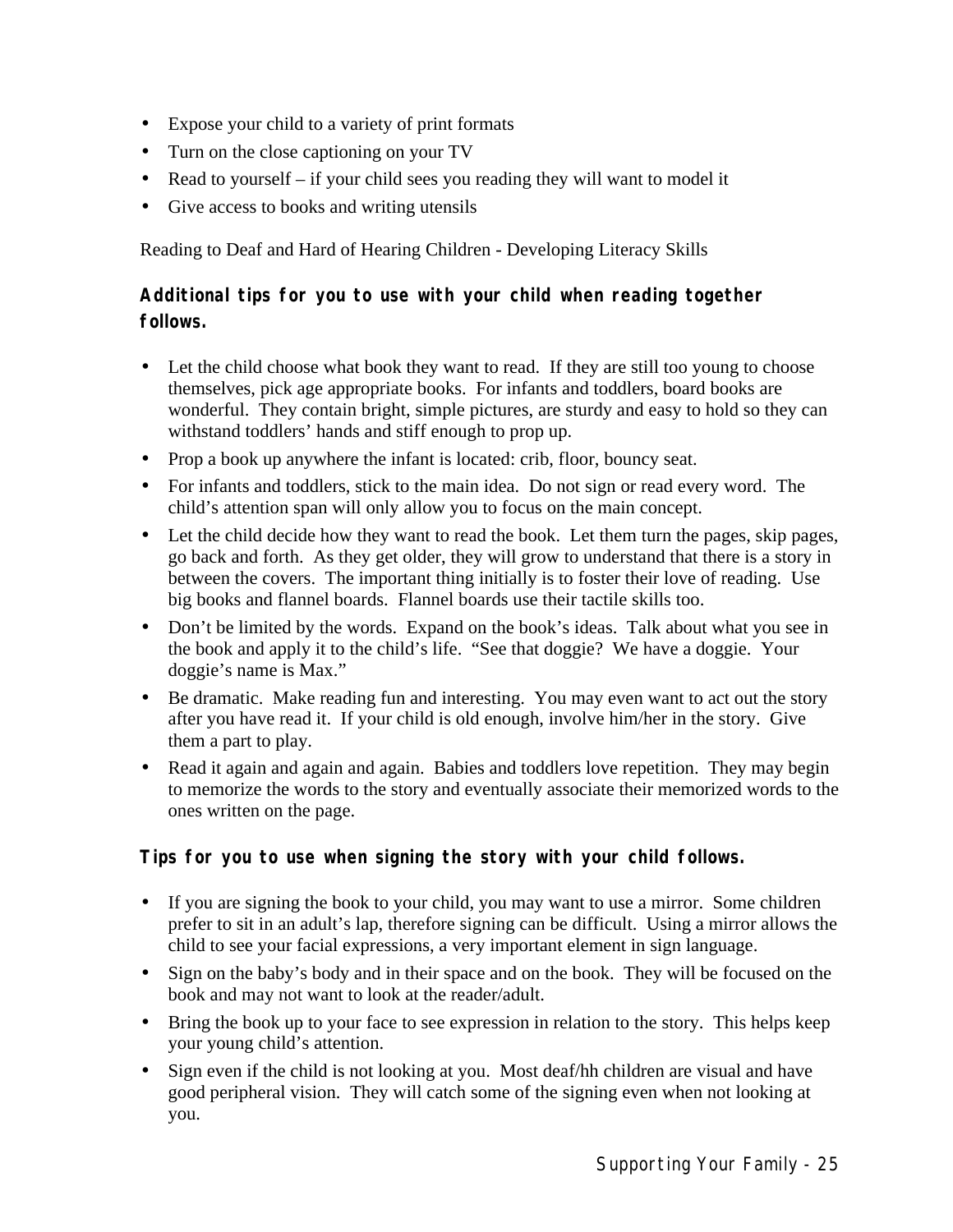- Expose your child to a variety of print formats
- Turn on the close captioning on your TV
- Read to yourself – if your child sees you reading they will want to model it
- Give access to books and writing utensils

Reading to Deaf and Hard of Hearing Children - Developing Literacy Skills

**Additional tips for you to use with your child when reading together follows.**

- Let the child choose what book they want to read. If they are still too young to choose themselves, pick age appropriate books. For infants and toddlers, board books are wonderful. They contain bright, simple pictures, are sturdy and easy to hold so they can withstand toddlers' hands and stiff enough to prop up.
- Prop a book up anywhere the infant is located: crib, floor, bouncy seat.
- For infants and toddlers, stick to the main idea. Do not sign or read every word. The child's attention span will only allow you to focus on the main concept.
- Let the child decide how they want to read the book. Let them turn the pages, skip pages, go back and forth. As they get older, they will grow to understand that there is a story in between the covers. The important thing initially is to foster their love of reading. Use big books and flannel boards. Flannel boards use their tactile skills too.
- Don't be limited by the words. Expand on the book's ideas. Talk about what you see in the book and apply it to the child's life. "See that doggie? We have a doggie. Your doggie's name is Max."
- Be dramatic. Make reading fun and interesting. You may even want to act out the story after you have read it. If your child is old enough, involve him/her in the story. Give them a part to play.
- Read it again and again and again. Babies and toddlers love repetition. They may begin to memorize the words to the story and eventually associate their memorized words to the ones written on the page.

**Tips for you to use when signing the story with your child follows.**

- If you are signing the book to your child, you may want to use a mirror. Some children prefer to sit in an adult's lap, therefore signing can be difficult. Using a mirror allows the child to see your facial expressions, a very important element in sign language.
- Sign on the baby's body and in their space and on the book. They will be focused on the book and may not want to look at the reader/adult.
- Bring the book up to your face to see expression in relation to the story. This helps keep your young child's attention.
- Sign even if the child is not looking at you. Most deaf/hh children are visual and have good peripheral vision. They will catch some of the signing even when not looking at you.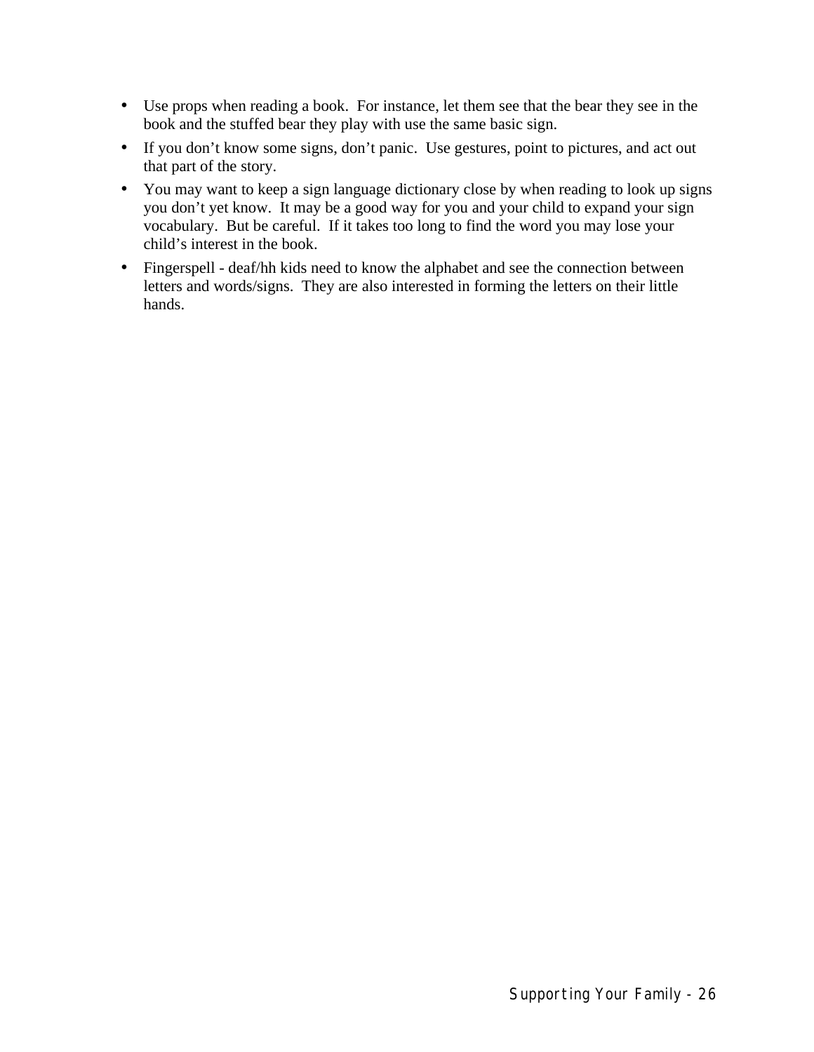- Use props when reading a book. For instance, let them see that the bear they see in the book and the stuffed bear they play with use the same basic sign.
- If you don't know some signs, don't panic. Use gestures, point to pictures, and act out that part of the story.
- You may want to keep a sign language dictionary close by when reading to look up signs you don't yet know. It may be a good way for you and your child to expand your sign vocabulary. But be careful. If it takes too long to find the word you may lose your child's interest in the book.
- Fingerspell - deaf/hh kids need to know the alphabet and see the connection between letters and words/signs. They are also interested in forming the letters on their little hands.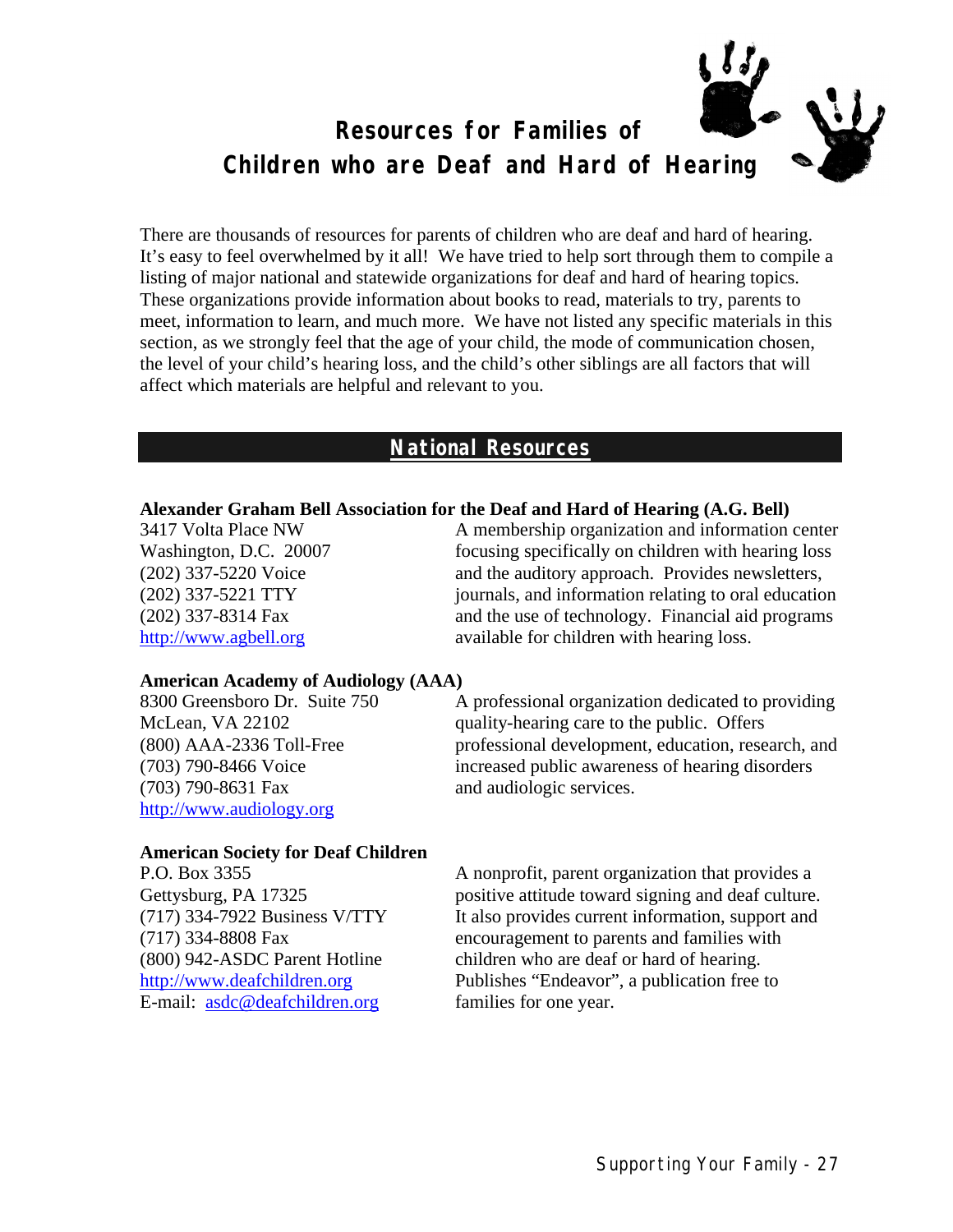# Resources for Families of Children who are Deaf and Hard of Hearing

There are thousands of resources for parents of children who are deaf and hard of hearing. It's easy to feel overwhelmed by it all! We have tried to help sort through them to compile a listing of major national and statewide organizations for deaf and hard of hearing topics. These organizations provide information about books to read, materials to try, parents to meet, information to learn, and much more. We have not listed any specific materials in this section, as we strongly feel that the age of your child, the mode of communication chosen, the level of your child's hearing loss, and the child's other siblings are all factors that will affect which materials are helpful and relevant to you.

## National Resources

**Alexander Graham Bell Association for the Deaf and Hard of Hearing (A.G. Bell)**

3417 Volta Place NW
Washington, D.C. 20007
(202) 337-5220 Voice
(202) 337-5221 TTY
(202) 337-8314 Fax
http://www.agbell.org

A membership organization and information center focusing specifically on children with hearing loss and the auditory approach. Provides newsletters, journals, and information relating to oral education and the use of technology. Financial aid programs available for children with hearing loss.

**American Academy of Audiology (AAA)**

8300 Greensboro Dr. Suite 750
McLean, VA 22102
(800) AAA-2336 Toll-Free
(703) 790-8466 Voice
(703) 790-8631 Fax
http://www.audiology.org

A professional organization dedicated to providing quality-hearing care to the public. Offers professional development, education, research, and increased public awareness of hearing disorders and audiologic services.

**American Society for Deaf Children**

P.O. Box 3355
Gettysburg, PA 17325
(717) 334-7922 Business V/TTY
(717) 334-8808 Fax
(800) 942-ASDC Parent Hotline
http://www.deafchildren.org
E-mail: asdc@deafchildren.org

A nonprofit, parent organization that provides a positive attitude toward signing and deaf culture. It also provides current information, support and encouragement to parents and families with children who are deaf or hard of hearing. Publishes "Endeavor", a publication free to families for one year.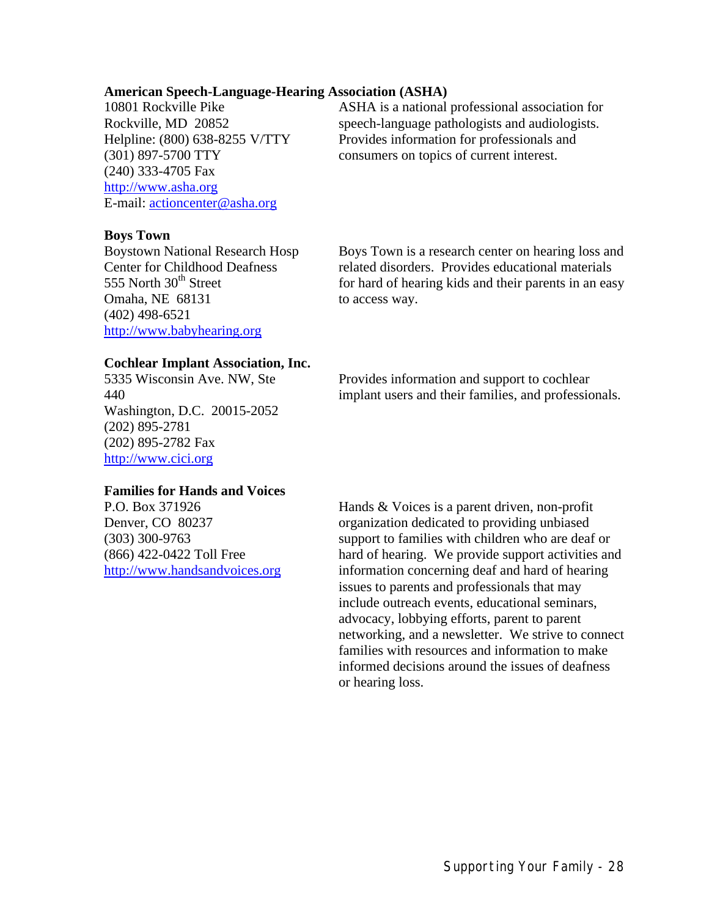**American Speech-Language-Hearing Association (ASHA)**

10801 Rockville Pike
Rockville, MD 20852
Helpline: (800) 638-8255 V/TTY
(301) 897-5700 TTY
(240) 333-4705 Fax
http://www.asha.org
E-mail: actioncenter@asha.org

ASHA is a national professional association for speech-language pathologists and audiologists. Provides information for professionals and consumers on topics of current interest.

**Boys Town**

Boystown National Research Hosp
Center for Childhood Deafness
555 North 30th Street
Omaha, NE 68131
(402) 498-6521
http://www.babyhearing.org

Boys Town is a research center on hearing loss and related disorders. Provides educational materials for hard of hearing kids and their parents in an easy to access way.

**Cochlear Implant Association, Inc.**

5335 Wisconsin Ave. NW, Ste 440
Washington, D.C. 20015-2052
(202) 895-2781
(202) 895-2782 Fax
http://www.cici.org

Provides information and support to cochlear implant users and their families, and professionals.

**Families for Hands and Voices**

P.O. Box 371926
Denver, CO 80237
(303) 300-9763
(866) 422-0422 Toll Free
http://www.handsandvoices.org

Hands & Voices is a parent driven, non-profit organization dedicated to providing unbiased support to families with children who are deaf or hard of hearing. We provide support activities and information concerning deaf and hard of hearing issues to parents and professionals that may include outreach events, educational seminars, advocacy, lobbying efforts, parent to parent networking, and a newsletter. We strive to connect families with resources and information to make informed decisions around the issues of deafness or hearing loss.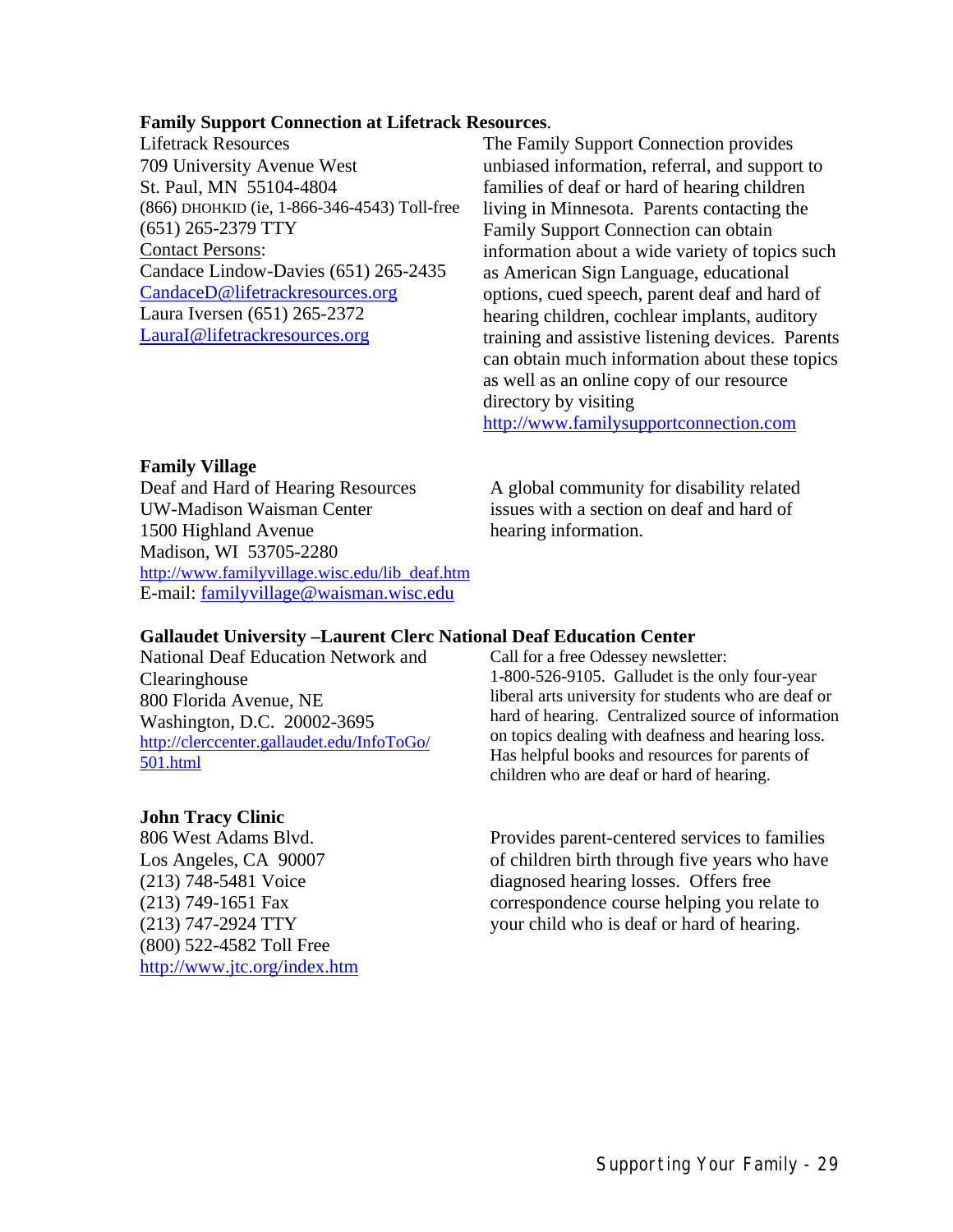**Family Support Connection at Lifetrack Resources**.

Lifetrack Resources
709 University Avenue West
St. Paul, MN 55104-4804
(866) DHOHKID (ie, 1-866-346-4543) Toll-free
(651) 265-2379 TTY
Contact Persons:
Candace Lindow-Davies (651) 265-2435
CandaceD@lifetrackresources.org
Laura Iversen (651) 265-2372
LauraI@lifetrackresources.org

The Family Support Connection provides unbiased information, referral, and support to families of deaf or hard of hearing children living in Minnesota. Parents contacting the Family Support Connection can obtain information about a wide variety of topics such as American Sign Language, educational options, cued speech, parent deaf and hard of hearing children, cochlear implants, auditory training and assistive listening devices. Parents can obtain much information about these topics as well as an online copy of our resource directory by visiting http://www.familysupportconnection.com

**Family Village**

Deaf and Hard of Hearing Resources
UW-Madison Waisman Center
1500 Highland Avenue
Madison, WI 53705-2280
http://www.familyvillage.wisc.edu/lib_deaf.htm
E-mail: familyvillage@waisman.wisc.edu

A global community for disability related issues with a section on deaf and hard of hearing information.

**Gallaudet University –Laurent Clerc National Deaf Education Center**

National Deaf Education Network and Clearinghouse
800 Florida Avenue, NE
Washington, D.C. 20002-3695
http://clerccenter.gallaudet.edu/InfoToGo/501.html

Call for a free Odessey newsletter: 1-800-526-9105. Gallaudet is the only four-year liberal arts university for students who are deaf or hard of hearing. Centralized source of information on topics dealing with deafness and hearing loss. Has helpful books and resources for parents of children who are deaf or hard of hearing.

**John Tracy Clinic**

806 West Adams Blvd.
Los Angeles, CA 90007
(213) 748-5481 Voice
(213) 749-1651 Fax
(213) 747-2924 TTY
(800) 522-4582 Toll Free
http://www.jtc.org/index.htm

Provides parent-centered services to families of children birth through five years who have diagnosed hearing losses. Offers free correspondence course helping you relate to your child who is deaf or hard of hearing.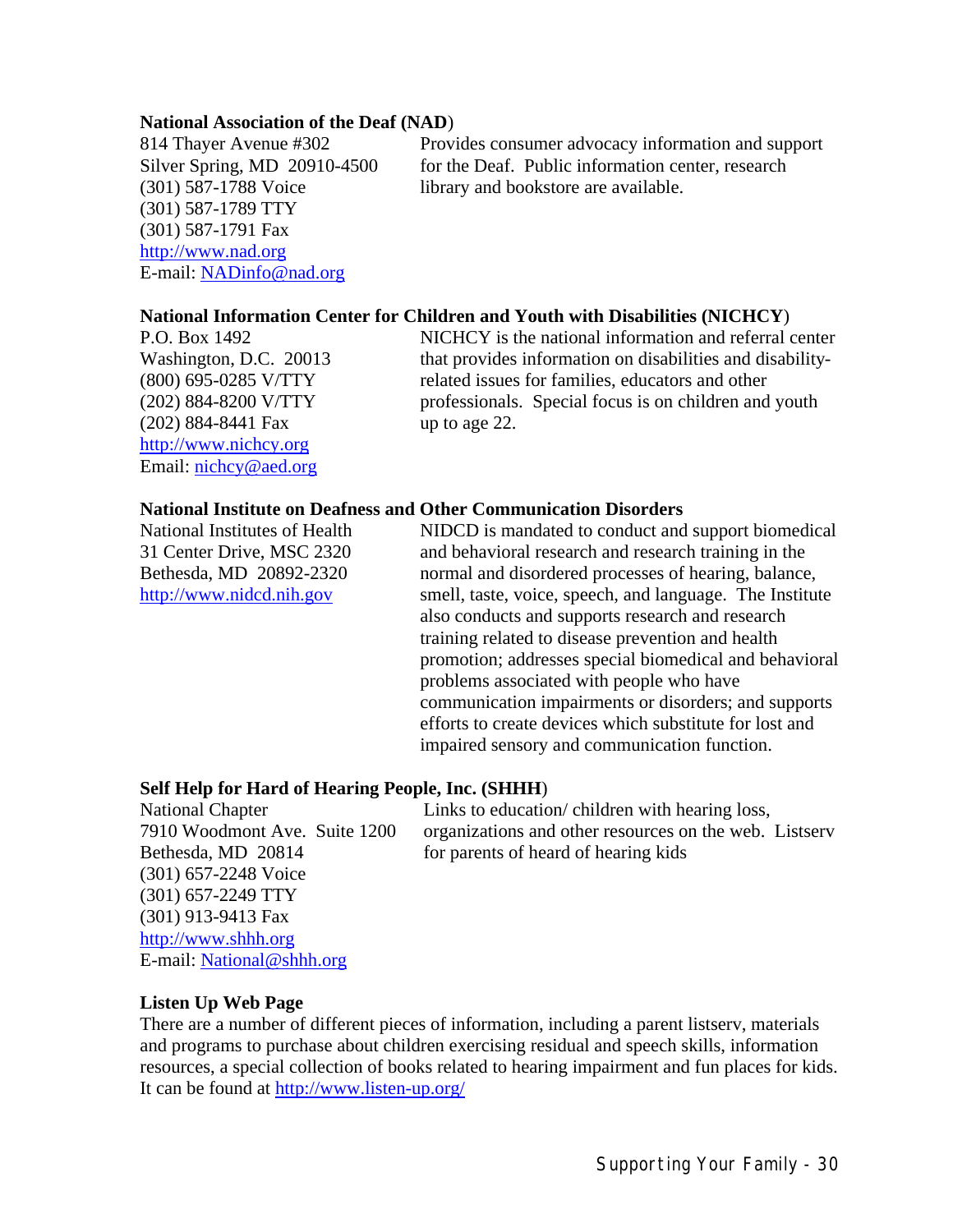**National Association of the Deaf (NAD)**

814 Thayer Avenue #302
Silver Spring, MD 20910-4500
(301) 587-1788 Voice
(301) 587-1789 TTY
(301) 587-1791 Fax
http://www.nad.org
E-mail: NADinfo@nad.org

Provides consumer advocacy information and support for the Deaf. Public information center, research library and bookstore are available.

**National Information Center for Children and Youth with Disabilities (NICHCY)**

P.O. Box 1492
Washington, D.C. 20013
(800) 695-0285 V/TTY
(202) 884-8200 V/TTY
(202) 884-8441 Fax
http://www.nichcy.org
Email: nichcy@aed.org

NICHCY is the national information and referral center that provides information on disabilities and disability-related issues for families, educators and other professionals. Special focus is on children and youth up to age 22.

**National Institute on Deafness and Other Communication Disorders**

National Institutes of Health
31 Center Drive, MSC 2320
Bethesda, MD 20892-2320
http://www.nidcd.nih.gov

NIDCD is mandated to conduct and support biomedical and behavioral research and research training in the normal and disordered processes of hearing, balance, smell, taste, voice, speech, and language. The Institute also conducts and supports research and research training related to disease prevention and health promotion; addresses special biomedical and behavioral problems associated with people who have communication impairments or disorders; and supports efforts to create devices which substitute for lost and impaired sensory and communication function.

**Self Help for Hard of Hearing People, Inc. (SHHH)**

National Chapter
7910 Woodmont Ave. Suite 1200
Bethesda, MD 20814
(301) 657-2248 Voice
(301) 657-2249 TTY
(301) 913-9413 Fax
http://www.shhh.org
E-mail: National@shhh.org

Links to education/ children with hearing loss, organizations and other resources on the web. Listserv for parents of heard of hearing kids

**Listen Up Web Page**

There are a number of different pieces of information, including a parent listserv, materials and programs to purchase about children exercising residual and speech skills, information resources, a special collection of books related to hearing impairment and fun places for kids. It can be found at http://www.listen-up.org/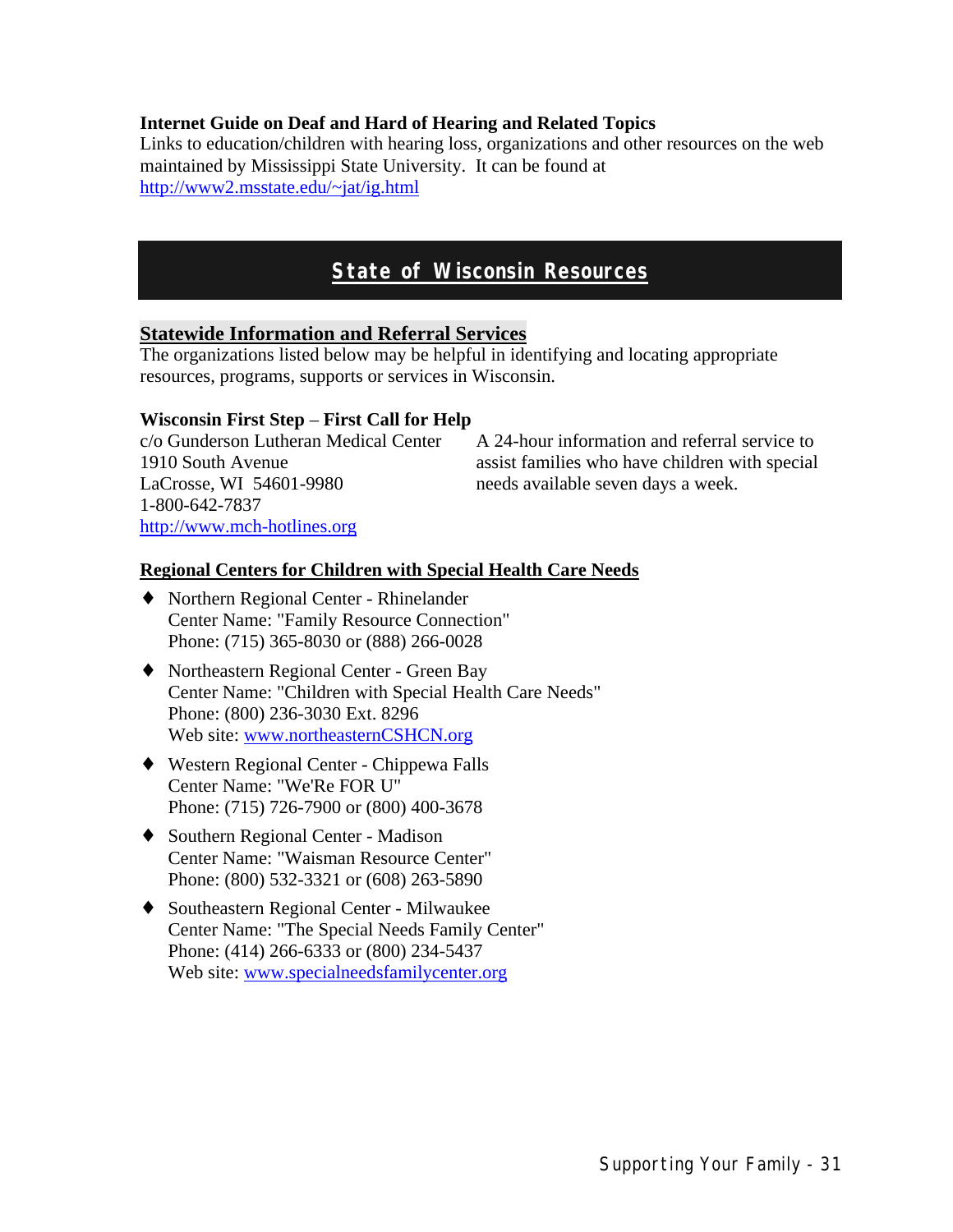**Internet Guide on Deaf and Hard of Hearing and Related Topics**
Links to education/children with hearing loss, organizations and other resources on the web maintained by Mississippi State University. It can be found at http://www2.msstate.edu/~jat/ig.html

## State of Wisconsin Resources

### Statewide Information and Referral Services

The organizations listed below may be helpful in identifying and locating appropriate resources, programs, supports or services in Wisconsin.

**Wisconsin First Step – First Call for Help**
c/o Gunderson Lutheran Medical Center
1910 South Avenue
LaCrosse, WI 54601-9980
1-800-642-7837
http://www.mch-hotlines.org

A 24-hour information and referral service to assist families who have children with special needs available seven days a week.

### Regional Centers for Children with Special Health Care Needs

- Northern Regional Center - Rhinelander
  Center Name: "Family Resource Connection"
  Phone: (715) 365-8030 or (888) 266-0028
- Northeastern Regional Center - Green Bay
  Center Name: "Children with Special Health Care Needs"
  Phone: (800) 236-3030 Ext. 8296
  Web site: www.northeasternCSHCN.org
- Western Regional Center - Chippewa Falls
  Center Name: "We'Re FOR U"
  Phone: (715) 726-7900 or (800) 400-3678
- Southern Regional Center - Madison
  Center Name: "Waisman Resource Center"
  Phone: (800) 532-3321 or (608) 263-5890
- Southeastern Regional Center - Milwaukee
  Center Name: "The Special Needs Family Center"
  Phone: (414) 266-6333 or (800) 234-5437
  Web site: www.specialneedsfamilycenter.org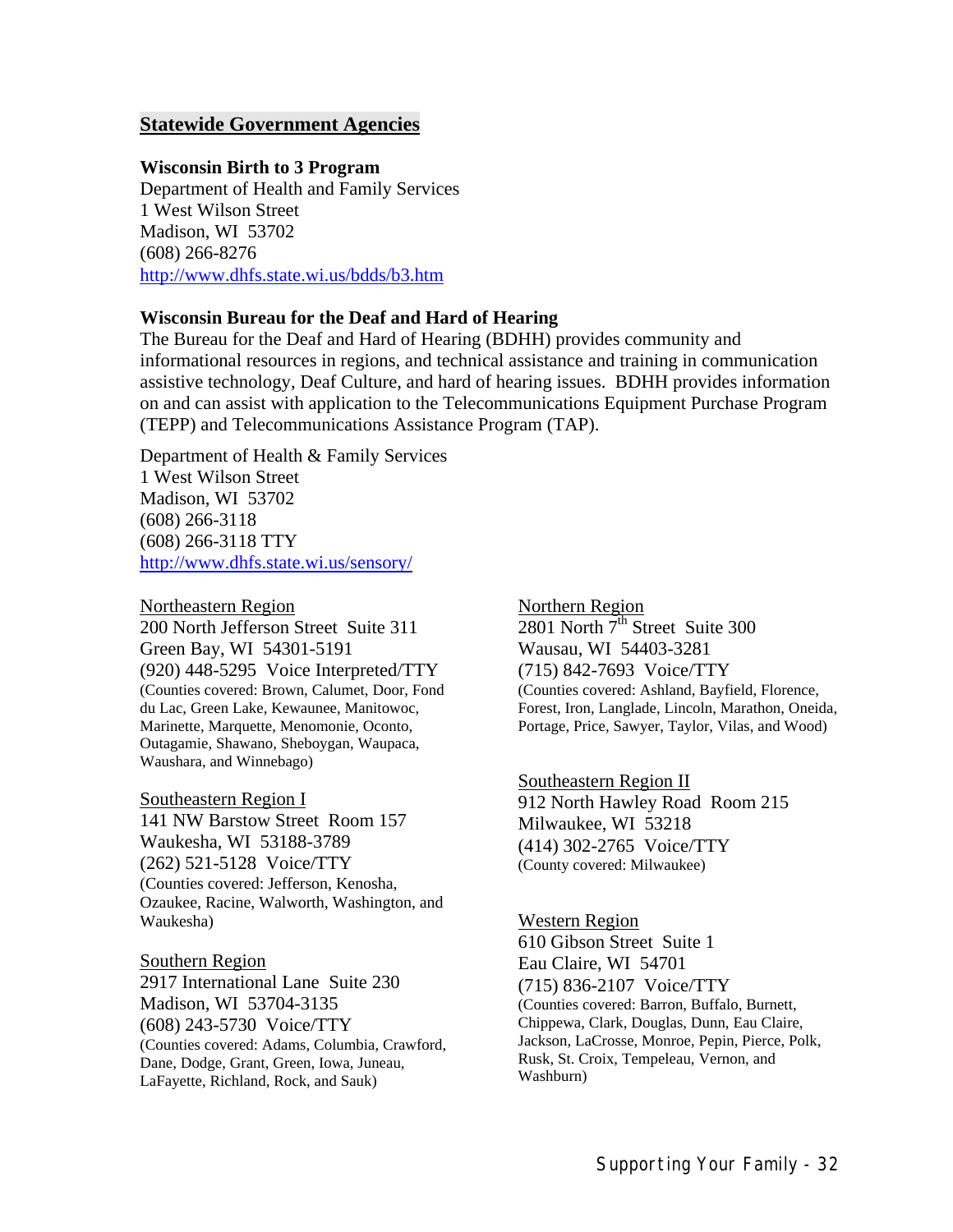## Statewide Government Agencies

**Wisconsin Birth to 3 Program**
Department of Health and Family Services
1 West Wilson Street
Madison, WI 53702
(608) 266-8276
http://www.dhfs.state.wi.us/bdds/b3.htm

**Wisconsin Bureau for the Deaf and Hard of Hearing**
The Bureau for the Deaf and Hard of Hearing (BDHH) provides community and informational resources in regions, and technical assistance and training in communication assistive technology, Deaf Culture, and hard of hearing issues. BDHH provides information on and can assist with application to the Telecommunications Equipment Purchase Program (TEPP) and Telecommunications Assistance Program (TAP).

Department of Health & Family Services
1 West Wilson Street
Madison, WI 53702
(608) 266-3118
(608) 266-3118 TTY
http://www.dhfs.state.wi.us/sensory/

Northeastern Region
200 North Jefferson Street Suite 311
Green Bay, WI 54301-5191
(920) 448-5295 Voice Interpreted/TTY
(Counties covered: Brown, Calumet, Door, Fond du Lac, Green Lake, Kewaunee, Manitowoc, Marinette, Marquette, Menomonie, Oconto, Outagamie, Shawano, Sheboygan, Waupaca, Waushara, and Winnebago)

Southeastern Region I
141 NW Barstow Street Room 157
Waukesha, WI 53188-3789
(262) 521-5128 Voice/TTY
(Counties covered: Jefferson, Kenosha, Ozaukee, Racine, Walworth, Washington, and Waukesha)

Southern Region
2917 International Lane Suite 230
Madison, WI 53704-3135
(608) 243-5730 Voice/TTY
(Counties covered: Adams, Columbia, Crawford, Dane, Dodge, Grant, Green, Iowa, Juneau, LaFayette, Richland, Rock, and Sauk)

Northern Region
2801 North 7th Street Suite 300
Wausau, WI 54403-3281
(715) 842-7693 Voice/TTY
(Counties covered: Ashland, Bayfield, Florence, Forest, Iron, Langlade, Lincoln, Marathon, Oneida, Portage, Price, Sawyer, Taylor, Vilas, and Wood)

Southeastern Region II
912 North Hawley Road Room 215
Milwaukee, WI 53218
(414) 302-2765 Voice/TTY
(County covered: Milwaukee)

Western Region
610 Gibson Street Suite 1
Eau Claire, WI 54701
(715) 836-2107 Voice/TTY
(Counties covered: Barron, Buffalo, Burnett, Chippewa, Clark, Douglas, Dunn, Eau Claire, Jackson, LaCrosse, Monroe, Pepin, Pierce, Polk, Rusk, St. Croix, Tempeleau, Vernon, and Washburn)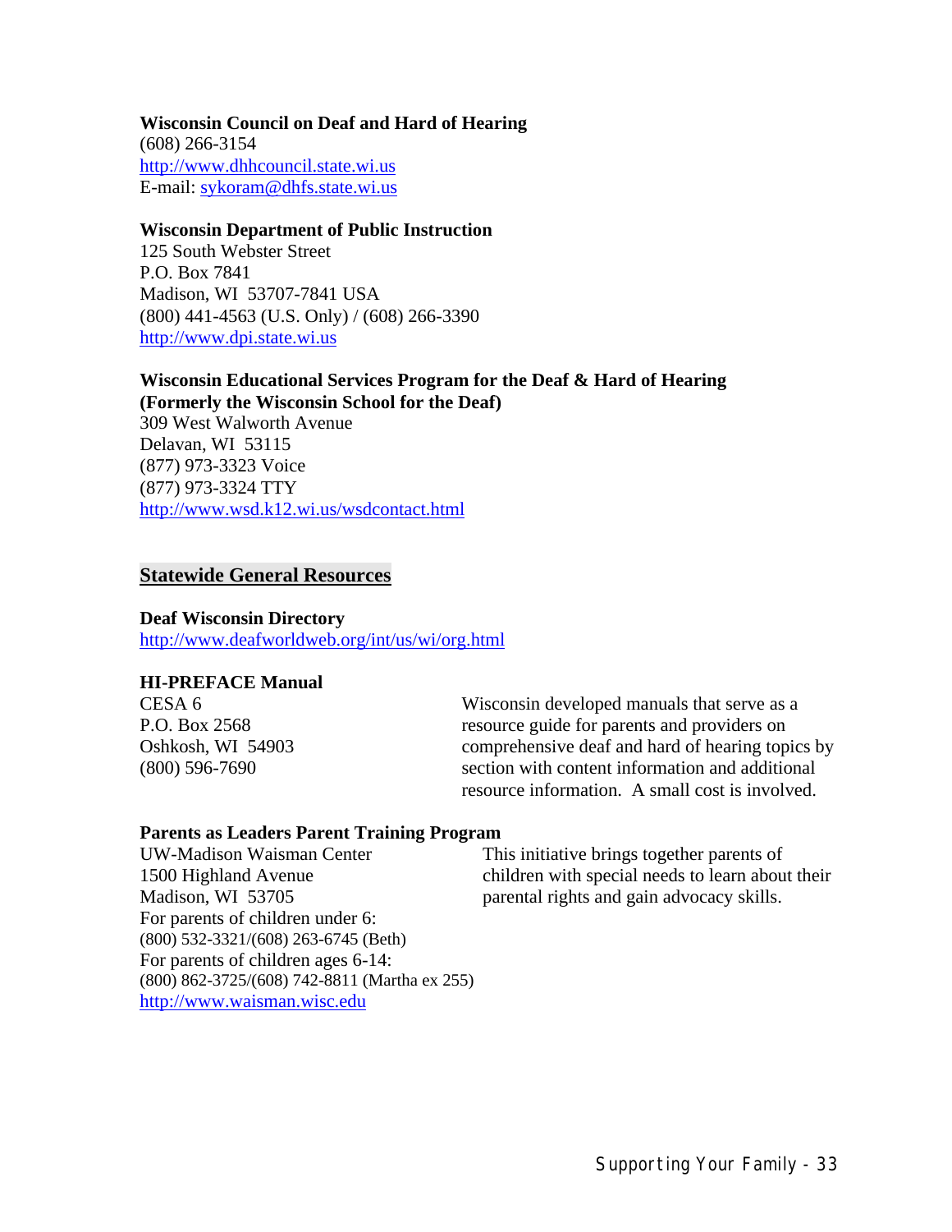**Wisconsin Council on Deaf and Hard of Hearing**
(608) 266-3154
http://www.dhhcouncil.state.wi.us
E-mail: sykoram@dhfs.state.wi.us

**Wisconsin Department of Public Instruction**
125 South Webster Street
P.O. Box 7841
Madison, WI 53707-7841 USA
(800) 441-4563 (U.S. Only) / (608) 266-3390
http://www.dpi.state.wi.us

**Wisconsin Educational Services Program for the Deaf & Hard of Hearing (Formerly the Wisconsin School for the Deaf)**
309 West Walworth Avenue
Delavan, WI 53115
(877) 973-3323 Voice
(877) 973-3324 TTY
http://www.wsd.k12.wi.us/wsdcontact.html

## Statewide General Resources

**Deaf Wisconsin Directory**
http://www.deafworldweb.org/int/us/wi/org.html

**HI-PREFACE Manual**
CESA 6
P.O. Box 2568
Oshkosh, WI 54903
(800) 596-7690

Wisconsin developed manuals that serve as a resource guide for parents and providers on comprehensive deaf and hard of hearing topics by section with content information and additional resource information. A small cost is involved.

**Parents as Leaders Parent Training Program**
UW-Madison Waisman Center
1500 Highland Avenue
Madison, WI 53705
For parents of children under 6:
(800) 532-3321/(608) 263-6745 (Beth)
For parents of children ages 6-14:
(800) 862-3725/(608) 742-8811 (Martha ex 255)
http://www.waisman.wisc.edu

This initiative brings together parents of children with special needs to learn about their parental rights and gain advocacy skills.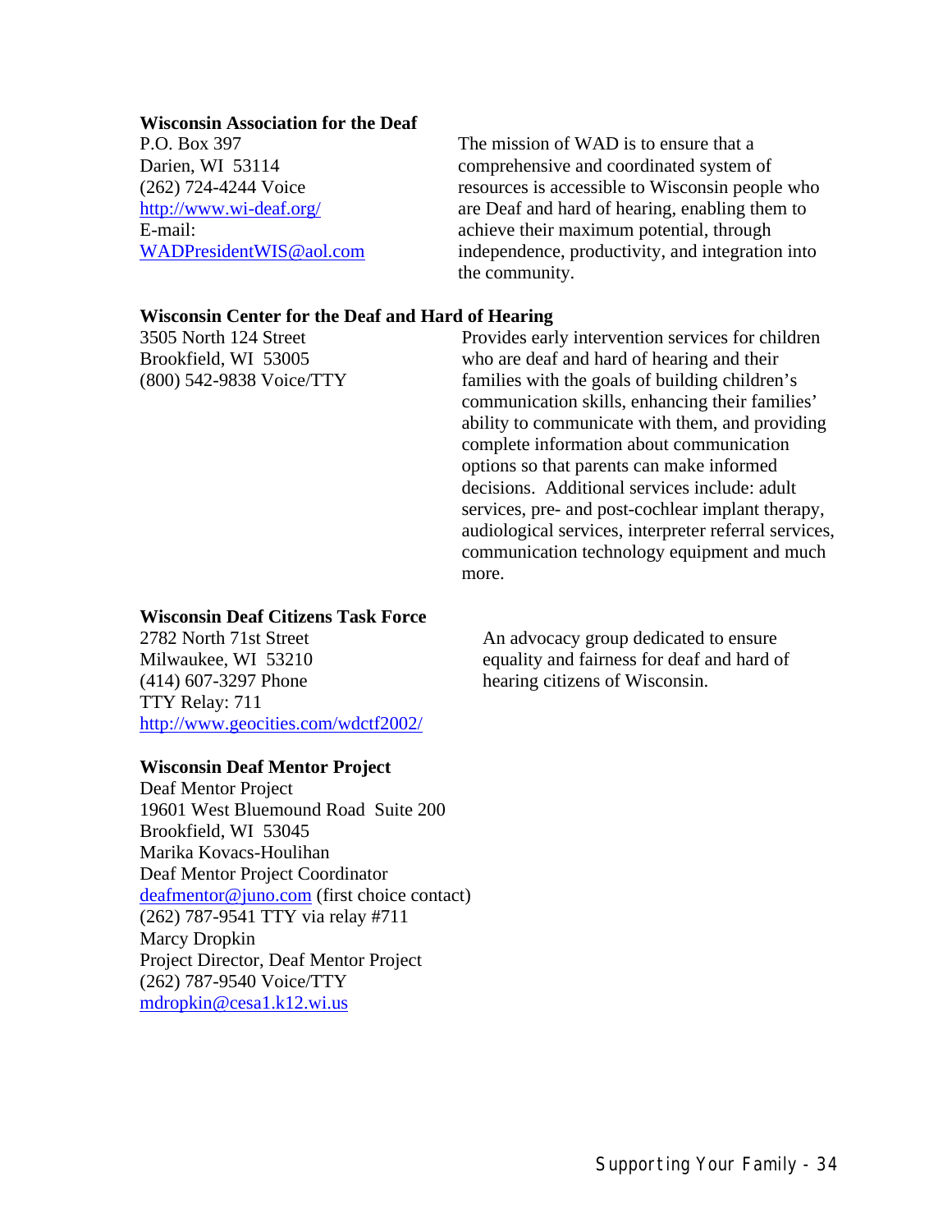**Wisconsin Association for the Deaf**

P.O. Box 397
Darien, WI 53114
(262) 724-4244 Voice
http://www.wi-deaf.org/
E-mail:
WADPresidentWIS@aol.com

The mission of WAD is to ensure that a comprehensive and coordinated system of resources is accessible to Wisconsin people who are Deaf and hard of hearing, enabling them to achieve their maximum potential, through independence, productivity, and integration into the community.

**Wisconsin Center for the Deaf and Hard of Hearing**

3505 North 124 Street
Brookfield, WI 53005
(800) 542-9838 Voice/TTY

Provides early intervention services for children who are deaf and hard of hearing and their families with the goals of building children's communication skills, enhancing their families' ability to communicate with them, and providing complete information about communication options so that parents can make informed decisions. Additional services include: adult services, pre- and post-cochlear implant therapy, audiological services, interpreter referral services, communication technology equipment and much more.

**Wisconsin Deaf Citizens Task Force**

2782 North 71st Street
Milwaukee, WI 53210
(414) 607-3297 Phone
TTY Relay: 711
http://www.geocities.com/wdctf2002/

An advocacy group dedicated to ensure equality and fairness for deaf and hard of hearing citizens of Wisconsin.

**Wisconsin Deaf Mentor Project**

Deaf Mentor Project
19601 West Bluemound Road Suite 200
Brookfield, WI 53045
Marika Kovacs-Houlihan
Deaf Mentor Project Coordinator
deafmentor@juno.com (first choice contact)
(262) 787-9541 TTY via relay #711
Marcy Dropkin
Project Director, Deaf Mentor Project
(262) 787-9540 Voice/TTY
mdropkin@cesa1.k12.wi.us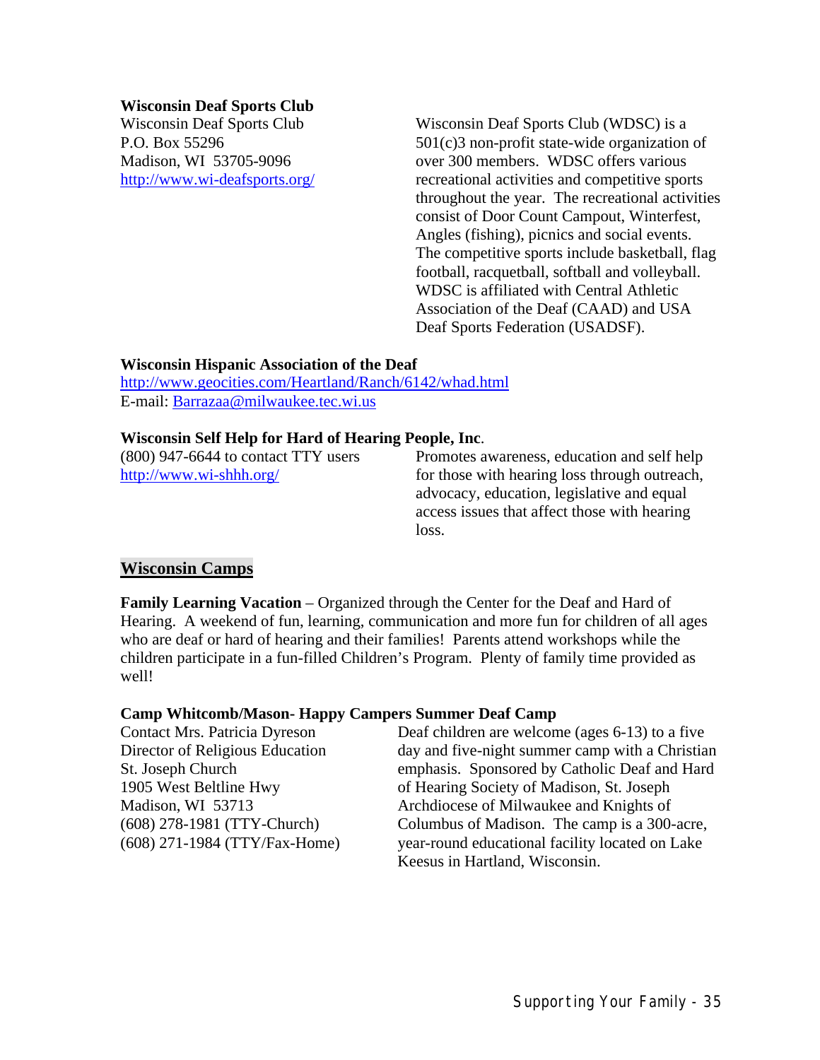**Wisconsin Deaf Sports Club**

Wisconsin Deaf Sports Club
P.O. Box 55296
Madison, WI 53705-9096
http://www.wi-deafsports.org/

Wisconsin Deaf Sports Club (WDSC) is a 501(c)3 non-profit state-wide organization of over 300 members. WDSC offers various recreational activities and competitive sports throughout the year. The recreational activities consist of Door Count Campout, Winterfest, Angles (fishing), picnics and social events. The competitive sports include basketball, flag football, racquetball, softball and volleyball. WDSC is affiliated with Central Athletic Association of the Deaf (CAAD) and USA Deaf Sports Federation (USADSF).

**Wisconsin Hispanic Association of the Deaf**

http://www.geocities.com/Heartland/Ranch/6142/whad.html
E-mail: Barrazaa@milwaukee.tec.wi.us

**Wisconsin Self Help for Hard of Hearing People, Inc**.

(800) 947-6644 to contact TTY users
http://www.wi-shhh.org/

Promotes awareness, education and self help for those with hearing loss through outreach, advocacy, education, legislative and equal access issues that affect those with hearing loss.

## Wisconsin Camps

**Family Learning Vacation** – Organized through the Center for the Deaf and Hard of Hearing. A weekend of fun, learning, communication and more fun for children of all ages who are deaf or hard of hearing and their families! Parents attend workshops while the children participate in a fun-filled Children's Program. Plenty of family time provided as well!

**Camp Whitcomb/Mason- Happy Campers Summer Deaf Camp**

Contact Mrs. Patricia Dyreson
Director of Religious Education
St. Joseph Church
1905 West Beltline Hwy
Madison, WI 53713
(608) 278-1981 (TTY-Church)
(608) 271-1984 (TTY/Fax-Home)

Deaf children are welcome (ages 6-13) to a five day and five-night summer camp with a Christian emphasis. Sponsored by Catholic Deaf and Hard of Hearing Society of Madison, St. Joseph Archdiocese of Milwaukee and Knights of Columbus of Madison. The camp is a 300-acre, year-round educational facility located on Lake Keesus in Hartland, Wisconsin.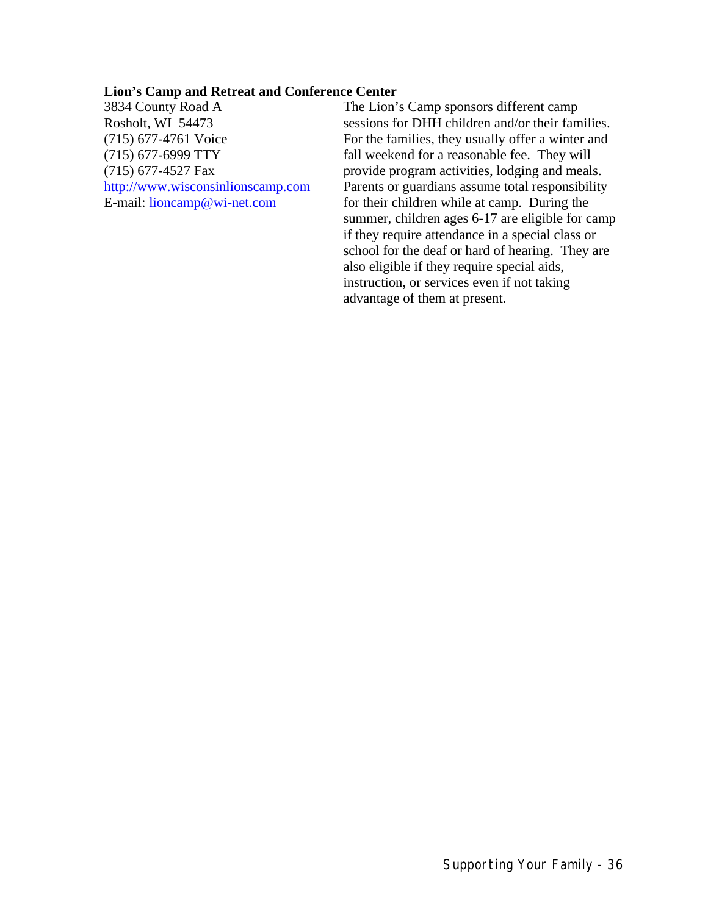**Lion's Camp and Retreat and Conference Center**

3834 County Road A
Rosholt, WI 54473
(715) 677-4761 Voice
(715) 677-6999 TTY
(715) 677-4527 Fax
http://www.wisconsinlionscamp.com
E-mail: lioncamp@wi-net.com

The Lion's Camp sponsors different camp sessions for DHH children and/or their families. For the families, they usually offer a winter and fall weekend for a reasonable fee. They will provide program activities, lodging and meals. Parents or guardians assume total responsibility for their children while at camp. During the summer, children ages 6-17 are eligible for camp if they require attendance in a special class or school for the deaf or hard of hearing. They are also eligible if they require special aids, instruction, or services even if not taking advantage of them at present.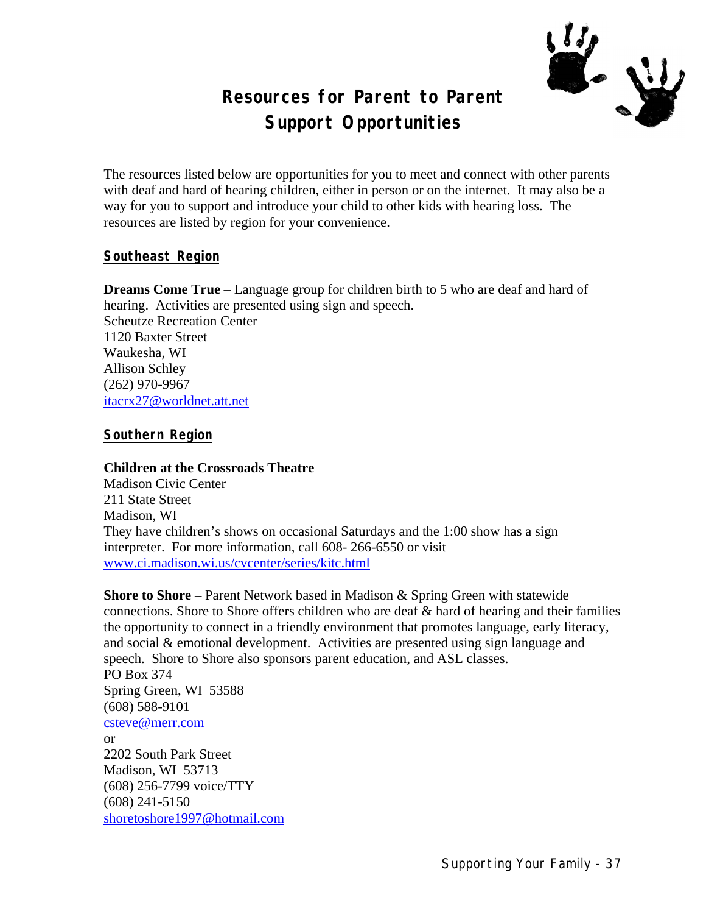# Resources for Parent to Parent Support Opportunities

The resources listed below are opportunities for you to meet and connect with other parents with deaf and hard of hearing children, either in person or on the internet. It may also be a way for you to support and introduce your child to other kids with hearing loss. The resources are listed by region for your convenience.

## Southeast Region

**Dreams Come True** – Language group for children birth to 5 who are deaf and hard of hearing. Activities are presented using sign and speech.
Scheutze Recreation Center
1120 Baxter Street
Waukesha, WI
Allison Schley
(262) 970-9967
itacrx27@worldnet.att.net

## Southern Region

**Children at the Crossroads Theatre**
Madison Civic Center
211 State Street
Madison, WI
They have children's shows on occasional Saturdays and the 1:00 show has a sign interpreter. For more information, call 608- 266-6550 or visit www.ci.madison.wi.us/cvcenter/series/kitc.html

**Shore to Shore** – Parent Network based in Madison & Spring Green with statewide connections. Shore to Shore offers children who are deaf & hard of hearing and their families the opportunity to connect in a friendly environment that promotes language, early literacy, and social & emotional development. Activities are presented using sign language and speech. Shore to Shore also sponsors parent education, and ASL classes.
PO Box 374
Spring Green, WI 53588
(608) 588-9101
csteve@merr.com
or
2202 South Park Street
Madison, WI 53713
(608) 256-7799 voice/TTY
(608) 241-5150
shoretoshore1997@hotmail.com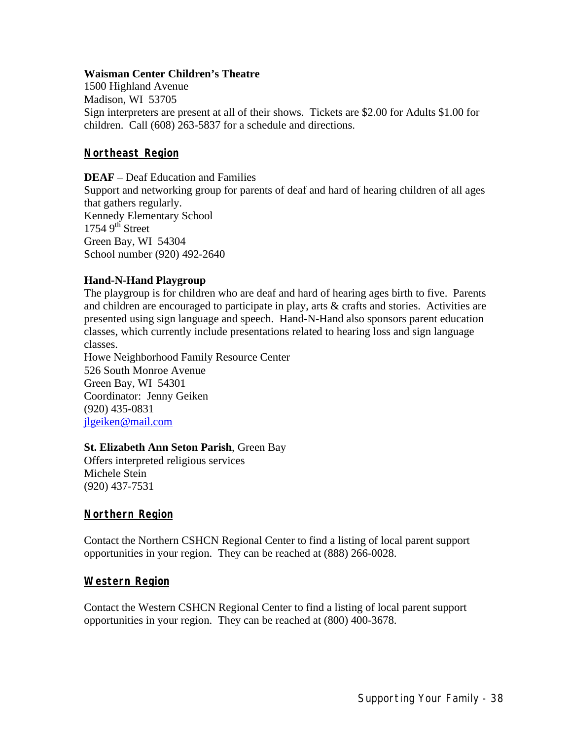**Waisman Center Children's Theatre**
1500 Highland Avenue
Madison, WI 53705
Sign interpreters are present at all of their shows. Tickets are $2.00 for Adults $1.00 for children. Call (608) 263-5837 for a schedule and directions.

## Northeast Region

**DEAF** – Deaf Education and Families
Support and networking group for parents of deaf and hard of hearing children of all ages that gathers regularly.
Kennedy Elementary School
1754 9th Street
Green Bay, WI 54304
School number (920) 492-2640

**Hand-N-Hand Playgroup**
The playgroup is for children who are deaf and hard of hearing ages birth to five. Parents and children are encouraged to participate in play, arts & crafts and stories. Activities are presented using sign language and speech. Hand-N-Hand also sponsors parent education classes, which currently include presentations related to hearing loss and sign language classes.
Howe Neighborhood Family Resource Center
526 South Monroe Avenue
Green Bay, WI 54301
Coordinator: Jenny Geiken
(920) 435-0831
jlgeiken@mail.com

**St. Elizabeth Ann Seton Parish**, Green Bay
Offers interpreted religious services
Michele Stein
(920) 437-7531

## Northern Region

Contact the Northern CSHCN Regional Center to find a listing of local parent support opportunities in your region. They can be reached at (888) 266-0028.

## Western Region

Contact the Western CSHCN Regional Center to find a listing of local parent support opportunities in your region. They can be reached at (800) 400-3678.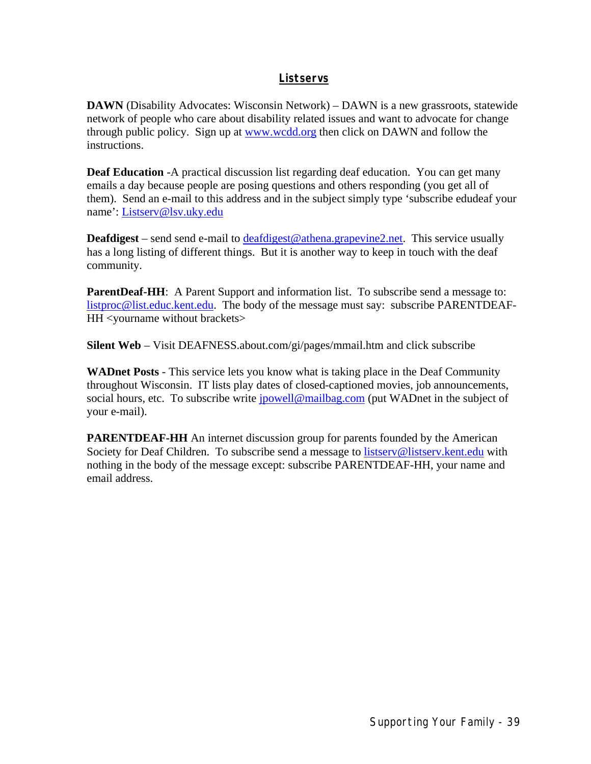## Listservs

**DAWN** (Disability Advocates: Wisconsin Network) – DAWN is a new grassroots, statewide network of people who care about disability related issues and want to advocate for change through public policy. Sign up at www.wcdd.org then click on DAWN and follow the instructions.

**Deaf Education** -A practical discussion list regarding deaf education. You can get many emails a day because people are posing questions and others responding (you get all of them). Send an e-mail to this address and in the subject simply type 'subscribe edudeaf your name': Listserv@lsv.uky.edu

**Deafdigest** – send send e-mail to deafdigest@athena.grapevine2.net. This service usually has a long listing of different things. But it is another way to keep in touch with the deaf community.

**ParentDeaf-HH**: A Parent Support and information list. To subscribe send a message to: listproc@list.educ.kent.edu. The body of the message must say: subscribe PARENTDEAF-HH <yourname without brackets>

**Silent Web** – Visit DEAFNESS.about.com/gi/pages/mmail.htm and click subscribe

**WADnet Posts** - This service lets you know what is taking place in the Deaf Community throughout Wisconsin. IT lists play dates of closed-captioned movies, job announcements, social hours, etc. To subscribe write jpowell@mailbag.com (put WADnet in the subject of your e-mail).

**PARENTDEAF-HH** An internet discussion group for parents founded by the American Society for Deaf Children. To subscribe send a message to listserv@listserv.kent.edu with nothing in the body of the message except: subscribe PARENTDEAF-HH, your name and email address.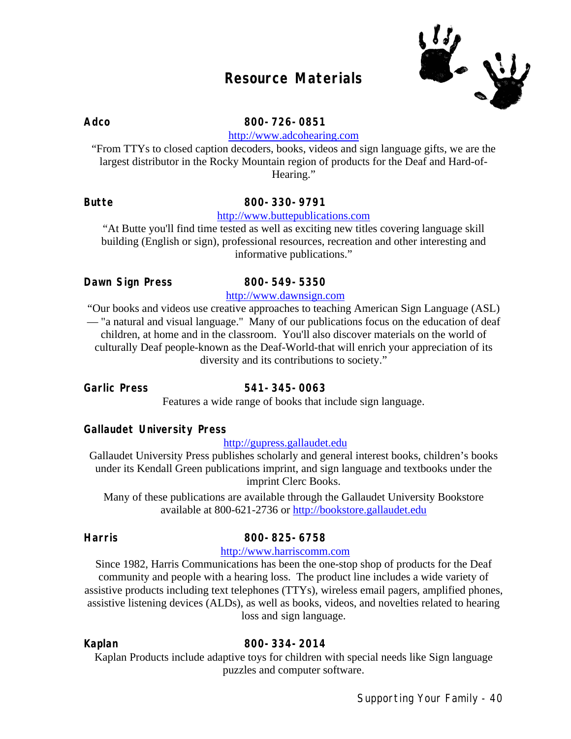# Resource Materials

**Adco** **800-726-0851**

http://www.adcohearing.com

"From TTYs to closed caption decoders, books, videos and sign language gifts, we are the largest distributor in the Rocky Mountain region of products for the Deaf and Hard-of-Hearing."

**Butte** **800-330-9791**

http://www.buttepublications.com

"At Butte you'll find time tested as well as exciting new titles covering language skill building (English or sign), professional resources, recreation and other interesting and informative publications."

**Dawn Sign Press** **800-549-5350**

http://www.dawnsign.com

"Our books and videos use creative approaches to teaching American Sign Language (ASL) — "a natural and visual language." Many of our publications focus on the education of deaf children, at home and in the classroom. You'll also discover materials on the world of culturally Deaf people-known as the Deaf-World-that will enrich your appreciation of its diversity and its contributions to society."

**Garlic Press** **541-345-0063**

Features a wide range of books that include sign language.

**Gallaudet University Press**

http://gupress.gallaudet.edu

Gallaudet University Press publishes scholarly and general interest books, children's books under its Kendall Green publications imprint, and sign language and textbooks under the imprint Clerc Books.

Many of these publications are available through the Gallaudet University Bookstore available at 800-621-2736 or http://bookstore.gallaudet.edu

**Harris** **800-825-6758**

http://www.harriscomm.com

Since 1982, Harris Communications has been the one-stop shop of products for the Deaf community and people with a hearing loss. The product line includes a wide variety of assistive products including text telephones (TTYs), wireless email pagers, amplified phones, assistive listening devices (ALDs), as well as books, videos, and novelties related to hearing loss and sign language.

**Kaplan** **800-334-2014**

Kaplan Products include adaptive toys for children with special needs like Sign language puzzles and computer software.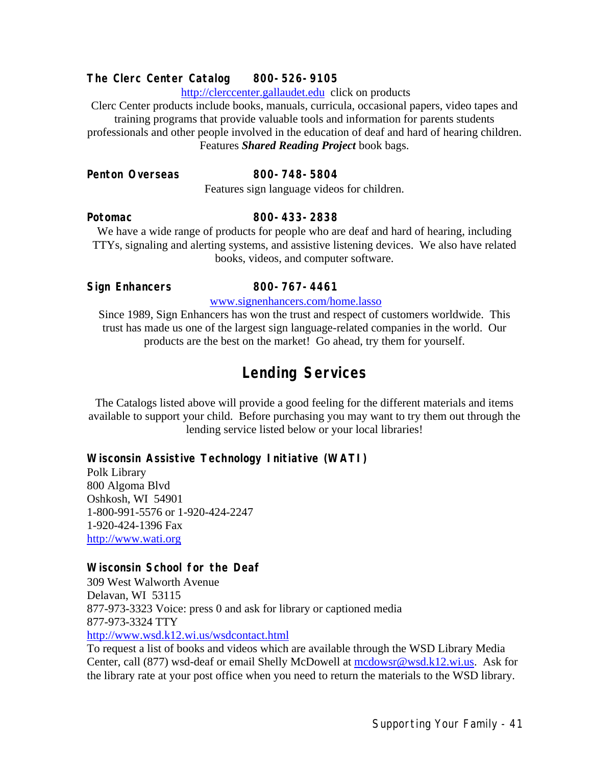**The Clerc Center Catalog 800-526-9105**

http://clerccenter.gallaudet.edu click on products

Clerc Center products include books, manuals, curricula, occasional papers, video tapes and training programs that provide valuable tools and information for parents students professionals and other people involved in the education of deaf and hard of hearing children. Features ***Shared Reading Project*** book bags.

**Penton Overseas 800-748-5804**

Features sign language videos for children.

**Potomac 800-433-2838**

We have a wide range of products for people who are deaf and hard of hearing, including TTYs, signaling and alerting systems, and assistive listening devices. We also have related books, videos, and computer software.

**Sign Enhancers 800-767-4461**

www.signenhancers.com/home.lasso

Since 1989, Sign Enhancers has won the trust and respect of customers worldwide. This trust has made us one of the largest sign language-related companies in the world. Our products are the best on the market! Go ahead, try them for yourself.

## Lending Services

The Catalogs listed above will provide a good feeling for the different materials and items available to support your child. Before purchasing you may want to try them out through the lending service listed below or your local libraries!

**Wisconsin Assistive Technology Initiative (WATI)**

Polk Library
800 Algoma Blvd
Oshkosh, WI 54901
1-800-991-5576 or 1-920-424-2247
1-920-424-1396 Fax
http://www.wati.org

**Wisconsin School for the Deaf**

309 West Walworth Avenue
Delavan, WI 53115
877-973-3323 Voice: press 0 and ask for library or captioned media
877-973-3324 TTY
http://www.wsd.k12.wi.us/wsdcontact.html

To request a list of books and videos which are available through the WSD Library Media Center, call (877) wsd-deaf or email Shelly McDowell at mcdowsr@wsd.k12.wi.us. Ask for the library rate at your post office when you need to return the materials to the WSD library.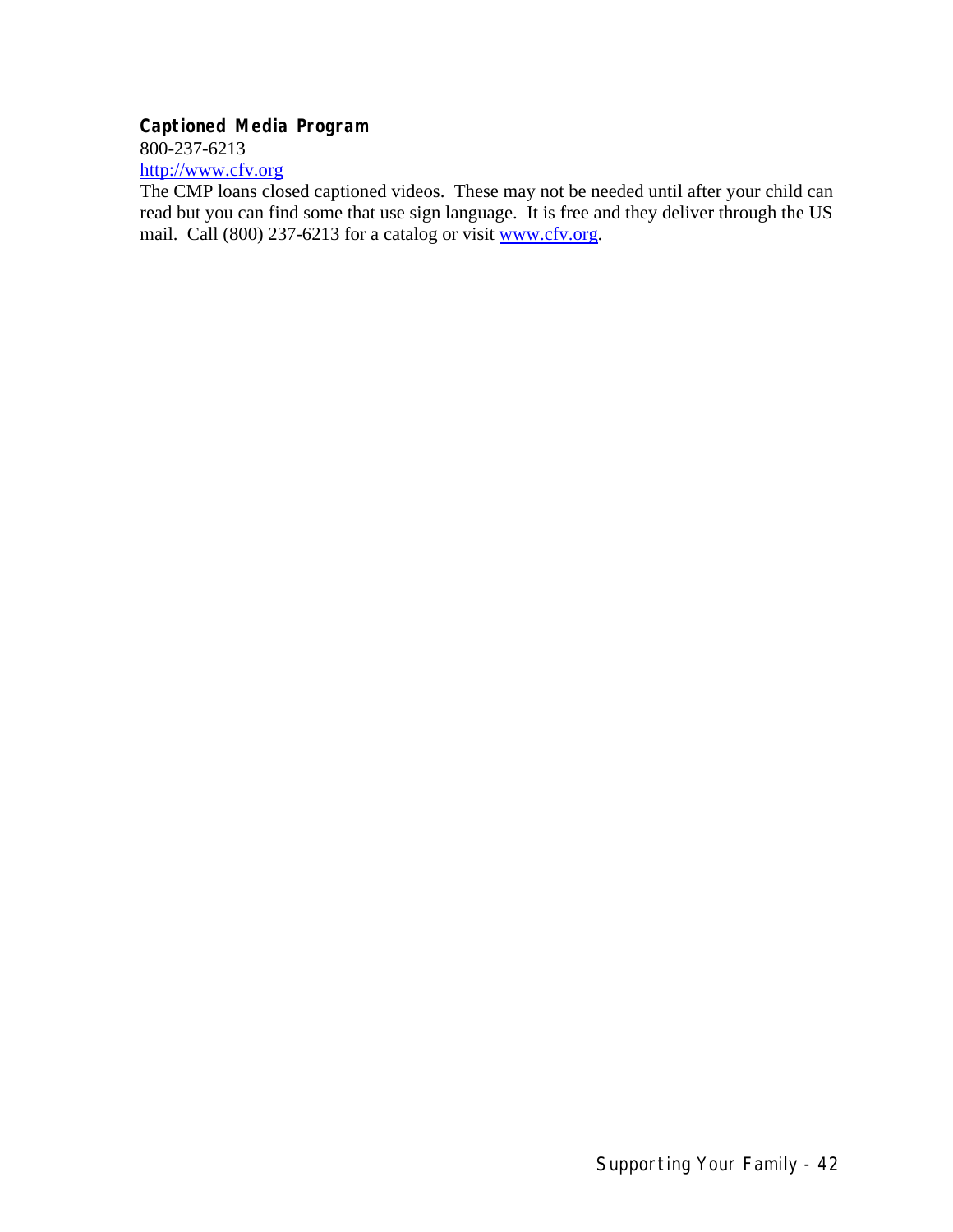**Captioned Media Program**
800-237-6213
http://www.cfv.org
The CMP loans closed captioned videos. These may not be needed until after your child can read but you can find some that use sign language. It is free and they deliver through the US mail. Call (800) 237-6213 for a catalog or visit www.cfv.org.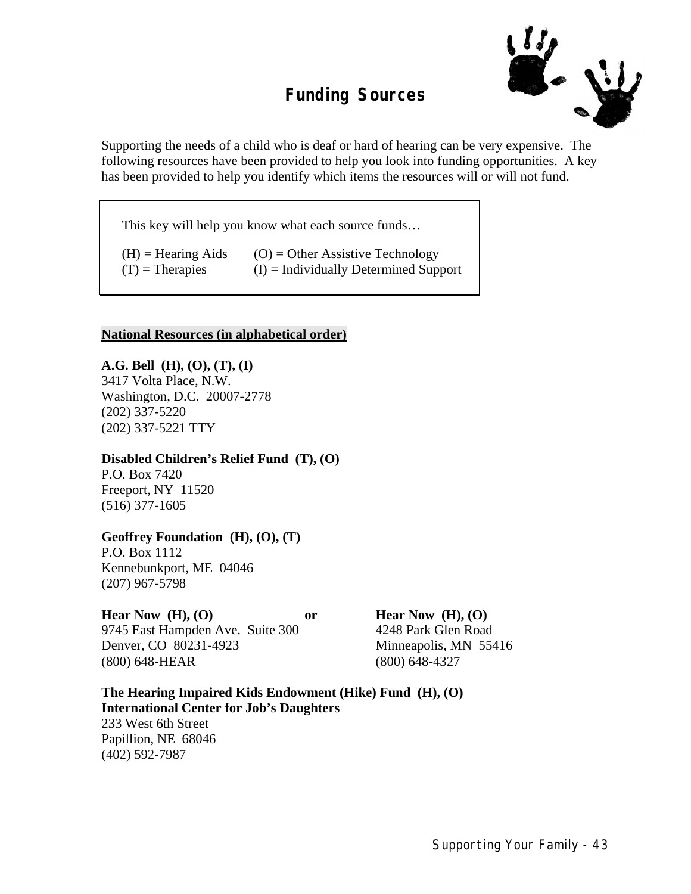# Funding Sources

Supporting the needs of a child who is deaf or hard of hearing can be very expensive. The following resources have been provided to help you look into funding opportunities. A key has been provided to help you identify which items the resources will or will not fund.

> This key will help you know what each source funds…
>
> (H) = Hearing Aids &nbsp;&nbsp;&nbsp; (O) = Other Assistive Technology
> (T) = Therapies &nbsp;&nbsp;&nbsp; (I) = Individually Determined Support

**National Resources (in alphabetical order)**

**A.G. Bell (H), (O), (T), (I)**
3417 Volta Place, N.W.
Washington, D.C. 20007-2778
(202) 337-5220
(202) 337-5221 TTY

**Disabled Children's Relief Fund (T), (O)**
P.O. Box 7420
Freeport, NY 11520
(516) 377-1605

**Geoffrey Foundation (H), (O), (T)**
P.O. Box 1112
Kennebunkport, ME 04046
(207) 967-5798

**Hear Now (H), (O)**
9745 East Hampden Ave. Suite 300
Denver, CO 80231-4923
(800) 648-HEAR

**or**

**Hear Now (H), (O)**
4248 Park Glen Road
Minneapolis, MN 55416
(800) 648-4327

**The Hearing Impaired Kids Endowment (Hike) Fund (H), (O)**
**International Center for Job's Daughters**
233 West 6th Street
Papillion, NE 68046
(402) 592-7987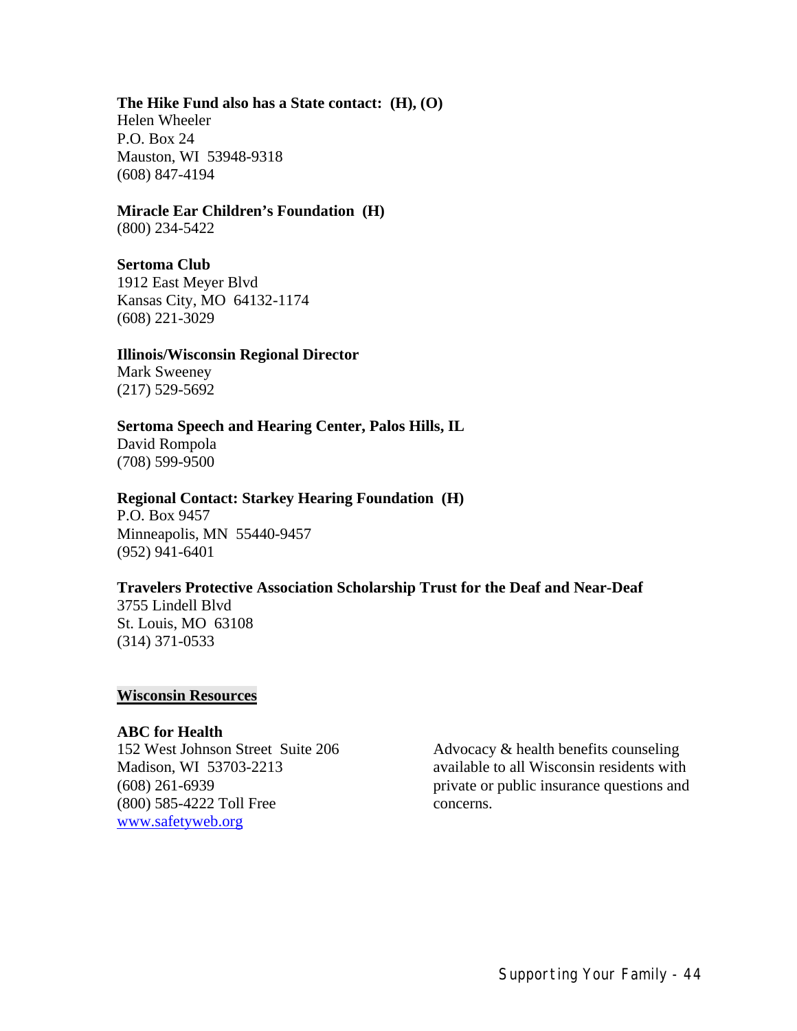**The Hike Fund also has a State contact: (H), (O)**
Helen Wheeler
P.O. Box 24
Mauston, WI 53948-9318
(608) 847-4194

**Miracle Ear Children's Foundation (H)**
(800) 234-5422

**Sertoma Club**
1912 East Meyer Blvd
Kansas City, MO 64132-1174
(608) 221-3029

**Illinois/Wisconsin Regional Director**
Mark Sweeney
(217) 529-5692

**Sertoma Speech and Hearing Center, Palos Hills, IL**
David Rompola
(708) 599-9500

**Regional Contact: Starkey Hearing Foundation (H)**
P.O. Box 9457
Minneapolis, MN 55440-9457
(952) 941-6401

**Travelers Protective Association Scholarship Trust for the Deaf and Near-Deaf**
3755 Lindell Blvd
St. Louis, MO 63108
(314) 371-0533

## Wisconsin Resources

**ABC for Health**
152 West Johnson Street Suite 206
Madison, WI 53703-2213
(608) 261-6939
(800) 585-4222 Toll Free
www.safetyweb.org

Advocacy & health benefits counseling available to all Wisconsin residents with private or public insurance questions and concerns.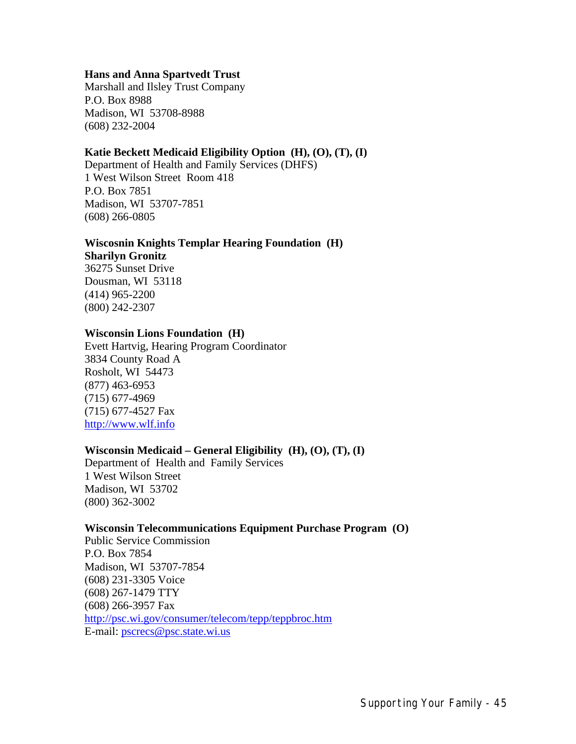**Hans and Anna Spartvedt Trust**
Marshall and Ilsley Trust Company
P.O. Box 8988
Madison, WI 53708-8988
(608) 232-2004

**Katie Beckett Medicaid Eligibility Option (H), (O), (T), (I)**
Department of Health and Family Services (DHFS)
1 West Wilson Street Room 418
P.O. Box 7851
Madison, WI 53707-7851
(608) 266-0805

**Wiscosnin Knights Templar Hearing Foundation (H)**
**Sharilyn Gronitz**
36275 Sunset Drive
Dousman, WI 53118
(414) 965-2200
(800) 242-2307

**Wisconsin Lions Foundation (H)**
Evett Hartvig, Hearing Program Coordinator
3834 County Road A
Rosholt, WI 54473
(877) 463-6953
(715) 677-4969
(715) 677-4527 Fax
http://www.wlf.info

**Wisconsin Medicaid – General Eligibility (H), (O), (T), (I)**
Department of Health and Family Services
1 West Wilson Street
Madison, WI 53702
(800) 362-3002

**Wisconsin Telecommunications Equipment Purchase Program (O)**
Public Service Commission
P.O. Box 7854
Madison, WI 53707-7854
(608) 231-3305 Voice
(608) 267-1479 TTY
(608) 266-3957 Fax
http://psc.wi.gov/consumer/telecom/tepp/teppbroc.htm
E-mail: pscrecs@psc.state.wi.us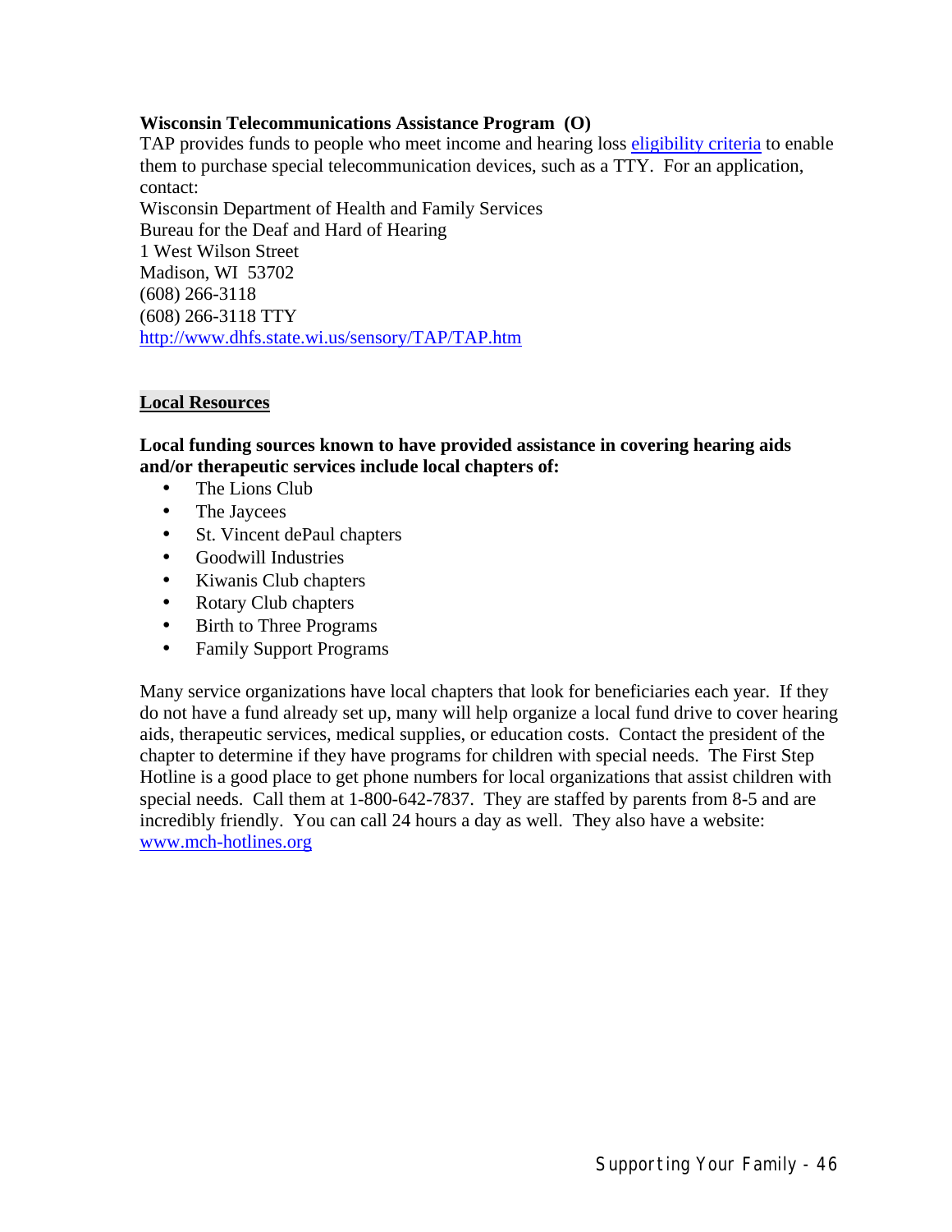**Wisconsin Telecommunications Assistance Program (O)**

TAP provides funds to people who meet income and hearing loss eligibility criteria to enable them to purchase special telecommunication devices, such as a TTY. For an application, contact:

Wisconsin Department of Health and Family Services
Bureau for the Deaf and Hard of Hearing
1 West Wilson Street
Madison, WI 53702
(608) 266-3118
(608) 266-3118 TTY
http://www.dhfs.state.wi.us/sensory/TAP/TAP.htm

## Local Resources

**Local funding sources known to have provided assistance in covering hearing aids and/or therapeutic services include local chapters of:**

- The Lions Club
- The Jaycees
- St. Vincent dePaul chapters
- Goodwill Industries
- Kiwanis Club chapters
- Rotary Club chapters
- Birth to Three Programs
- Family Support Programs

Many service organizations have local chapters that look for beneficiaries each year. If they do not have a fund already set up, many will help organize a local fund drive to cover hearing aids, therapeutic services, medical supplies, or education costs. Contact the president of the chapter to determine if they have programs for children with special needs. The First Step Hotline is a good place to get phone numbers for local organizations that assist children with special needs. Call them at 1-800-642-7837. They are staffed by parents from 8-5 and are incredibly friendly. You can call 24 hours a day as well. They also have a website: www.mch-hotlines.org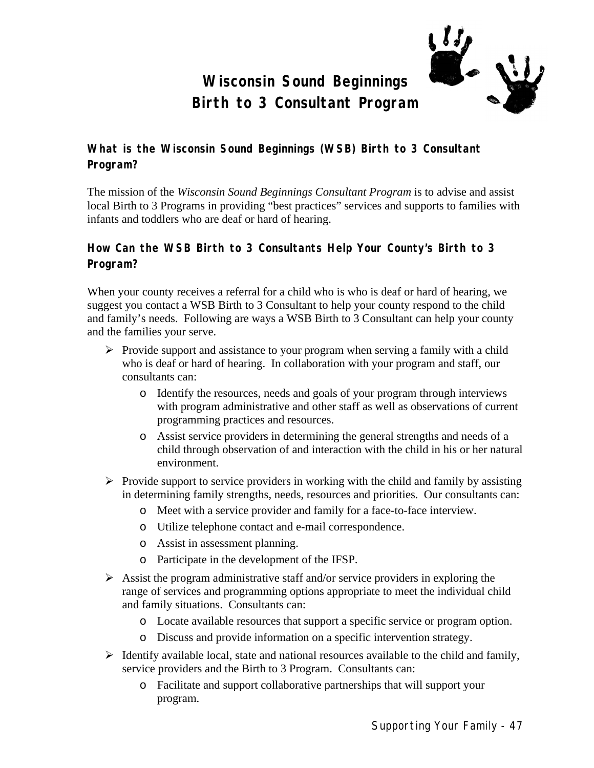# Wisconsin Sound Beginnings
# Birth to 3 Consultant Program

### What is the Wisconsin Sound Beginnings (WSB) Birth to 3 Consultant Program?

The mission of the *Wisconsin Sound Beginnings Consultant Program* is to advise and assist local Birth to 3 Programs in providing "best practices" services and supports to families with infants and toddlers who are deaf or hard of hearing.

### How Can the WSB Birth to 3 Consultants Help Your County's Birth to 3 Program?

When your county receives a referral for a child who is who is deaf or hard of hearing, we suggest you contact a WSB Birth to 3 Consultant to help your county respond to the child and family's needs. Following are ways a WSB Birth to 3 Consultant can help your county and the families your serve.

- Provide support and assistance to your program when serving a family with a child who is deaf or hard of hearing. In collaboration with your program and staff, our consultants can:
  - Identify the resources, needs and goals of your program through interviews with program administrative and other staff as well as observations of current programming practices and resources.
  - Assist service providers in determining the general strengths and needs of a child through observation of and interaction with the child in his or her natural environment.
- Provide support to service providers in working with the child and family by assisting in determining family strengths, needs, resources and priorities. Our consultants can:
  - Meet with a service provider and family for a face-to-face interview.
  - Utilize telephone contact and e-mail correspondence.
  - Assist in assessment planning.
  - Participate in the development of the IFSP.
- Assist the program administrative staff and/or service providers in exploring the range of services and programming options appropriate to meet the individual child and family situations. Consultants can:
  - Locate available resources that support a specific service or program option.
  - Discuss and provide information on a specific intervention strategy.
- Identify available local, state and national resources available to the child and family, service providers and the Birth to 3 Program. Consultants can:
  - Facilitate and support collaborative partnerships that will support your program.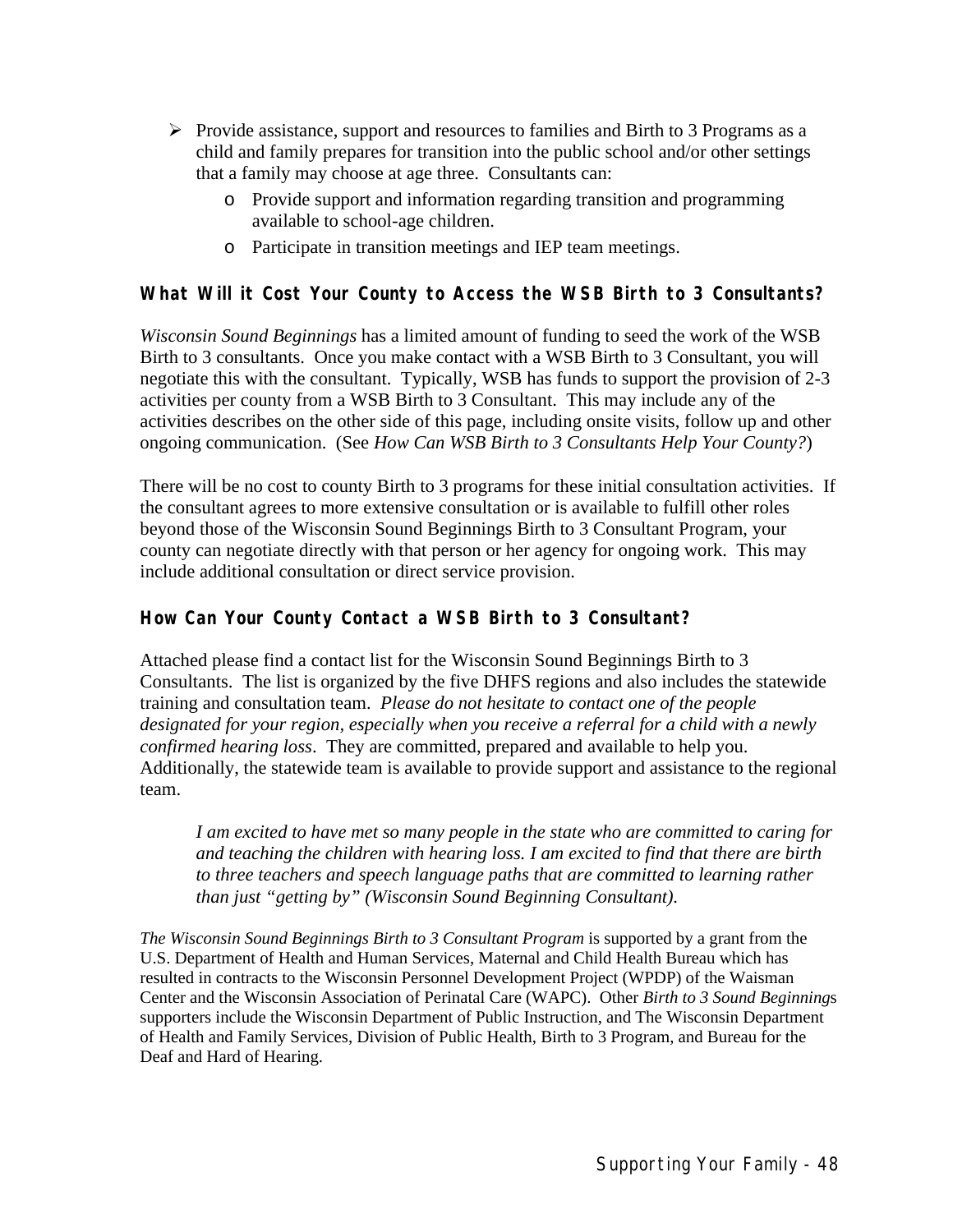- Provide assistance, support and resources to families and Birth to 3 Programs as a child and family prepares for transition into the public school and/or other settings that a family may choose at age three. Consultants can:
  - Provide support and information regarding transition and programming available to school-age children.
  - Participate in transition meetings and IEP team meetings.

### What Will it Cost Your County to Access the WSB Birth to 3 Consultants?

*Wisconsin Sound Beginnings* has a limited amount of funding to seed the work of the WSB Birth to 3 consultants. Once you make contact with a WSB Birth to 3 Consultant, you will negotiate this with the consultant. Typically, WSB has funds to support the provision of 2-3 activities per county from a WSB Birth to 3 Consultant. This may include any of the activities describes on the other side of this page, including onsite visits, follow up and other ongoing communication. (See *How Can WSB Birth to 3 Consultants Help Your County?*)

There will be no cost to county Birth to 3 programs for these initial consultation activities. If the consultant agrees to more extensive consultation or is available to fulfill other roles beyond those of the Wisconsin Sound Beginnings Birth to 3 Consultant Program, your county can negotiate directly with that person or her agency for ongoing work. This may include additional consultation or direct service provision.

### How Can Your County Contact a WSB Birth to 3 Consultant?

Attached please find a contact list for the Wisconsin Sound Beginnings Birth to 3 Consultants. The list is organized by the five DHFS regions and also includes the statewide training and consultation team. *Please do not hesitate to contact one of the people designated for your region, especially when you receive a referral for a child with a newly confirmed hearing loss*. They are committed, prepared and available to help you. Additionally, the statewide team is available to provide support and assistance to the regional team.

> *I am excited to have met so many people in the state who are committed to caring for and teaching the children with hearing loss. I am excited to find that there are birth to three teachers and speech language paths that are committed to learning rather than just "getting by" (Wisconsin Sound Beginning Consultant).*

*The Wisconsin Sound Beginnings Birth to 3 Consultant Program* is supported by a grant from the U.S. Department of Health and Human Services, Maternal and Child Health Bureau which has resulted in contracts to the Wisconsin Personnel Development Project (WPDP) of the Waisman Center and the Wisconsin Association of Perinatal Care (WAPC). Other *Birth to 3 Sound Beginning*s supporters include the Wisconsin Department of Public Instruction, and The Wisconsin Department of Health and Family Services, Division of Public Health, Birth to 3 Program, and Bureau for the Deaf and Hard of Hearing.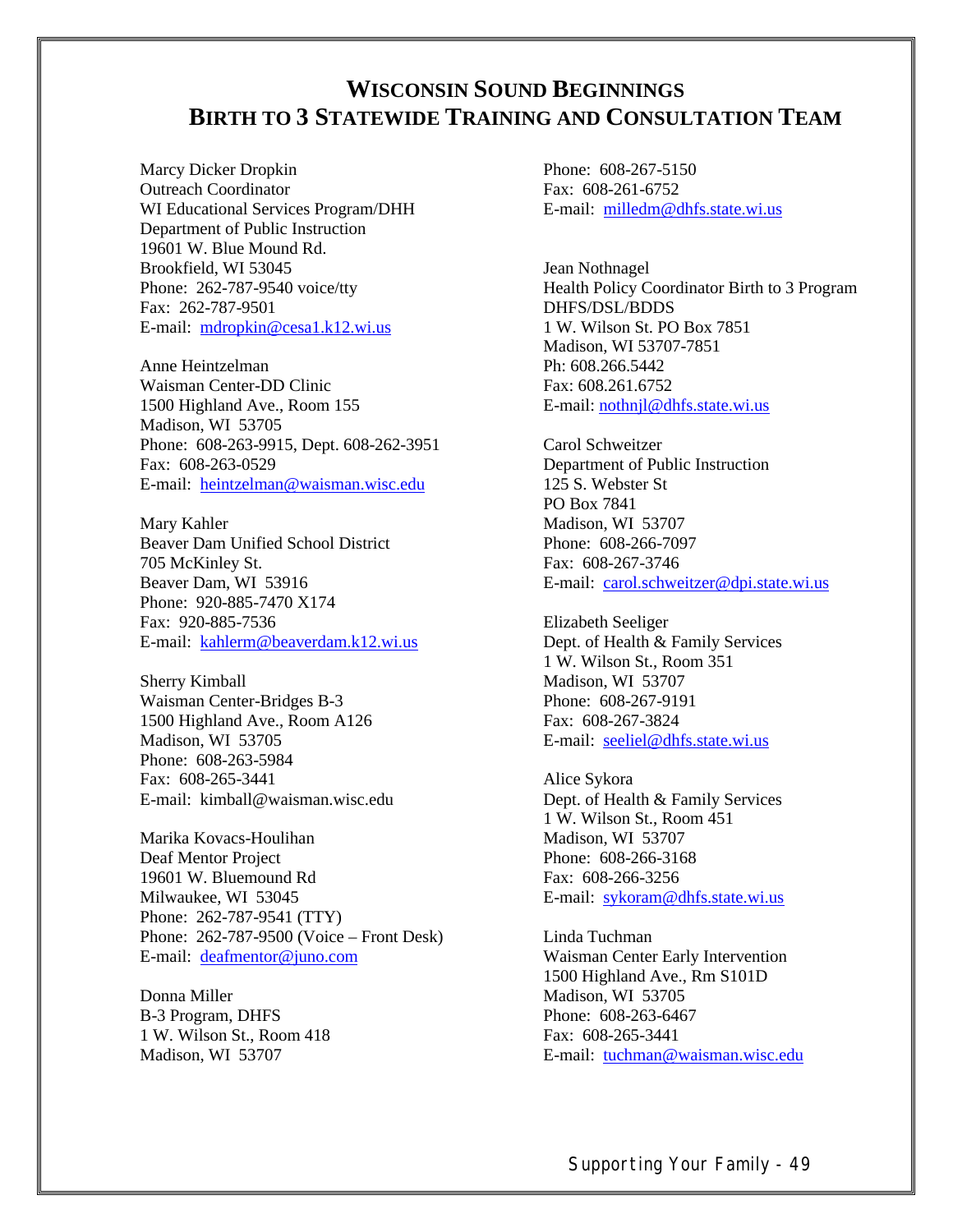# Wisconsin Sound Beginnings
# Birth to 3 Statewide Training and Consultation Team

Marcy Dicker Dropkin
Outreach Coordinator
WI Educational Services Program/DHH
Department of Public Instruction
19601 W. Blue Mound Rd.
Brookfield, WI 53045
Phone: 262-787-9540 voice/tty
Fax: 262-787-9501
E-mail: mdropkin@cesa1.k12.wi.us

Anne Heintzelman
Waisman Center-DD Clinic
1500 Highland Ave., Room 155
Madison, WI 53705
Phone: 608-263-9915, Dept. 608-262-3951
Fax: 608-263-0529
E-mail: heintzelman@waisman.wisc.edu

Mary Kahler
Beaver Dam Unified School District
705 McKinley St.
Beaver Dam, WI 53916
Phone: 920-885-7470 X174
Fax: 920-885-7536
E-mail: kahlerm@beaverdam.k12.wi.us

Sherry Kimball
Waisman Center-Bridges B-3
1500 Highland Ave., Room A126
Madison, WI 53705
Phone: 608-263-5984
Fax: 608-265-3441
E-mail: kimball@waisman.wisc.edu

Marika Kovacs-Houlihan
Deaf Mentor Project
19601 W. Bluemound Rd
Milwaukee, WI 53045
Phone: 262-787-9541 (TTY)
Phone: 262-787-9500 (Voice – Front Desk)
E-mail: deafmentor@juno.com

Donna Miller
B-3 Program, DHFS
1 W. Wilson St., Room 418
Madison, WI 53707
Phone: 608-267-5150
Fax: 608-261-6752
E-mail: milledm@dhfs.state.wi.us

Jean Nothnagel
Health Policy Coordinator Birth to 3 Program
DHFS/DSL/BDDS
1 W. Wilson St. PO Box 7851
Madison, WI 53707-7851
Ph: 608.266.5442
Fax: 608.261.6752
E-mail: nothnjl@dhfs.state.wi.us

Carol Schweitzer
Department of Public Instruction
125 S. Webster St
PO Box 7841
Madison, WI 53707
Phone: 608-266-7097
Fax: 608-267-3746
E-mail: carol.schweitzer@dpi.state.wi.us

Elizabeth Seeliger
Dept. of Health & Family Services
1 W. Wilson St., Room 351
Madison, WI 53707
Phone: 608-267-9191
Fax: 608-267-3824
E-mail: seeliel@dhfs.state.wi.us

Alice Sykora
Dept. of Health & Family Services
1 W. Wilson St., Room 451
Madison, WI 53707
Phone: 608-266-3168
Fax: 608-266-3256
E-mail: sykoram@dhfs.state.wi.us

Linda Tuchman
Waisman Center Early Intervention
1500 Highland Ave., Rm S101D
Madison, WI 53705
Phone: 608-263-6467
Fax: 608-265-3441
E-mail: tuchman@waisman.wisc.edu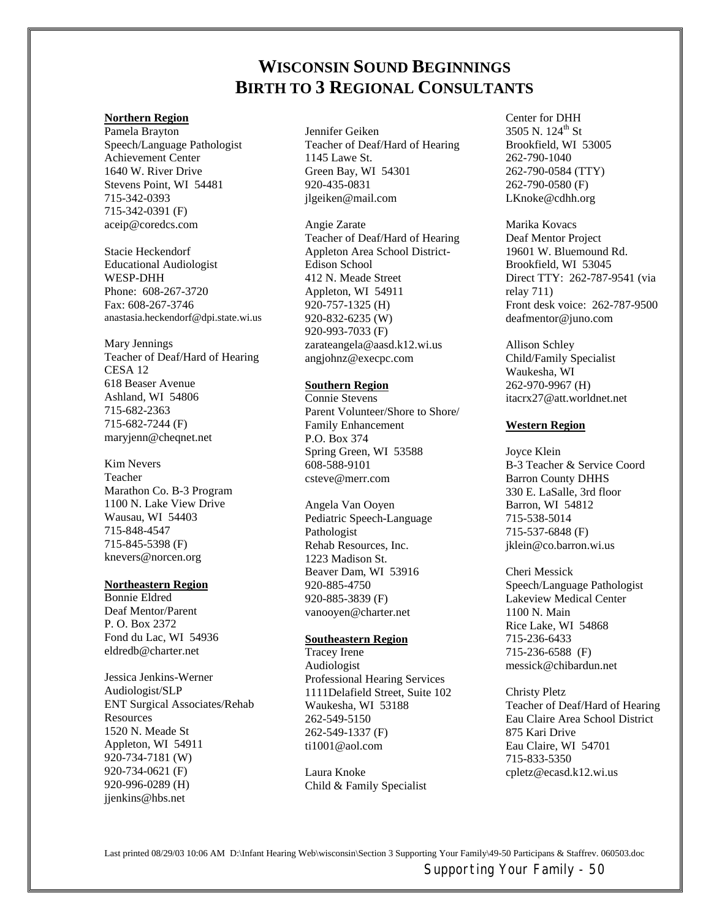# WISCONSIN SOUND BEGINNINGS
# BIRTH TO 3 REGIONAL CONSULTANTS

**Northern Region**

Pamela Brayton
Speech/Language Pathologist
Achievement Center
1640 W. River Drive
Stevens Point, WI 54481
715-342-0393
715-342-0391 (F)
aceip@coredcs.com

Stacie Heckendorf
Educational Audiologist
WESP-DHH
Phone: 608-267-3720
Fax: 608-267-3746
anastasia.heckendorf@dpi.state.wi.us

Mary Jennings
Teacher of Deaf/Hard of Hearing
CESA 12
618 Beaser Avenue
Ashland, WI 54806
715-682-2363
715-682-7244 (F)
maryjenn@cheqnet.net

Kim Nevers
Teacher
Marathon Co. B-3 Program
1100 N. Lake View Drive
Wausau, WI 54403
715-848-4547
715-845-5398 (F)
knevers@norcen.org

**Northeastern Region**

Bonnie Eldred
Deaf Mentor/Parent
P. O. Box 2372
Fond du Lac, WI 54936
eldredb@charter.net

Jessica Jenkins-Werner
Audiologist/SLP
ENT Surgical Associates/Rehab Resources
1520 N. Meade St
Appleton, WI 54911
920-734-7181 (W)
920-734-0621 (F)
920-996-0289 (H)
jjenkins@hbs.net

Jennifer Geiken
Teacher of Deaf/Hard of Hearing
1145 Lawe St.
Green Bay, WI 54301
920-435-0831
jlgeiken@mail.com

Angie Zarate
Teacher of Deaf/Hard of Hearing
Appleton Area School District-Edison School
412 N. Meade Street
Appleton, WI 54911
920-757-1325 (H)
920-832-6235 (W)
920-993-7033 (F)
zarateangela@aasd.k12.wi.us
angjohnz@execpc.com

**Southern Region**

Connie Stevens
Parent Volunteer/Shore to Shore/
Family Enhancement
P.O. Box 374
Spring Green, WI 53588
608-588-9101
csteve@merr.com

Angela Van Ooyen
Pediatric Speech-Language Pathologist
Rehab Resources, Inc.
1223 Madison St.
Beaver Dam, WI 53916
920-885-4750
920-885-3839 (F)
vanooyen@charter.net

**Southeastern Region**

Tracey Irene
Audiologist
Professional Hearing Services
1111Delafield Street, Suite 102
Waukesha, WI 53188
262-549-5150
262-549-1337 (F)
ti1001@aol.com

Laura Knoke
Child & Family Specialist
Center for DHH
3505 N. 124th St
Brookfield, WI 53005
262-790-1040
262-790-0584 (TTY)
262-790-0580 (F)
LKnoke@cdhh.org

Marika Kovacs
Deaf Mentor Project
19601 W. Bluemound Rd.
Brookfield, WI 53045
Direct TTY: 262-787-9541 (via relay 711)
Front desk voice: 262-787-9500
deafmentor@juno.com

Allison Schley
Child/Family Specialist
Waukesha, WI
262-970-9967 (H)
itacrx27@att.worldnet.net

**Western Region**

Joyce Klein
B-3 Teacher & Service Coord
Barron County DHHS
330 E. LaSalle, 3rd floor
Barron, WI 54812
715-538-5014
715-537-6848 (F)
jklein@co.barron.wi.us

Cheri Messick
Speech/Language Pathologist
Lakeview Medical Center
1100 N. Main
Rice Lake, WI 54868
715-236-6433
715-236-6588 (F)
messick@chibardun.net

Christy Pletz
Teacher of Deaf/Hard of Hearing
Eau Claire Area School District
875 Kari Drive
Eau Claire, WI 54701
715-833-5350
cpletz@ecasd.k12.wi.us

Last printed 08/29/03 10:06 AM D:\Infant Hearing Web\wisconsin\Section 3 Supporting Your Family\49-50 Participans & Staffrev. 060503.doc

Supporting Your Family - 50